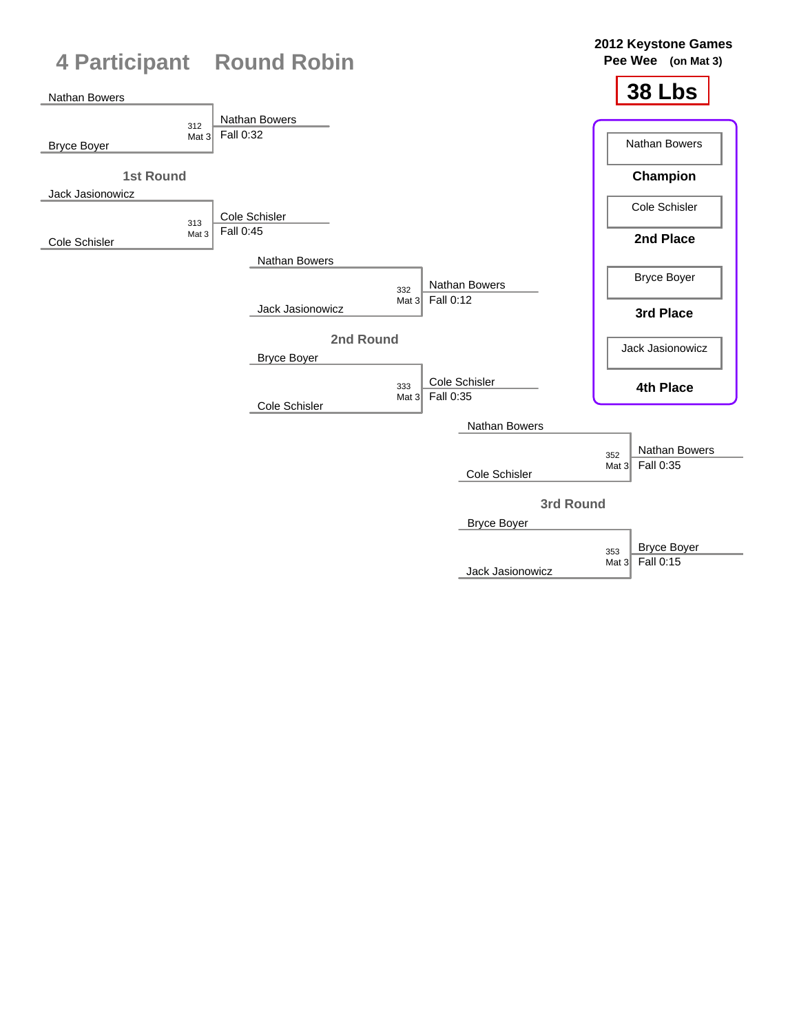# 4 Participant Round Robin

**2012 Keystone Games**
**Pee Wee (on Mat 3)**

## 38 Lbs

| Place | Wrestler |
|---|---|
| Champion | Nathan Bowers |
| 2nd Place | Cole Schisler |
| 3rd Place | Bryce Boyer |
| 4th Place | Jack Jasionowicz |

### 1st Round

| Bout | Mat | Wrestler 1 | Wrestler 2 | Winner | Result |
|---|---|---|---|---|---|
| 312 | Mat 3 | Nathan Bowers | Bryce Boyer | Nathan Bowers | Fall 0:32 |
| 313 | Mat 3 | Jack Jasionowicz | Cole Schisler | Cole Schisler | Fall 0:45 |

### 2nd Round

| Bout | Mat | Wrestler 1 | Wrestler 2 | Winner | Result |
|---|---|---|---|---|---|
| 332 | Mat 3 | Nathan Bowers | Jack Jasionowicz | Nathan Bowers | Fall 0:12 |
| 333 | Mat 3 | Bryce Boyer | Cole Schisler | Cole Schisler | Fall 0:35 |

### 3rd Round

| Bout | Mat | Wrestler 1 | Wrestler 2 | Winner | Result |
|---|---|---|---|---|---|
| 352 | Mat 3 | Nathan Bowers | Cole Schisler | Nathan Bowers | Fall 0:35 |
| 353 | Mat 3 | Bryce Boyer | Jack Jasionowicz | Bryce Boyer | Fall 0:15 |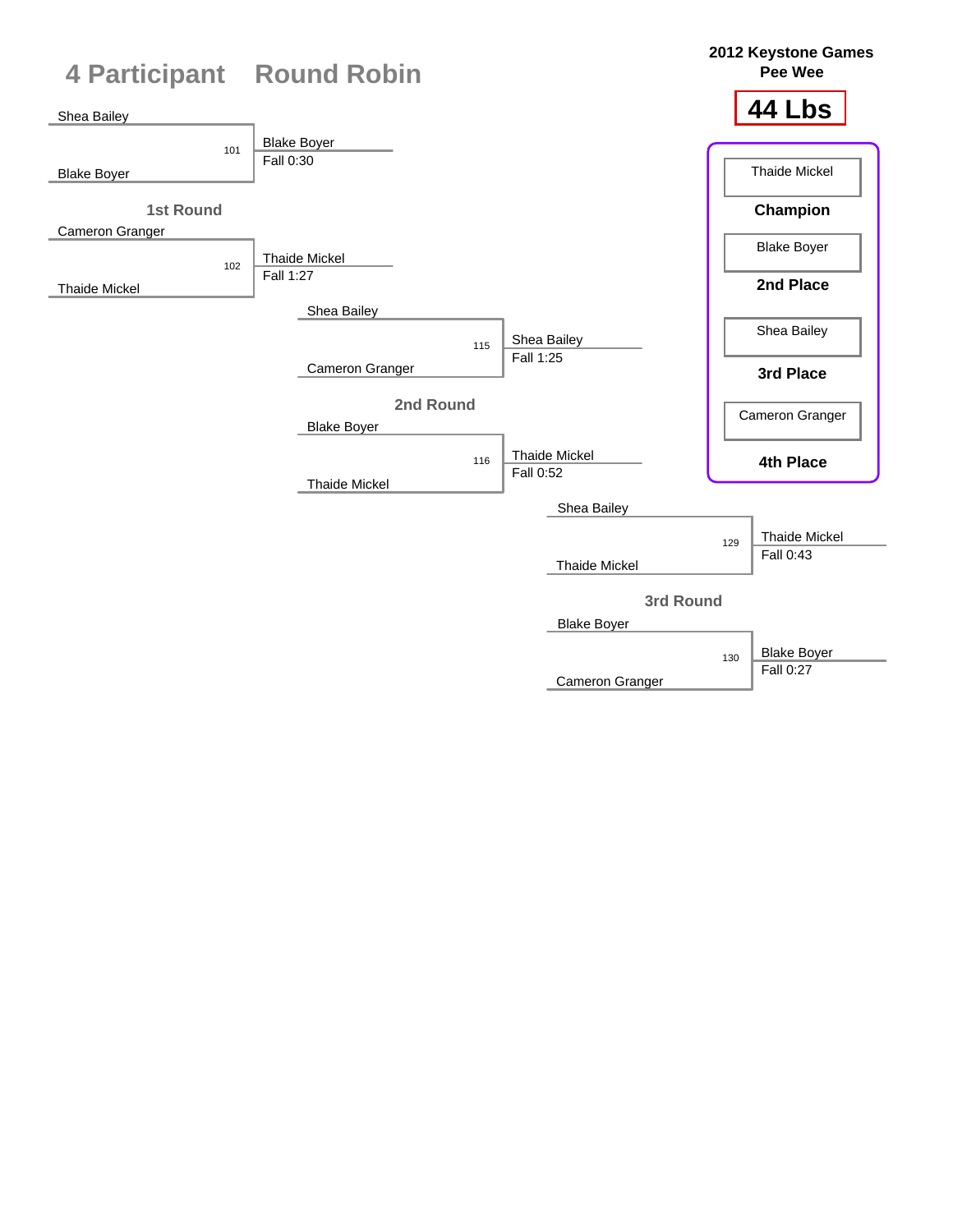# 4 Participant Round Robin

**2012 Keystone Games**
**Pee Wee**

## 44 Lbs

### 1st Round

| Bout | Wrestler 1 | Wrestler 2 | Winner | Result |
| --- | --- | --- | --- | --- |
| 101 | Shea Bailey | Blake Boyer | Blake Boyer | Fall 0:30 |
| 102 | Cameron Granger | Thaide Mickel | Thaide Mickel | Fall 1:27 |

### 2nd Round

| Bout | Wrestler 1 | Wrestler 2 | Winner | Result |
| --- | --- | --- | --- | --- |
| 115 | Shea Bailey | Cameron Granger | Shea Bailey | Fall 1:25 |
| 116 | Blake Boyer | Thaide Mickel | Thaide Mickel | Fall 0:52 |

### 3rd Round

| Bout | Wrestler 1 | Wrestler 2 | Winner | Result |
| --- | --- | --- | --- | --- |
| 129 | Shea Bailey | Thaide Mickel | Thaide Mickel | Fall 0:43 |
| 130 | Blake Boyer | Cameron Granger | Blake Boyer | Fall 0:27 |

### Final Standings

| Place | Wrestler |
| --- | --- |
| **Champion** | Thaide Mickel |
| **2nd Place** | Blake Boyer |
| **3rd Place** | Shea Bailey |
| **4th Place** | Cameron Granger |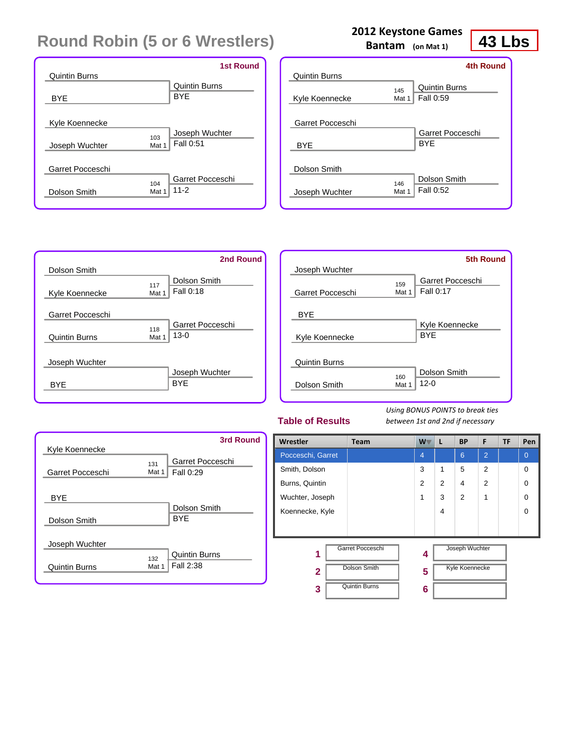# Round Robin (5 or 6 Wrestlers)

**2012 Keystone Games**
**Bantam** (on Mat 1)

**43 Lbs**

### 1st Round

| Bout | Wrestler 1 | Wrestler 2 | Winner | Result |
|---|---|---|---|---|
| | Quintin Burns | BYE | Quintin Burns | BYE |
| 103 Mat 1 | Kyle Koennecke | Joseph Wuchter | Joseph Wuchter | Fall 0:51 |
| 104 Mat 1 | Garret Pocceschi | Dolson Smith | Garret Pocceschi | 11-2 |

### 2nd Round

| Bout | Wrestler 1 | Wrestler 2 | Winner | Result |
|---|---|---|---|---|
| 117 Mat 1 | Dolson Smith | Kyle Koennecke | Dolson Smith | Fall 0:18 |
| 118 Mat 1 | Garret Pocceschi | Quintin Burns | Garret Pocceschi | 13-0 |
| | Joseph Wuchter | BYE | Joseph Wuchter | BYE |

### 3rd Round

| Bout | Wrestler 1 | Wrestler 2 | Winner | Result |
|---|---|---|---|---|
| 131 Mat 1 | Kyle Koennecke | Garret Pocceschi | Garret Pocceschi | Fall 0:29 |
| | BYE | Dolson Smith | Dolson Smith | BYE |
| 132 Mat 1 | Joseph Wuchter | Quintin Burns | Quintin Burns | Fall 2:38 |

### 4th Round

| Bout | Wrestler 1 | Wrestler 2 | Winner | Result |
|---|---|---|---|---|
| 145 Mat 1 | Quintin Burns | Kyle Koennecke | Quintin Burns | Fall 0:59 |
| | Garret Pocceschi | BYE | Garret Pocceschi | BYE |
| 146 Mat 1 | Dolson Smith | Joseph Wuchter | Dolson Smith | Fall 0:52 |

### 5th Round

| Bout | Wrestler 1 | Wrestler 2 | Winner | Result |
|---|---|---|---|---|
| 159 Mat 1 | Joseph Wuchter | Garret Pocceschi | Garret Pocceschi | Fall 0:17 |
| | BYE | Kyle Koennecke | Kyle Koennecke | BYE |
| 160 Mat 1 | Quintin Burns | Dolson Smith | Dolson Smith | 12-0 |

## Table of Results

*Using BONUS POINTS to break ties between 1st and 2nd if necessary*

| Wrestler | Team | W | L | BP | F | TF | Pen |
|---|---|---|---|---|---|---|---|
| Pocceschi, Garret | | 4 | | 6 | 2 | | 0 |
| Smith, Dolson | | 3 | 1 | 5 | 2 | | 0 |
| Burns, Quintin | | 2 | 2 | 4 | 2 | | 0 |
| Wuchter, Joseph | | 1 | 3 | 2 | 1 | | 0 |
| Koennecke, Kyle | | | 4 | | | | 0 |

| Place | Wrestler | Place | Wrestler |
|---|---|---|---|
| 1 | Garret Pocceschi | 4 | Joseph Wuchter |
| 2 | Dolson Smith | 5 | Kyle Koennecke |
| 3 | Quintin Burns | 6 | |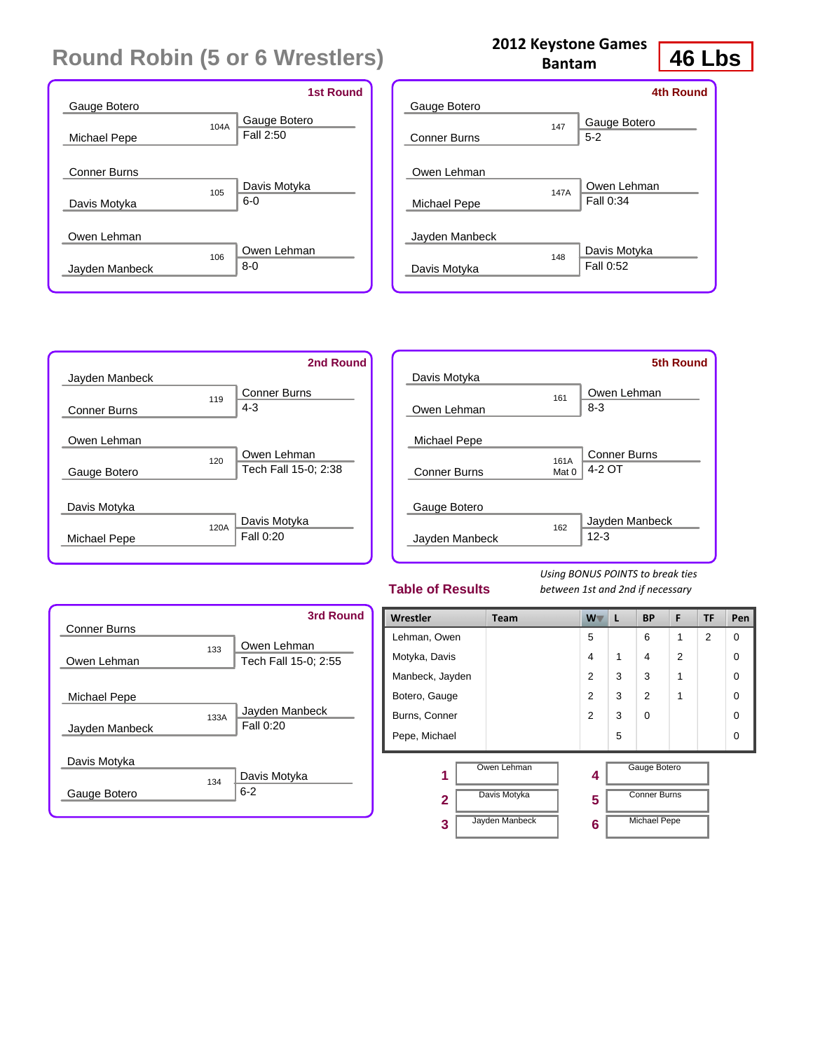# Round Robin (5 or 6 Wrestlers)

**2012 Keystone Games**
**Bantam**

**46 Lbs**

### 1st Round

| Bout | Wrestler 1 | Wrestler 2 | Winner | Result |
|---|---|---|---|---|
| 104A | Gauge Botero | Michael Pepe | Gauge Botero | Fall 2:50 |
| 105 | Conner Burns | Davis Motyka | Davis Motyka | 6-0 |
| 106 | Owen Lehman | Jayden Manbeck | Owen Lehman | 8-0 |

### 2nd Round

| Bout | Wrestler 1 | Wrestler 2 | Winner | Result |
|---|---|---|---|---|
| 119 | Jayden Manbeck | Conner Burns | Conner Burns | 4-3 |
| 120 | Owen Lehman | Gauge Botero | Owen Lehman | Tech Fall 15-0; 2:38 |
| 120A | Davis Motyka | Michael Pepe | Davis Motyka | Fall 0:20 |

### 3rd Round

| Bout | Wrestler 1 | Wrestler 2 | Winner | Result |
|---|---|---|---|---|
| 133 | Conner Burns | Owen Lehman | Owen Lehman | Tech Fall 15-0; 2:55 |
| 133A | Michael Pepe | Jayden Manbeck | Jayden Manbeck | Fall 0:20 |
| 134 | Davis Motyka | Gauge Botero | Davis Motyka | 6-2 |

### 4th Round

| Bout | Wrestler 1 | Wrestler 2 | Winner | Result |
|---|---|---|---|---|
| 147 | Gauge Botero | Conner Burns | Gauge Botero | 5-2 |
| 147A | Owen Lehman | Michael Pepe | Owen Lehman | Fall 0:34 |
| 148 | Jayden Manbeck | Davis Motyka | Davis Motyka | Fall 0:52 |

### 5th Round

| Bout | Wrestler 1 | Wrestler 2 | Winner | Result |
|---|---|---|---|---|
| 161 | Davis Motyka | Owen Lehman | Owen Lehman | 8-3 |
| 161A Mat 0 | Michael Pepe | Conner Burns | Conner Burns | 4-2 OT |
| 162 | Gauge Botero | Jayden Manbeck | Jayden Manbeck | 12-3 |

## Table of Results

*Using BONUS POINTS to break ties between 1st and 2nd if necessary*

| Wrestler | Team | W | L | BP | F | TF | Pen |
|---|---|---|---|---|---|---|---|
| Lehman, Owen | | 5 | | 6 | 1 | 2 | 0 |
| Motyka, Davis | | 4 | 1 | 4 | 2 | | 0 |
| Manbeck, Jayden | | 2 | 3 | 3 | 1 | | 0 |
| Botero, Gauge | | 2 | 3 | 2 | 1 | | 0 |
| Burns, Conner | | 2 | 3 | 0 | | | 0 |
| Pepe, Michael | | | 5 | | | | 0 |

| Place | Wrestler | Place | Wrestler |
|---|---|---|---|
| 1 | Owen Lehman | 4 | Gauge Botero |
| 2 | Davis Motyka | 5 | Conner Burns |
| 3 | Jayden Manbeck | 6 | Michael Pepe |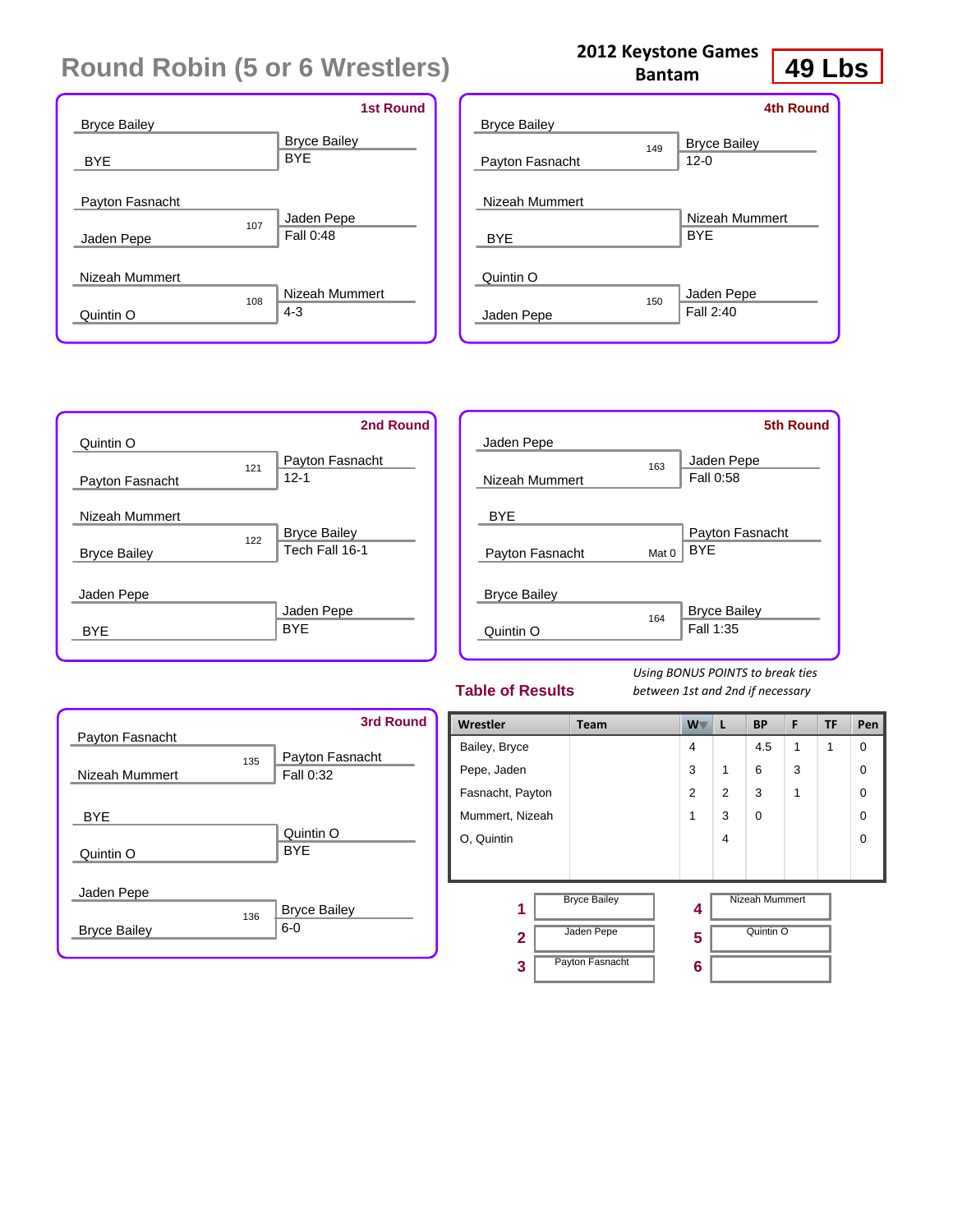# Round Robin (5 or 6 Wrestlers)

**2012 Keystone Games**
**Bantam**

**49 Lbs**

## 1st Round

| Wrestlers | Bout | Winner | Result |
|---|---|---|---|
| Bryce Bailey vs BYE | | Bryce Bailey | BYE |
| Payton Fasnacht vs Jaden Pepe | 107 | Jaden Pepe | Fall 0:48 |
| Nizeah Mummert vs Quintin O | 108 | Nizeah Mummert | 4-3 |

## 4th Round

| Wrestlers | Bout | Winner | Result |
|---|---|---|---|
| Bryce Bailey vs Payton Fasnacht | 149 | Bryce Bailey | 12-0 |
| Nizeah Mummert vs BYE | | Nizeah Mummert | BYE |
| Quintin O vs Jaden Pepe | 150 | Jaden Pepe | Fall 2:40 |

## 2nd Round

| Wrestlers | Bout | Winner | Result |
|---|---|---|---|
| Quintin O vs Payton Fasnacht | 121 | Payton Fasnacht | 12-1 |
| Nizeah Mummert vs Bryce Bailey | 122 | Bryce Bailey | Tech Fall 16-1 |
| Jaden Pepe vs BYE | | Jaden Pepe | BYE |

## 5th Round

| Wrestlers | Bout | Winner | Result |
|---|---|---|---|
| Jaden Pepe vs Nizeah Mummert | 163 | Jaden Pepe | Fall 0:58 |
| BYE vs Payton Fasnacht | Mat 0 | Payton Fasnacht | BYE |
| Bryce Bailey vs Quintin O | 164 | Bryce Bailey | Fall 1:35 |

## 3rd Round

| Wrestlers | Bout | Winner | Result |
|---|---|---|---|
| Payton Fasnacht vs Nizeah Mummert | 135 | Payton Fasnacht | Fall 0:32 |
| BYE vs Quintin O | | Quintin O | BYE |
| Jaden Pepe vs Bryce Bailey | 136 | Bryce Bailey | 6-0 |

## Table of Results

*Using BONUS POINTS to break ties between 1st and 2nd if necessary*

| Wrestler | Team | W | L | BP | F | TF | Pen |
|---|---|---|---|---|---|---|---|
| Bailey, Bryce | | 4 | | 4.5 | 1 | 1 | 0 |
| Pepe, Jaden | | 3 | 1 | 6 | 3 | | 0 |
| Fasnacht, Payton | | 2 | 2 | 3 | 1 | | 0 |
| Mummert, Nizeah | | 1 | 3 | 0 | | | 0 |
| O, Quintin | | | 4 | | | | 0 |

| Place | Wrestler | Place | Wrestler |
|---|---|---|---|
| 1 | Bryce Bailey | 4 | Nizeah Mummert |
| 2 | Jaden Pepe | 5 | Quintin O |
| 3 | Payton Fasnacht | 6 | |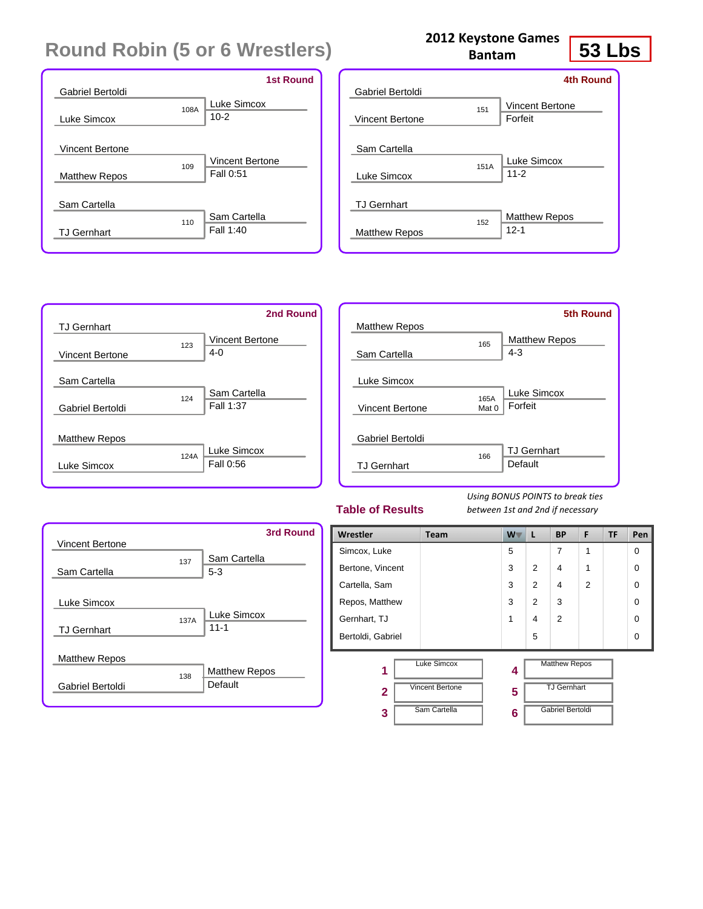# Round Robin (5 or 6 Wrestlers)

**2012 Keystone Games**
**Bantam**

**53 Lbs**

### 1st Round

| Wrestlers | Bout | Winner | Result |
|---|---|---|---|
| Gabriel Bertoldi vs Luke Simcox | 108A | Luke Simcox | 10-2 |
| Vincent Bertone vs Matthew Repos | 109 | Vincent Bertone | Fall 0:51 |
| Sam Cartella vs TJ Gernhart | 110 | Sam Cartella | Fall 1:40 |

### 2nd Round

| Wrestlers | Bout | Winner | Result |
|---|---|---|---|
| TJ Gernhart vs Vincent Bertone | 123 | Vincent Bertone | 4-0 |
| Sam Cartella vs Gabriel Bertoldi | 124 | Sam Cartella | Fall 1:37 |
| Matthew Repos vs Luke Simcox | 124A | Luke Simcox | Fall 0:56 |

### 3rd Round

| Wrestlers | Bout | Winner | Result |
|---|---|---|---|
| Vincent Bertone vs Sam Cartella | 137 | Sam Cartella | 5-3 |
| Luke Simcox vs TJ Gernhart | 137A | Luke Simcox | 11-1 |
| Matthew Repos vs Gabriel Bertoldi | 138 | Matthew Repos | Default |

### 4th Round

| Wrestlers | Bout | Winner | Result |
|---|---|---|---|
| Gabriel Bertoldi vs Vincent Bertone | 151 | Vincent Bertone | Forfeit |
| Sam Cartella vs Luke Simcox | 151A | Luke Simcox | 11-2 |
| TJ Gernhart vs Matthew Repos | 152 | Matthew Repos | 12-1 |

### 5th Round

| Wrestlers | Bout | Winner | Result |
|---|---|---|---|
| Matthew Repos vs Sam Cartella | 165 | Matthew Repos | 4-3 |
| Luke Simcox vs Vincent Bertone | 165A Mat 0 | Luke Simcox | Forfeit |
| Gabriel Bertoldi vs TJ Gernhart | 166 | TJ Gernhart | Default |

## Table of Results

*Using BONUS POINTS to break ties between 1st and 2nd if necessary*

| Wrestler | Team | W | L | BP | F | TF | Pen |
|---|---|---|---|---|---|---|---|
| Simcox, Luke | | 5 | | 7 | 1 | | 0 |
| Bertone, Vincent | | 3 | 2 | 4 | 1 | | 0 |
| Cartella, Sam | | 3 | 2 | 4 | 2 | | 0 |
| Repos, Matthew | | 3 | 2 | 3 | | | 0 |
| Gernhart, TJ | | 1 | 4 | 2 | | | 0 |
| Bertoldi, Gabriel | | | 5 | | | | 0 |

| Place | Wrestler |
|---|---|
| 1 | Luke Simcox |
| 2 | Vincent Bertone |
| 3 | Sam Cartella |
| 4 | Matthew Repos |
| 5 | TJ Gernhart |
| 6 | Gabriel Bertoldi |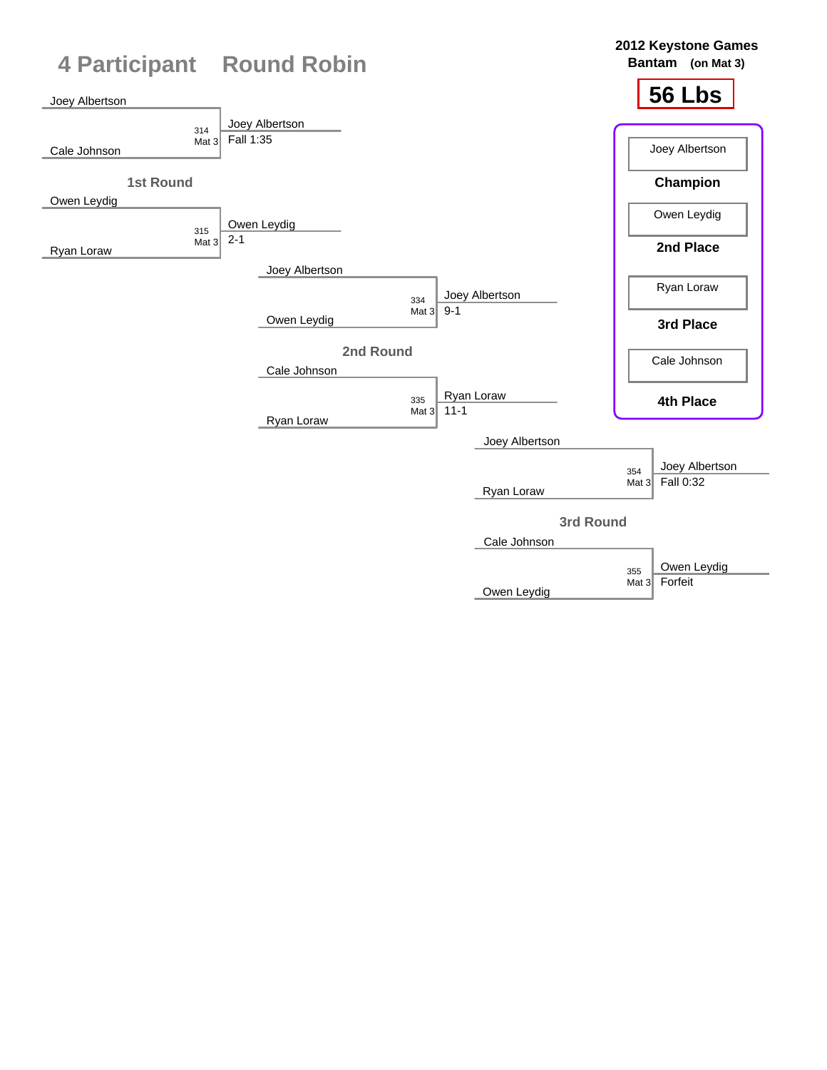# 4 Participant Round Robin

**2012 Keystone Games**
**Bantam (on Mat 3)**

**56 Lbs**

## 1st Round

| Match | Wrestler 1 | Wrestler 2 | Winner | Result |
|---|---|---|---|---|
| 314 Mat 3 | Joey Albertson | Cale Johnson | Joey Albertson | Fall 1:35 |
| 315 Mat 3 | Owen Leydig | Ryan Loraw | Owen Leydig | 2-1 |

## 2nd Round

| Match | Wrestler 1 | Wrestler 2 | Winner | Result |
|---|---|---|---|---|
| 334 Mat 3 | Joey Albertson | Owen Leydig | Joey Albertson | 9-1 |
| 335 Mat 3 | Cale Johnson | Ryan Loraw | Ryan Loraw | 11-1 |

## 3rd Round

| Match | Wrestler 1 | Wrestler 2 | Winner | Result |
|---|---|---|---|---|
| 354 Mat 3 | Joey Albertson | Ryan Loraw | Joey Albertson | Fall 0:32 |
| 355 Mat 3 | Cale Johnson | Owen Leydig | Owen Leydig | Forfeit |

## Placings

| Wrestler | Place |
|---|---|
| Joey Albertson | **Champion** |
| Owen Leydig | **2nd Place** |
| Ryan Loraw | **3rd Place** |
| Cale Johnson | **4th Place** |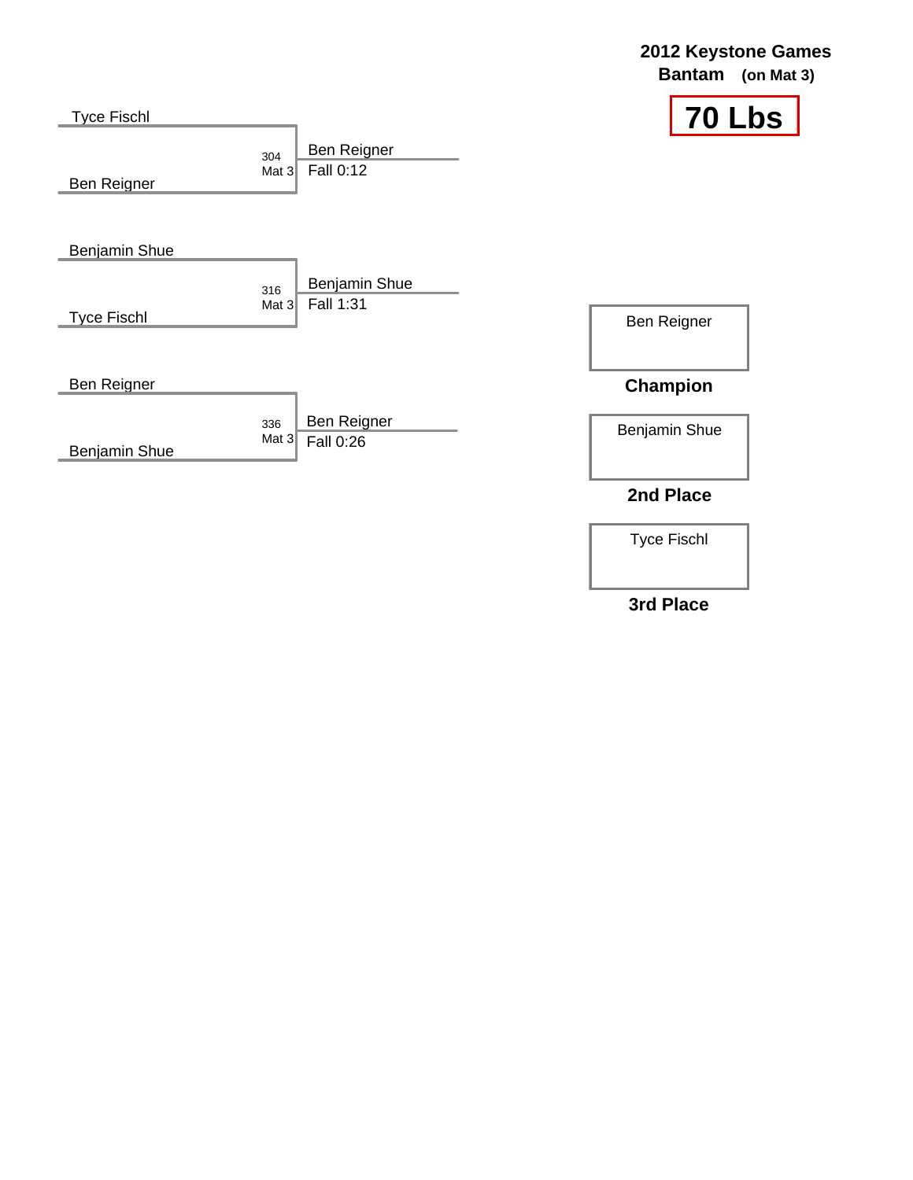# 2012 Keystone Games

## Bantam (on Mat 3)

## 70 Lbs

| Wrestler 1 | Wrestler 2 | Bout | Mat | Winner | Result |
|---|---|---|---|---|---|
| Tyce Fischl | Ben Reigner | 304 | Mat 3 | Ben Reigner | Fall 0:12 |
| Benjamin Shue | Tyce Fischl | 316 | Mat 3 | Benjamin Shue | Fall 1:31 |
| Ben Reigner | Benjamin Shue | 336 | Mat 3 | Ben Reigner | Fall 0:26 |

| Place | Wrestler |
|---|---|
| **Champion** | Ben Reigner |
| **2nd Place** | Benjamin Shue |
| **3rd Place** | Tyce Fischl |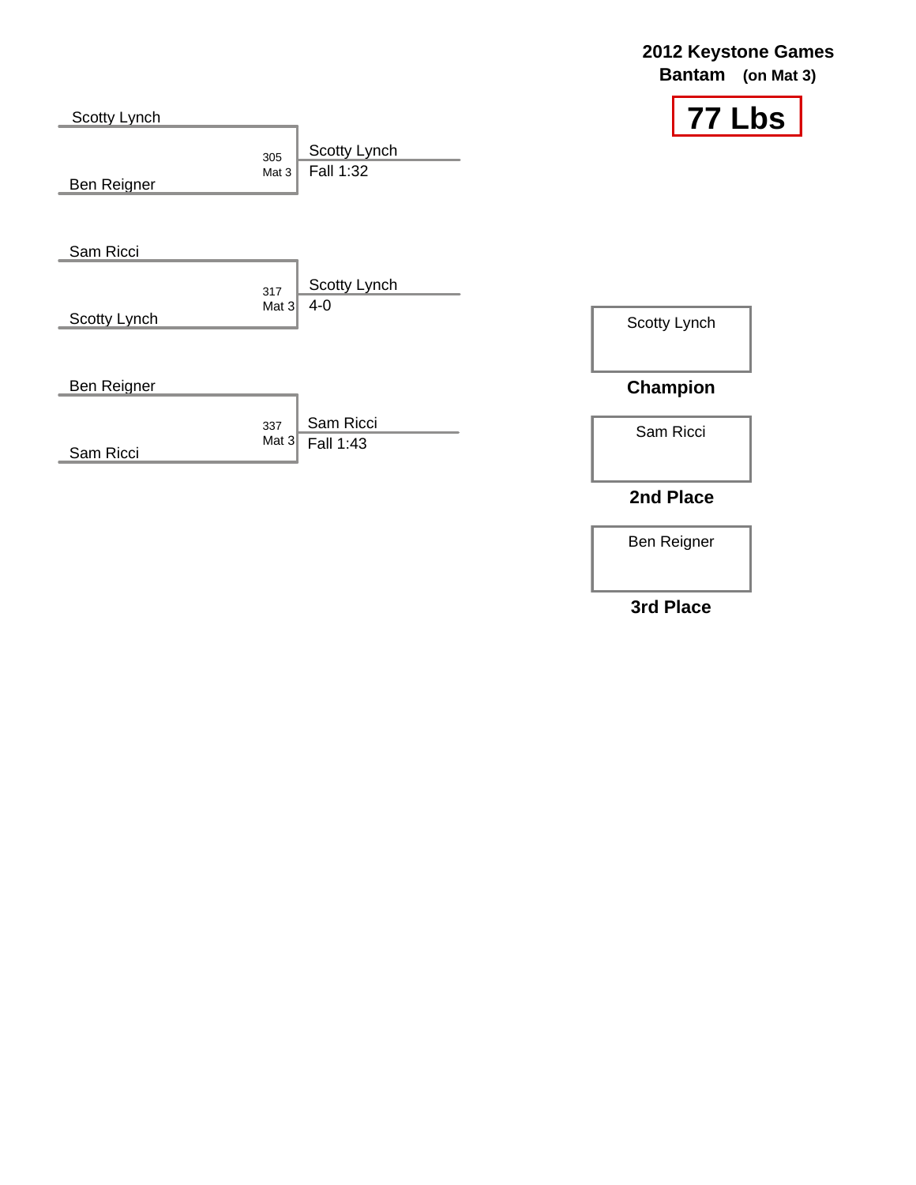# 2012 Keystone Games

**Bantam** **(on Mat 3)**

## 77 Lbs

| Bout | Mat | Wrestler 1 | Wrestler 2 | Winner | Result |
|---|---|---|---|---|---|
| 305 | Mat 3 | Scotty Lynch | Ben Reigner | Scotty Lynch | Fall 1:32 |
| 317 | Mat 3 | Sam Ricci | Scotty Lynch | Scotty Lynch | 4-0 |
| 337 | Mat 3 | Ben Reigner | Sam Ricci | Sam Ricci | Fall 1:43 |

| Place | Wrestler |
|---|---|
| **Champion** | Scotty Lynch |
| **2nd Place** | Sam Ricci |
| **3rd Place** | Ben Reigner |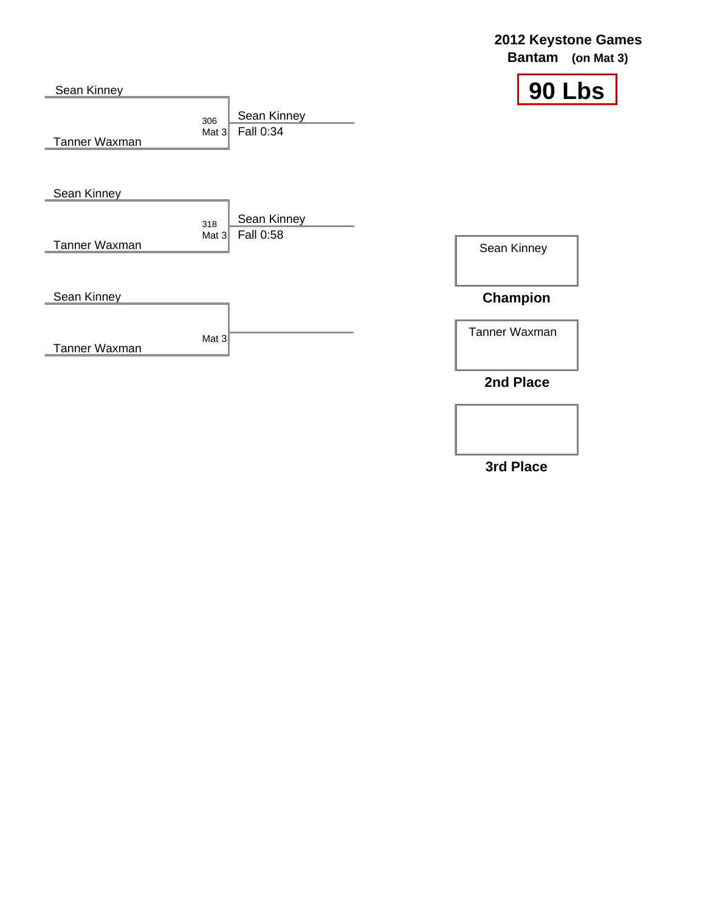**2012 Keystone Games**
**Bantam** **(on Mat 3)**

# 90 Lbs

Sean Kinney
Tanner Waxman
306 Mat 3
Sean Kinney Fall 0:34

Sean Kinney
Tanner Waxman
318 Mat 3
Sean Kinney Fall 0:58

Sean Kinney
Tanner Waxman
Mat 3

| Place | Wrestler |
|---|---|
| Champion | Sean Kinney |
| 2nd Place | Tanner Waxman |
| 3rd Place | |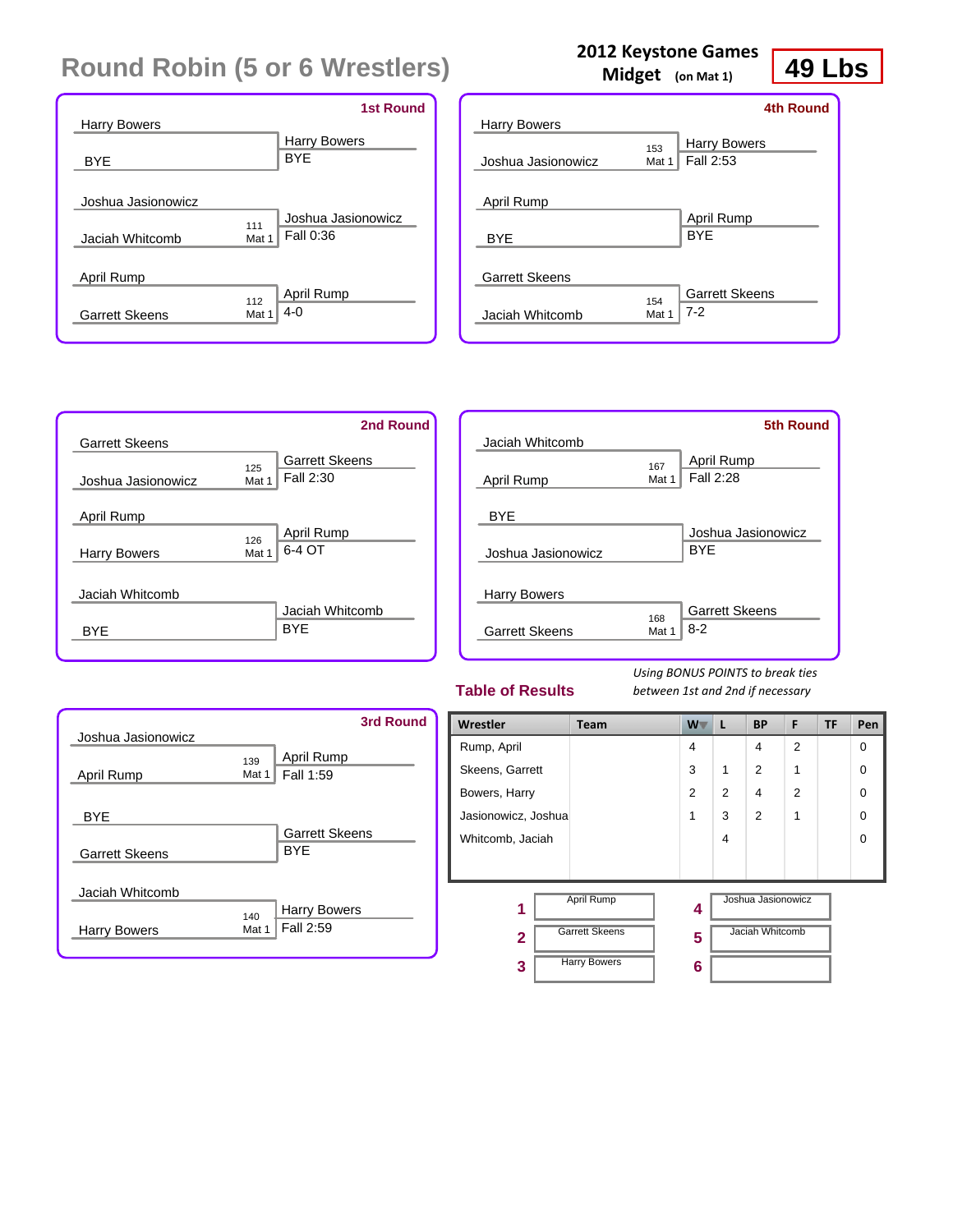# Round Robin (5 or 6 Wrestlers)

**2012 Keystone Games**
**Midget** (on Mat 1)

**49 Lbs**

### 1st Round

| Wrestler 1 | Wrestler 2 | Bout | Winner | Result |
|---|---|---|---|---|
| Harry Bowers | BYE | | Harry Bowers | BYE |
| Joshua Jasionowicz | Jaciah Whitcomb | 111 Mat 1 | Joshua Jasionowicz | Fall 0:36 |
| April Rump | Garrett Skeens | 112 Mat 1 | April Rump | 4-0 |

### 2nd Round

| Wrestler 1 | Wrestler 2 | Bout | Winner | Result |
|---|---|---|---|---|
| Garrett Skeens | Joshua Jasionowicz | 125 Mat 1 | Garrett Skeens | Fall 2:30 |
| April Rump | Harry Bowers | 126 Mat 1 | April Rump | 6-4 OT |
| Jaciah Whitcomb | BYE | | Jaciah Whitcomb | BYE |

### 3rd Round

| Wrestler 1 | Wrestler 2 | Bout | Winner | Result |
|---|---|---|---|---|
| Joshua Jasionowicz | April Rump | 139 Mat 1 | April Rump | Fall 1:59 |
| BYE | Garrett Skeens | | Garrett Skeens | BYE |
| Jaciah Whitcomb | Harry Bowers | 140 Mat 1 | Harry Bowers | Fall 2:59 |

### 4th Round

| Wrestler 1 | Wrestler 2 | Bout | Winner | Result |
|---|---|---|---|---|
| Harry Bowers | Joshua Jasionowicz | 153 Mat 1 | Harry Bowers | Fall 2:53 |
| April Rump | BYE | | April Rump | BYE |
| Garrett Skeens | Jaciah Whitcomb | 154 Mat 1 | Garrett Skeens | 7-2 |

### 5th Round

| Wrestler 1 | Wrestler 2 | Bout | Winner | Result |
|---|---|---|---|---|
| Jaciah Whitcomb | April Rump | 167 Mat 1 | April Rump | Fall 2:28 |
| BYE | Joshua Jasionowicz | | Joshua Jasionowicz | BYE |
| Harry Bowers | Garrett Skeens | 168 Mat 1 | Garrett Skeens | 8-2 |

### Table of Results

*Using BONUS POINTS to break ties between 1st and 2nd if necessary*

| Wrestler | Team | W | L | BP | F | TF | Pen |
|---|---|---|---|---|---|---|---|
| Rump, April | | 4 | | 4 | 2 | | 0 |
| Skeens, Garrett | | 3 | 1 | 2 | 1 | | 0 |
| Bowers, Harry | | 2 | 2 | 4 | 2 | | 0 |
| Jasionowicz, Joshua | | 1 | 3 | 2 | 1 | | 0 |
| Whitcomb, Jaciah | | | 4 | | | | 0 |

| Place | Wrestler | Place | Wrestler |
|---|---|---|---|
| 1 | April Rump | 4 | Joshua Jasionowicz |
| 2 | Garrett Skeens | 5 | Jaciah Whitcomb |
| 3 | Harry Bowers | 6 | |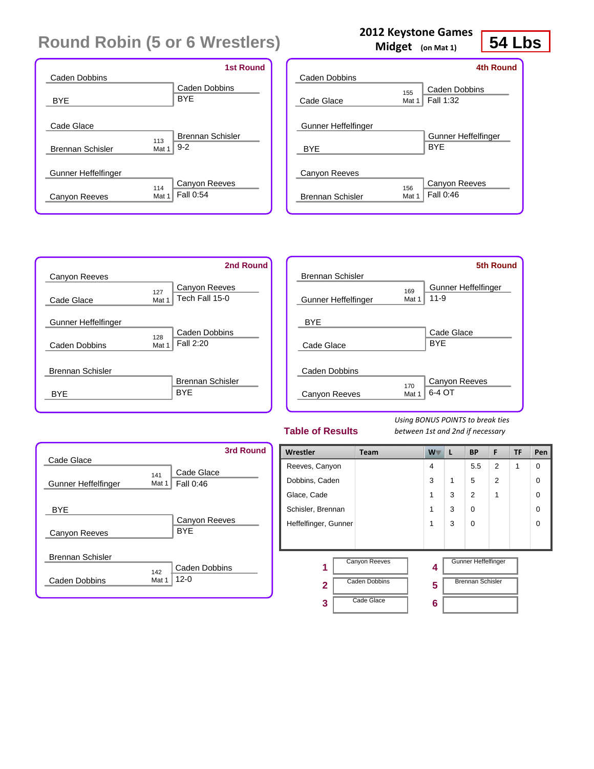# Round Robin (5 or 6 Wrestlers)

**2012 Keystone Games**
**Midget (on Mat 1)**

**54 Lbs**

### 1st Round

| Wrestler 1 | Wrestler 2 | Bout | Winner | Result |
|---|---|---|---|---|
| Caden Dobbins | BYE | | Caden Dobbins | BYE |
| Cade Glace | Brennan Schisler | 113 Mat 1 | Brennan Schisler | 9-2 |
| Gunner Heffelfinger | Canyon Reeves | 114 Mat 1 | Canyon Reeves | Fall 0:54 |

### 4th Round

| Wrestler 1 | Wrestler 2 | Bout | Winner | Result |
|---|---|---|---|---|
| Caden Dobbins | Cade Glace | 155 Mat 1 | Caden Dobbins | Fall 1:32 |
| Gunner Heffelfinger | BYE | | Gunner Heffelfinger | BYE |
| Canyon Reeves | Brennan Schisler | 156 Mat 1 | Canyon Reeves | Fall 0:46 |

### 2nd Round

| Wrestler 1 | Wrestler 2 | Bout | Winner | Result |
|---|---|---|---|---|
| Canyon Reeves | Cade Glace | 127 Mat 1 | Canyon Reeves | Tech Fall 15-0 |
| Gunner Heffelfinger | Caden Dobbins | 128 Mat 1 | Caden Dobbins | Fall 2:20 |
| Brennan Schisler | BYE | | Brennan Schisler | BYE |

### 5th Round

| Wrestler 1 | Wrestler 2 | Bout | Winner | Result |
|---|---|---|---|---|
| Brennan Schisler | Gunner Heffelfinger | 169 Mat 1 | Gunner Heffelfinger | 11-9 |
| BYE | Cade Glace | | Cade Glace | BYE |
| Caden Dobbins | Canyon Reeves | 170 Mat 1 | Canyon Reeves | 6-4 OT |

### 3rd Round

| Wrestler 1 | Wrestler 2 | Bout | Winner | Result |
|---|---|---|---|---|
| Cade Glace | Gunner Heffelfinger | 141 Mat 1 | Cade Glace | Fall 0:46 |
| BYE | Canyon Reeves | | Canyon Reeves | BYE |
| Brennan Schisler | Caden Dobbins | 142 Mat 1 | Caden Dobbins | 12-0 |

### Table of Results

*Using BONUS POINTS to break ties between 1st and 2nd if necessary*

| Wrestler | Team | W | L | BP | F | TF | Pen |
|---|---|---|---|---|---|---|---|
| Reeves, Canyon | | 4 | | 5.5 | 2 | 1 | 0 |
| Dobbins, Caden | | 3 | 1 | 5 | 2 | | 0 |
| Glace, Cade | | 1 | 3 | 2 | 1 | | 0 |
| Schisler, Brennan | | 1 | 3 | 0 | | | 0 |
| Heffelfinger, Gunner | | 1 | 3 | 0 | | | 0 |

| Place | Wrestler |
|---|---|
| 1 | Canyon Reeves |
| 2 | Caden Dobbins |
| 3 | Cade Glace |
| 4 | Gunner Heffelfinger |
| 5 | Brennan Schisler |
| 6 | |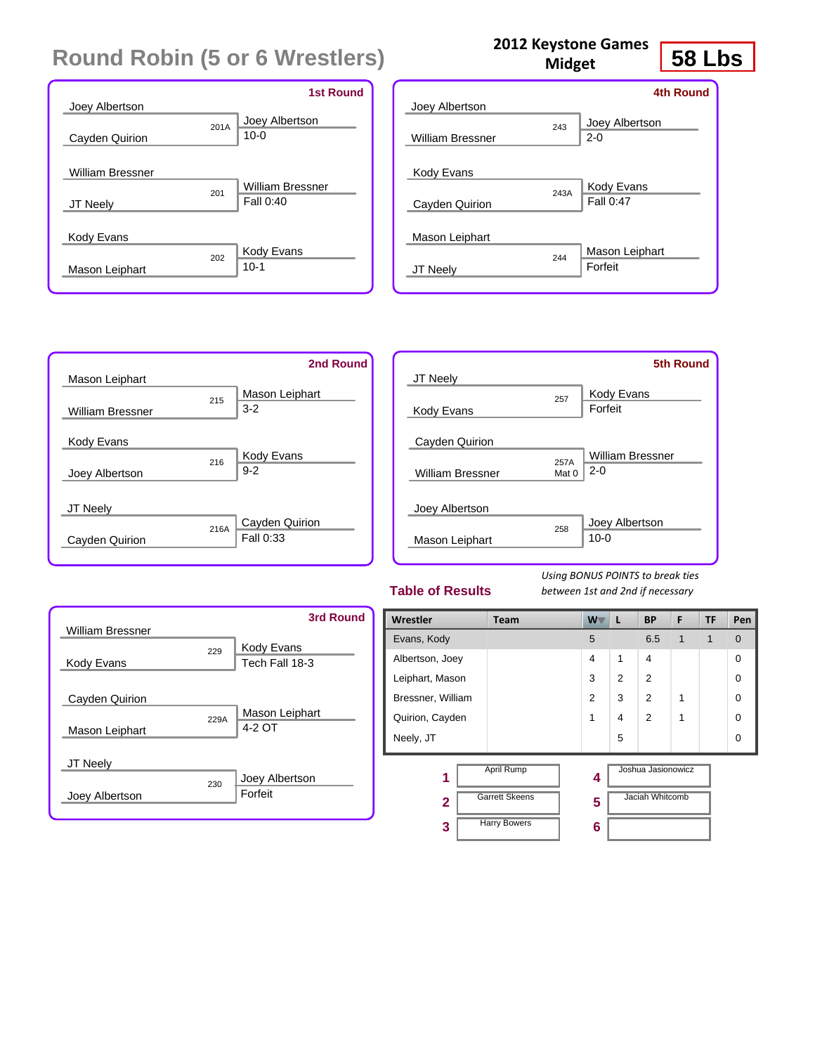# Round Robin (5 or 6 Wrestlers)

**2012 Keystone Games**
**Midget**

**58 Lbs**

### 1st Round

| Wrestler 1 | Wrestler 2 | Bout | Winner | Result |
|---|---|---|---|---|
| Joey Albertson | Cayden Quirion | 201A | Joey Albertson | 10-0 |
| William Bressner | JT Neely | 201 | William Bressner | Fall 0:40 |
| Kody Evans | Mason Leiphart | 202 | Kody Evans | 10-1 |

### 2nd Round

| Wrestler 1 | Wrestler 2 | Bout | Winner | Result |
|---|---|---|---|---|
| Mason Leiphart | William Bressner | 215 | Mason Leiphart | 3-2 |
| Kody Evans | Joey Albertson | 216 | Kody Evans | 9-2 |
| JT Neely | Cayden Quirion | 216A | Cayden Quirion | Fall 0:33 |

### 3rd Round

| Wrestler 1 | Wrestler 2 | Bout | Winner | Result |
|---|---|---|---|---|
| William Bressner | Kody Evans | 229 | Kody Evans | Tech Fall 18-3 |
| Cayden Quirion | Mason Leiphart | 229A | Mason Leiphart | 4-2 OT |
| JT Neely | Joey Albertson | 230 | Joey Albertson | Forfeit |

### 4th Round

| Wrestler 1 | Wrestler 2 | Bout | Winner | Result |
|---|---|---|---|---|
| Joey Albertson | William Bressner | 243 | Joey Albertson | 2-0 |
| Kody Evans | Cayden Quirion | 243A | Kody Evans | Fall 0:47 |
| Mason Leiphart | JT Neely | 244 | Mason Leiphart | Forfeit |

### 5th Round

| Wrestler 1 | Wrestler 2 | Bout | Winner | Result |
|---|---|---|---|---|
| JT Neely | Kody Evans | 257 | Kody Evans | Forfeit |
| Cayden Quirion | William Bressner | 257A Mat 0 | William Bressner | 2-0 |
| Joey Albertson | Mason Leiphart | 258 | Joey Albertson | 10-0 |

## Table of Results

*Using BONUS POINTS to break ties between 1st and 2nd if necessary*

| Wrestler | Team | W | L | BP | F | TF | Pen |
|---|---|---|---|---|---|---|---|
| Evans, Kody | | 5 | | 6.5 | 1 | 1 | 0 |
| Albertson, Joey | | 4 | 1 | 4 | | | 0 |
| Leiphart, Mason | | 3 | 2 | 2 | | | 0 |
| Bressner, William | | 2 | 3 | 2 | 1 | | 0 |
| Quirion, Cayden | | 1 | 4 | 2 | 1 | | 0 |
| Neely, JT | | | 5 | | | | 0 |

| Place | Name | Place | Name |
|---|---|---|---|
| 1 | April Rump | 4 | Joshua Jasionowicz |
| 2 | Garrett Skeens | 5 | Jaciah Whitcomb |
| 3 | Harry Bowers | 6 | |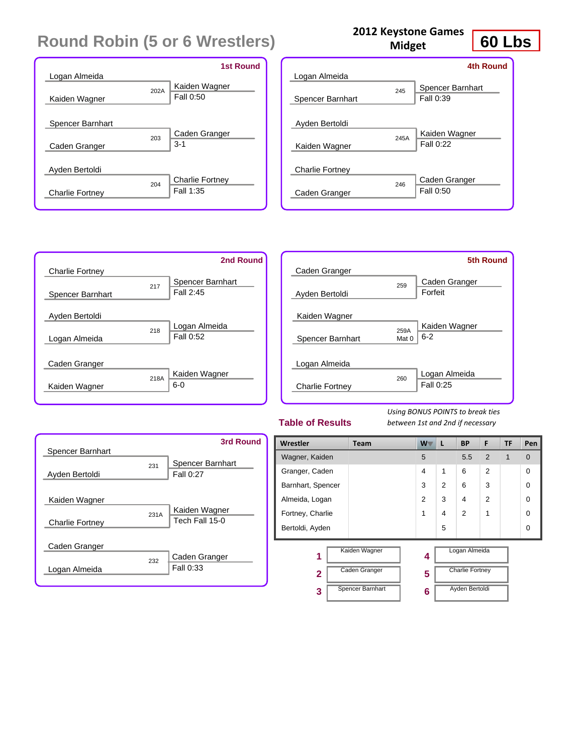# Round Robin (5 or 6 Wrestlers)

**2012 Keystone Games Midget**

**60 Lbs**

## 1st Round

| Match | Wrestler 1 | Wrestler 2 | Winner | Result |
|---|---|---|---|---|
| 202A | Logan Almeida | Kaiden Wagner | Kaiden Wagner | Fall 0:50 |
| 203 | Spencer Barnhart | Caden Granger | Caden Granger | 3-1 |
| 204 | Ayden Bertoldi | Charlie Fortney | Charlie Fortney | Fall 1:35 |

## 2nd Round

| Match | Wrestler 1 | Wrestler 2 | Winner | Result |
|---|---|---|---|---|
| 217 | Charlie Fortney | Spencer Barnhart | Spencer Barnhart | Fall 2:45 |
| 218 | Ayden Bertoldi | Logan Almeida | Logan Almeida | Fall 0:52 |
| 218A | Caden Granger | Kaiden Wagner | Kaiden Wagner | 6-0 |

## 3rd Round

| Match | Wrestler 1 | Wrestler 2 | Winner | Result |
|---|---|---|---|---|
| 231 | Spencer Barnhart | Ayden Bertoldi | Spencer Barnhart | Fall 0:27 |
| 231A | Kaiden Wagner | Charlie Fortney | Kaiden Wagner | Tech Fall 15-0 |
| 232 | Caden Granger | Logan Almeida | Caden Granger | Fall 0:33 |

## 4th Round

| Match | Wrestler 1 | Wrestler 2 | Winner | Result |
|---|---|---|---|---|
| 245 | Logan Almeida | Spencer Barnhart | Spencer Barnhart | Fall 0:39 |
| 245A | Ayden Bertoldi | Kaiden Wagner | Kaiden Wagner | Fall 0:22 |
| 246 | Charlie Fortney | Caden Granger | Caden Granger | Fall 0:50 |

## 5th Round

| Match | Wrestler 1 | Wrestler 2 | Winner | Result |
|---|---|---|---|---|
| 259 | Caden Granger | Ayden Bertoldi | Caden Granger | Forfeit |
| 259A Mat 0 | Kaiden Wagner | Spencer Barnhart | Kaiden Wagner | 6-2 |
| 260 | Logan Almeida | Charlie Fortney | Logan Almeida | Fall 0:25 |

## Table of Results

*Using BONUS POINTS to break ties between 1st and 2nd if necessary*

| Wrestler | Team | W | L | BP | F | TF | Pen |
|---|---|---|---|---|---|---|---|
| Wagner, Kaiden | | 5 | | 5.5 | 2 | 1 | 0 |
| Granger, Caden | | 4 | 1 | 6 | 2 | | 0 |
| Barnhart, Spencer | | 3 | 2 | 6 | 3 | | 0 |
| Almeida, Logan | | 2 | 3 | 4 | 2 | | 0 |
| Fortney, Charlie | | 1 | 4 | 2 | 1 | | 0 |
| Bertoldi, Ayden | | | 5 | | | | 0 |

| Place | Wrestler |
|---|---|
| 1 | Kaiden Wagner |
| 2 | Caden Granger |
| 3 | Spencer Barnhart |
| 4 | Logan Almeida |
| 5 | Charlie Fortney |
| 6 | Ayden Bertoldi |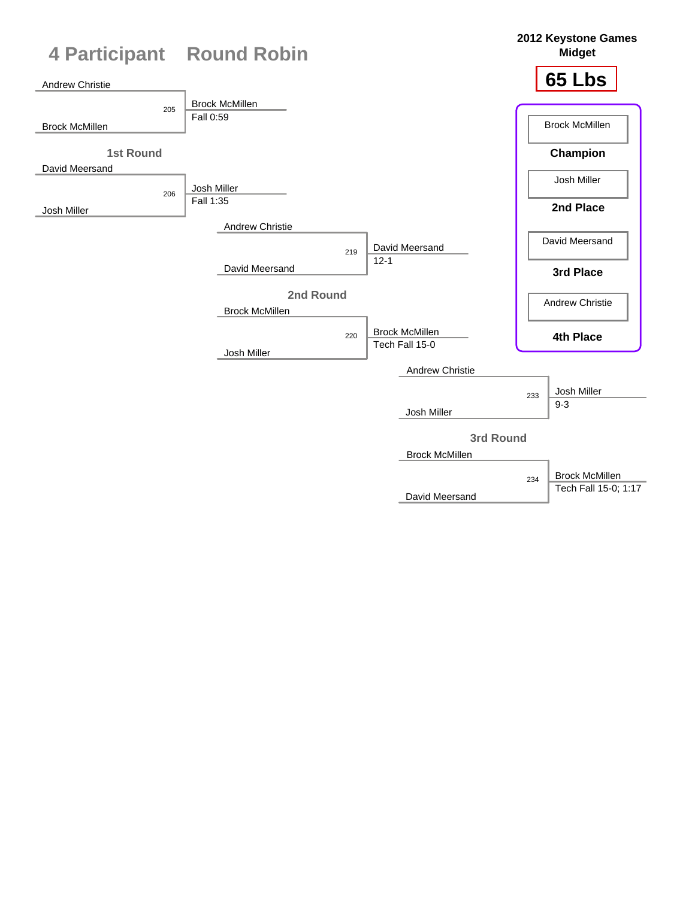# 4 Participant Round Robin

**2012 Keystone Games**
**Midget**

**65 Lbs**

## 1st Round

| Match | Wrestler 1 | Wrestler 2 | Winner | Result |
|---|---|---|---|---|
| 205 | Andrew Christie | Brock McMillen | Brock McMillen | Fall 0:59 |
| 206 | David Meersand | Josh Miller | Josh Miller | Fall 1:35 |

## 2nd Round

| Match | Wrestler 1 | Wrestler 2 | Winner | Result |
|---|---|---|---|---|
| 219 | Andrew Christie | David Meersand | David Meersand | 12-1 |
| 220 | Brock McMillen | Josh Miller | Brock McMillen | Tech Fall 15-0 |

## 3rd Round

| Match | Wrestler 1 | Wrestler 2 | Winner | Result |
|---|---|---|---|---|
| 233 | Andrew Christie | Josh Miller | Josh Miller | 9-3 |
| 234 | Brock McMillen | David Meersand | Brock McMillen | Tech Fall 15-0; 1:17 |

## Final Placements

| Place | Wrestler |
|---|---|
| **Champion** | Brock McMillen |
| **2nd Place** | Josh Miller |
| **3rd Place** | David Meersand |
| **4th Place** | Andrew Christie |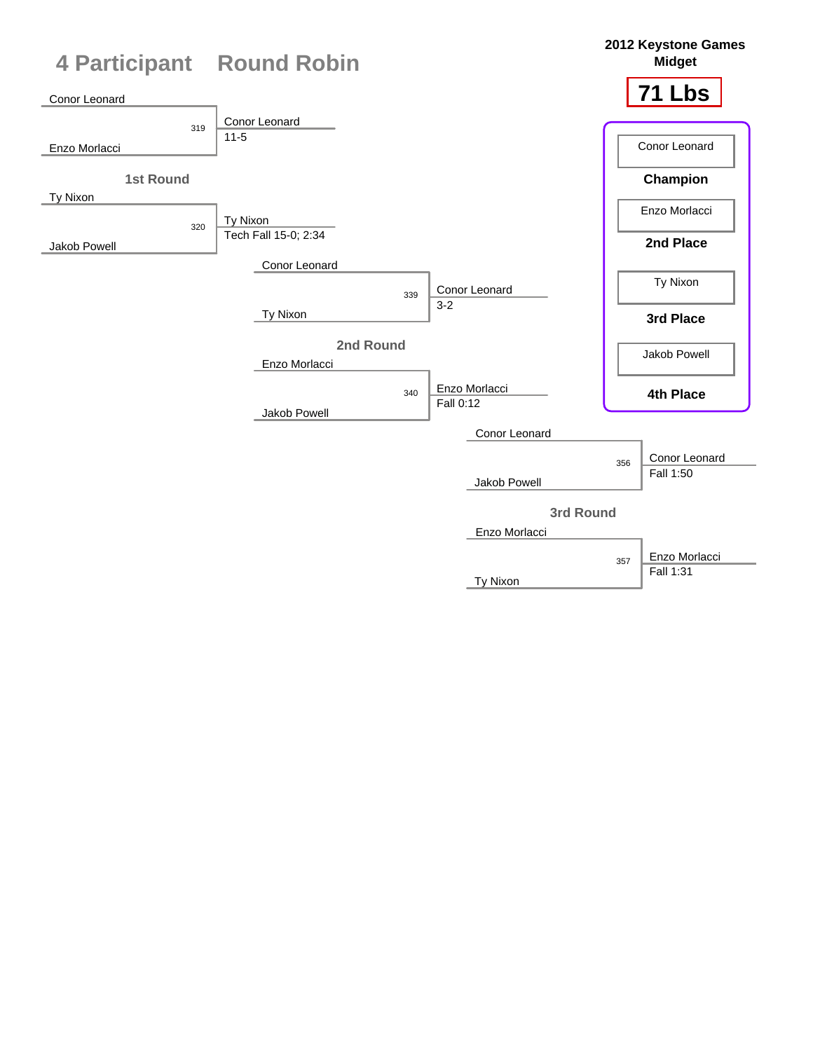# 4 Participant Round Robin

**2012 Keystone Games**
**Midget**

## 71 Lbs

| Place | Wrestler |
|---|---|
| Champion | Conor Leonard |
| 2nd Place | Enzo Morlacci |
| 3rd Place | Ty Nixon |
| 4th Place | Jakob Powell |

### 1st Round

| Bout | Wrestler 1 | Wrestler 2 | Winner | Result |
|---|---|---|---|---|
| 319 | Conor Leonard | Enzo Morlacci | Conor Leonard | 11-5 |
| 320 | Ty Nixon | Jakob Powell | Ty Nixon | Tech Fall 15-0; 2:34 |

### 2nd Round

| Bout | Wrestler 1 | Wrestler 2 | Winner | Result |
|---|---|---|---|---|
| 339 | Conor Leonard | Ty Nixon | Conor Leonard | 3-2 |
| 340 | Enzo Morlacci | Jakob Powell | Enzo Morlacci | Fall 0:12 |

### 3rd Round

| Bout | Wrestler 1 | Wrestler 2 | Winner | Result |
|---|---|---|---|---|
| 356 | Conor Leonard | Jakob Powell | Conor Leonard | Fall 1:50 |
| 357 | Enzo Morlacci | Ty Nixon | Enzo Morlacci | Fall 1:31 |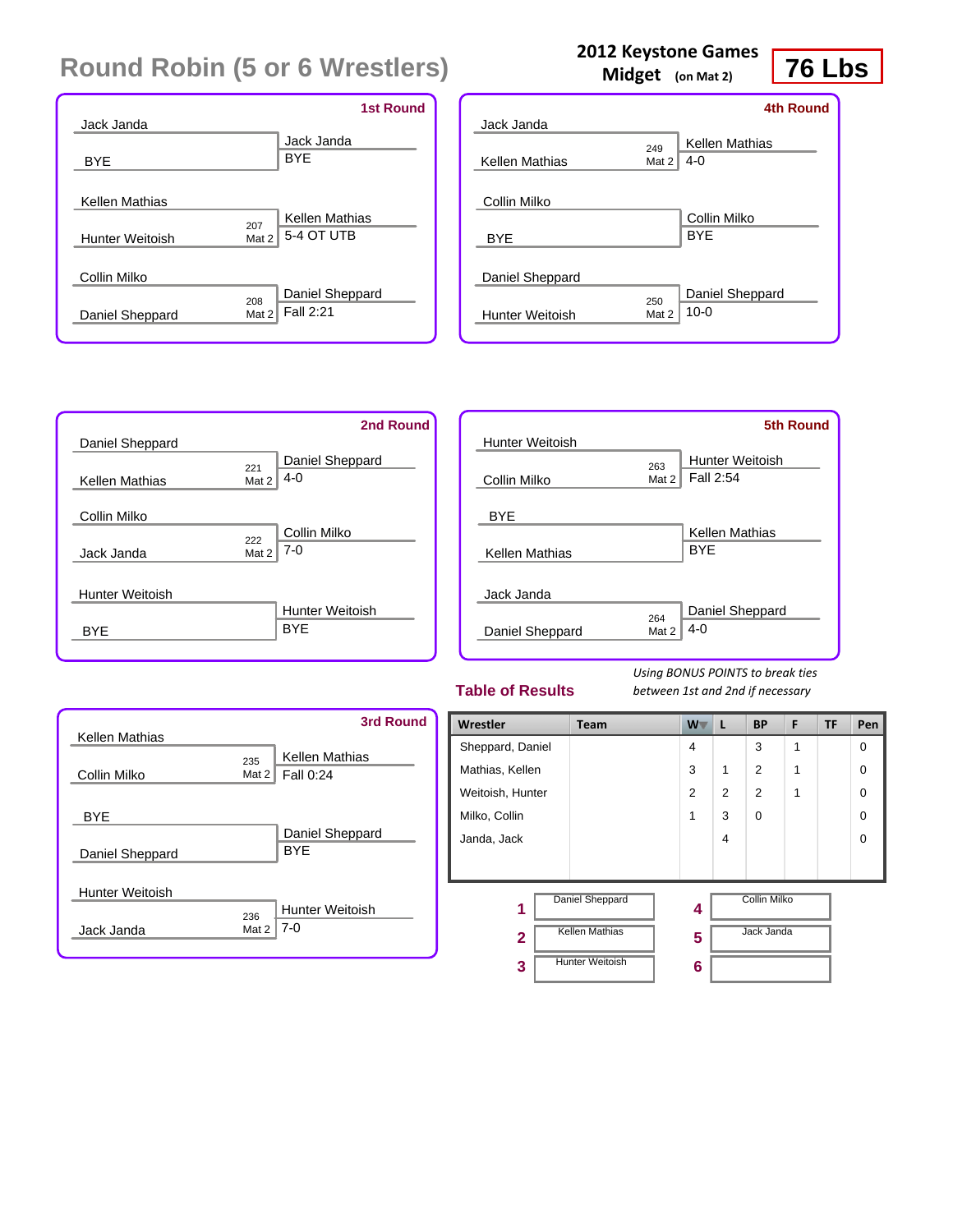# Round Robin (5 or 6 Wrestlers)

**2012 Keystone Games**
**Midget** (on Mat 2)

**76 Lbs**

## 1st Round

| Wrestler 1 | Wrestler 2 | Bout | Winner | Result |
|---|---|---|---|---|
| Jack Janda | BYE | | Jack Janda | BYE |
| Kellen Mathias | Hunter Weitoish | 207 Mat 2 | Kellen Mathias | 5-4 OT UTB |
| Collin Milko | Daniel Sheppard | 208 Mat 2 | Daniel Sheppard | Fall 2:21 |

## 2nd Round

| Wrestler 1 | Wrestler 2 | Bout | Winner | Result |
|---|---|---|---|---|
| Daniel Sheppard | Kellen Mathias | 221 Mat 2 | Daniel Sheppard | 4-0 |
| Collin Milko | Jack Janda | 222 Mat 2 | Collin Milko | 7-0 |
| Hunter Weitoish | BYE | | Hunter Weitoish | BYE |

## 3rd Round

| Wrestler 1 | Wrestler 2 | Bout | Winner | Result |
|---|---|---|---|---|
| Kellen Mathias | Collin Milko | 235 Mat 2 | Kellen Mathias | Fall 0:24 |
| BYE | Daniel Sheppard | | Daniel Sheppard | BYE |
| Hunter Weitoish | Jack Janda | 236 Mat 2 | Hunter Weitoish | 7-0 |

## 4th Round

| Wrestler 1 | Wrestler 2 | Bout | Winner | Result |
|---|---|---|---|---|
| Jack Janda | Kellen Mathias | 249 Mat 2 | Kellen Mathias | 4-0 |
| Collin Milko | BYE | | Collin Milko | BYE |
| Daniel Sheppard | Hunter Weitoish | 250 Mat 2 | Daniel Sheppard | 10-0 |

## 5th Round

| Wrestler 1 | Wrestler 2 | Bout | Winner | Result |
|---|---|---|---|---|
| Hunter Weitoish | Collin Milko | 263 Mat 2 | Hunter Weitoish | Fall 2:54 |
| BYE | Kellen Mathias | | Kellen Mathias | BYE |
| Jack Janda | Daniel Sheppard | 264 Mat 2 | Daniel Sheppard | 4-0 |

## Table of Results

*Using BONUS POINTS to break ties between 1st and 2nd if necessary*

| Wrestler | Team | W | L | BP | F | TF | Pen |
|---|---|---|---|---|---|---|---|
| Sheppard, Daniel | | 4 | | 3 | 1 | | 0 |
| Mathias, Kellen | | 3 | 1 | 2 | 1 | | 0 |
| Weitoish, Hunter | | 2 | 2 | 2 | 1 | | 0 |
| Milko, Collin | | 1 | 3 | 0 | | | 0 |
| Janda, Jack | | | 4 | | | | 0 |

| Place | Wrestler | Place | Wrestler |
|---|---|---|---|
| 1 | Daniel Sheppard | 4 | Collin Milko |
| 2 | Kellen Mathias | 5 | Jack Janda |
| 3 | Hunter Weitoish | 6 | |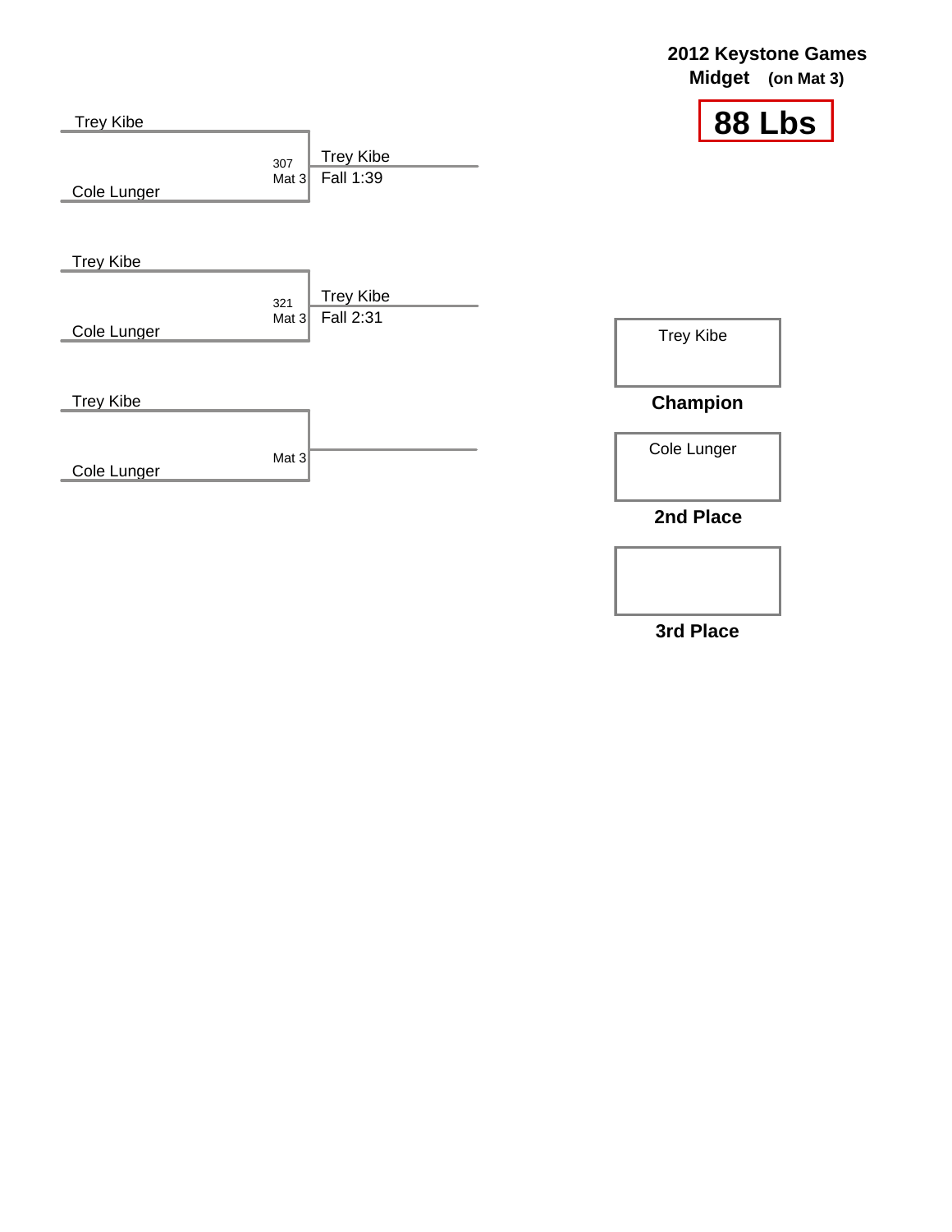**2012 Keystone Games**
**Midget (on Mat 3)**

# 88 Lbs

Trey Kibe
Cole Lunger
307 Mat 3 — Trey Kibe, Fall 1:39

Trey Kibe
Cole Lunger
321 Mat 3 — Trey Kibe, Fall 2:31

Trey Kibe
Cole Lunger
Mat 3

| Place | Name |
|---|---|
| **Champion** | Trey Kibe |
| **2nd Place** | Cole Lunger |
| **3rd Place** | |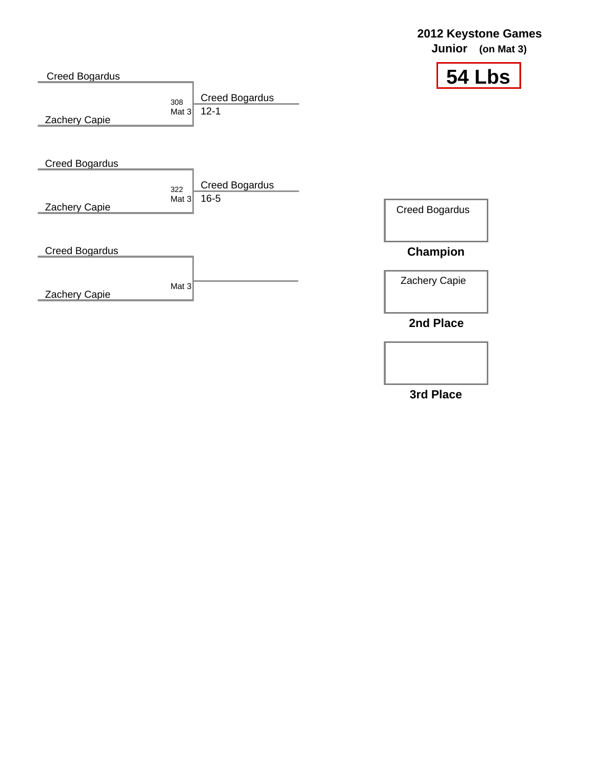# 2012 Keystone Games

**Junior (on Mat 3)**

## 54 Lbs

**Match 308 (Mat 3)**
- Creed Bogardus
- Zachery Capie
- Winner: Creed Bogardus 12-1

**Match 322 (Mat 3)**
- Creed Bogardus
- Zachery Capie
- Winner: Creed Bogardus 16-5

**Mat 3**
- Creed Bogardus
- Zachery Capie

| Place | Wrestler |
| --- | --- |
| Champion | Creed Bogardus |
| 2nd Place | Zachery Capie |
| 3rd Place | |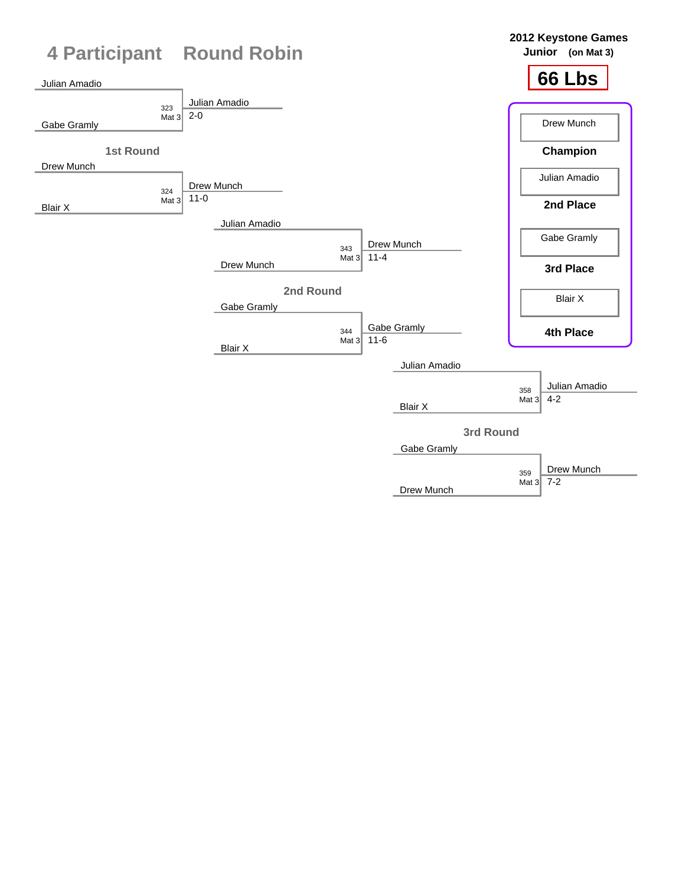# 4 Participant Round Robin

**2012 Keystone Games**
**Junior** (on Mat 3)

## 66 Lbs

### 1st Round

| Wrestler 1 | Wrestler 2 | Bout | Mat | Winner | Score |
|---|---|---|---|---|---|
| Julian Amadio | Gabe Gramly | 323 | Mat 3 | Julian Amadio | 2-0 |
| Drew Munch | Blair X | 324 | Mat 3 | Drew Munch | 11-0 |

### 2nd Round

| Wrestler 1 | Wrestler 2 | Bout | Mat | Winner | Score |
|---|---|---|---|---|---|
| Julian Amadio | Drew Munch | 343 | Mat 3 | Drew Munch | 11-4 |
| Gabe Gramly | Blair X | 344 | Mat 3 | Gabe Gramly | 11-6 |

### 3rd Round

| Wrestler 1 | Wrestler 2 | Bout | Mat | Winner | Score |
|---|---|---|---|---|---|
| Julian Amadio | Blair X | 358 | Mat 3 | Julian Amadio | 4-2 |
| Gabe Gramly | Drew Munch | 359 | Mat 3 | Drew Munch | 7-2 |

### Final Placement

| Place | Wrestler |
|---|---|
| Champion | Drew Munch |
| 2nd Place | Julian Amadio |
| 3rd Place | Gabe Gramly |
| 4th Place | Blair X |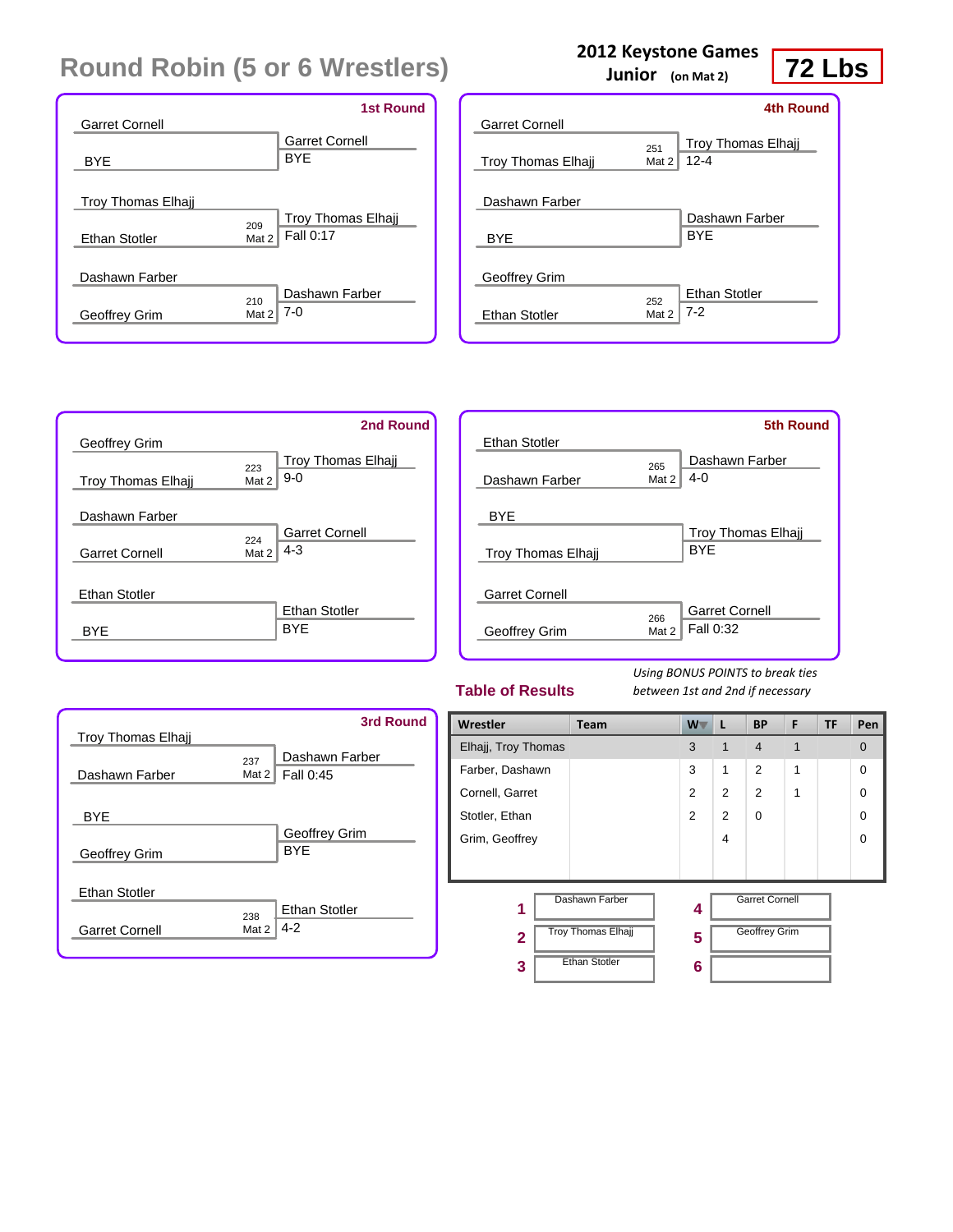# Round Robin (5 or 6 Wrestlers)

**2012 Keystone Games**
**Junior** (on Mat 2)

**72 Lbs**

### 1st Round

| Wrestler 1 | Wrestler 2 | Bout | Winner | Result |
|---|---|---|---|---|
| Garret Cornell | BYE | | Garret Cornell | BYE |
| Troy Thomas Elhajj | Ethan Stotler | 209 Mat 2 | Troy Thomas Elhajj | Fall 0:17 |
| Dashawn Farber | Geoffrey Grim | 210 Mat 2 | Dashawn Farber | 7-0 |

### 2nd Round

| Wrestler 1 | Wrestler 2 | Bout | Winner | Result |
|---|---|---|---|---|
| Geoffrey Grim | Troy Thomas Elhajj | 223 Mat 2 | Troy Thomas Elhajj | 9-0 |
| Dashawn Farber | Garret Cornell | 224 Mat 2 | Garret Cornell | 4-3 |
| Ethan Stotler | BYE | | Ethan Stotler | BYE |

### 3rd Round

| Wrestler 1 | Wrestler 2 | Bout | Winner | Result |
|---|---|---|---|---|
| Troy Thomas Elhajj | Dashawn Farber | 237 Mat 2 | Dashawn Farber | Fall 0:45 |
| BYE | Geoffrey Grim | | Geoffrey Grim | BYE |
| Ethan Stotler | Garret Cornell | 238 Mat 2 | Ethan Stotler | 4-2 |

### 4th Round

| Wrestler 1 | Wrestler 2 | Bout | Winner | Result |
|---|---|---|---|---|
| Garret Cornell | Troy Thomas Elhajj | 251 Mat 2 | Troy Thomas Elhajj | 12-4 |
| Dashawn Farber | BYE | | Dashawn Farber | BYE |
| Geoffrey Grim | Ethan Stotler | 252 Mat 2 | Ethan Stotler | 7-2 |

### 5th Round

| Wrestler 1 | Wrestler 2 | Bout | Winner | Result |
|---|---|---|---|---|
| Ethan Stotler | Dashawn Farber | 265 Mat 2 | Dashawn Farber | 4-0 |
| BYE | Troy Thomas Elhajj | | Troy Thomas Elhajj | BYE |
| Garret Cornell | Geoffrey Grim | 266 Mat 2 | Garret Cornell | Fall 0:32 |

## Table of Results

*Using BONUS POINTS to break ties between 1st and 2nd if necessary*

| Wrestler | Team | W | L | BP | F | TF | Pen |
|---|---|---|---|---|---|---|---|
| Elhajj, Troy Thomas | | 3 | 1 | 4 | 1 | | 0 |
| Farber, Dashawn | | 3 | 1 | 2 | 1 | | 0 |
| Cornell, Garret | | 2 | 2 | 2 | 1 | | 0 |
| Stotler, Ethan | | 2 | 2 | 0 | | | 0 |
| Grim, Geoffrey | | | 4 | | | | 0 |

| Place | Wrestler | Place | Wrestler |
|---|---|---|---|
| 1 | Dashawn Farber | 4 | Garret Cornell |
| 2 | Troy Thomas Elhajj | 5 | Geoffrey Grim |
| 3 | Ethan Stotler | 6 | |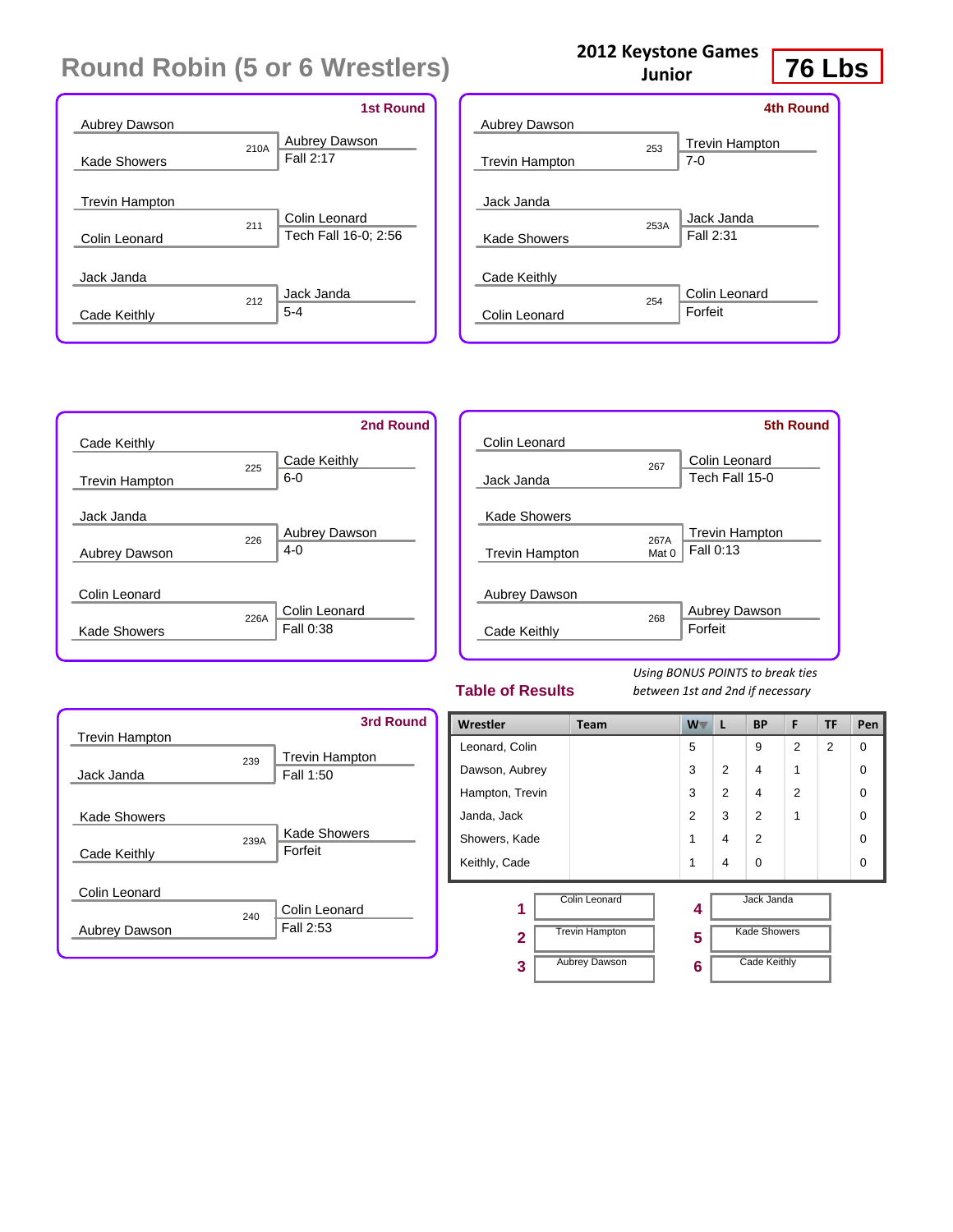# Round Robin (5 or 6 Wrestlers)

**2012 Keystone Games**
**Junior**

**76 Lbs**

### 1st Round

| Wrestler 1 | Wrestler 2 | Bout | Winner | Result |
|---|---|---|---|---|
| Aubrey Dawson | Kade Showers | 210A | Aubrey Dawson | Fall 2:17 |
| Trevin Hampton | Colin Leonard | 211 | Colin Leonard | Tech Fall 16-0; 2:56 |
| Jack Janda | Cade Keithly | 212 | Jack Janda | 5-4 |

### 2nd Round

| Wrestler 1 | Wrestler 2 | Bout | Winner | Result |
|---|---|---|---|---|
| Cade Keithly | Trevin Hampton | 225 | Cade Keithly | 6-0 |
| Jack Janda | Aubrey Dawson | 226 | Aubrey Dawson | 4-0 |
| Colin Leonard | Kade Showers | 226A | Colin Leonard | Fall 0:38 |

### 3rd Round

| Wrestler 1 | Wrestler 2 | Bout | Winner | Result |
|---|---|---|---|---|
| Trevin Hampton | Jack Janda | 239 | Trevin Hampton | Fall 1:50 |
| Kade Showers | Cade Keithly | 239A | Kade Showers | Forfeit |
| Colin Leonard | Aubrey Dawson | 240 | Colin Leonard | Fall 2:53 |

### 4th Round

| Wrestler 1 | Wrestler 2 | Bout | Winner | Result |
|---|---|---|---|---|
| Aubrey Dawson | Trevin Hampton | 253 | Trevin Hampton | 7-0 |
| Jack Janda | Kade Showers | 253A | Jack Janda | Fall 2:31 |
| Cade Keithly | Colin Leonard | 254 | Colin Leonard | Forfeit |

### 5th Round

| Wrestler 1 | Wrestler 2 | Bout | Winner | Result |
|---|---|---|---|---|
| Colin Leonard | Jack Janda | 267 | Colin Leonard | Tech Fall 15-0 |
| Kade Showers | Trevin Hampton | 267A Mat 0 | Trevin Hampton | Fall 0:13 |
| Aubrey Dawson | Cade Keithly | 268 | Aubrey Dawson | Forfeit |

### Table of Results

*Using BONUS POINTS to break ties between 1st and 2nd if necessary*

| Wrestler | Team | W | L | BP | F | TF | Pen |
|---|---|---|---|---|---|---|---|
| Leonard, Colin | | 5 | | 9 | 2 | 2 | 0 |
| Dawson, Aubrey | | 3 | 2 | 4 | 1 | | 0 |
| Hampton, Trevin | | 3 | 2 | 4 | 2 | | 0 |
| Janda, Jack | | 2 | 3 | 2 | 1 | | 0 |
| Showers, Kade | | 1 | 4 | 2 | | | 0 |
| Keithly, Cade | | 1 | 4 | 0 | | | 0 |

| Place | Wrestler | Place | Wrestler |
|---|---|---|---|
| 1 | Colin Leonard | 4 | Jack Janda |
| 2 | Trevin Hampton | 5 | Kade Showers |
| 3 | Aubrey Dawson | 6 | Cade Keithly |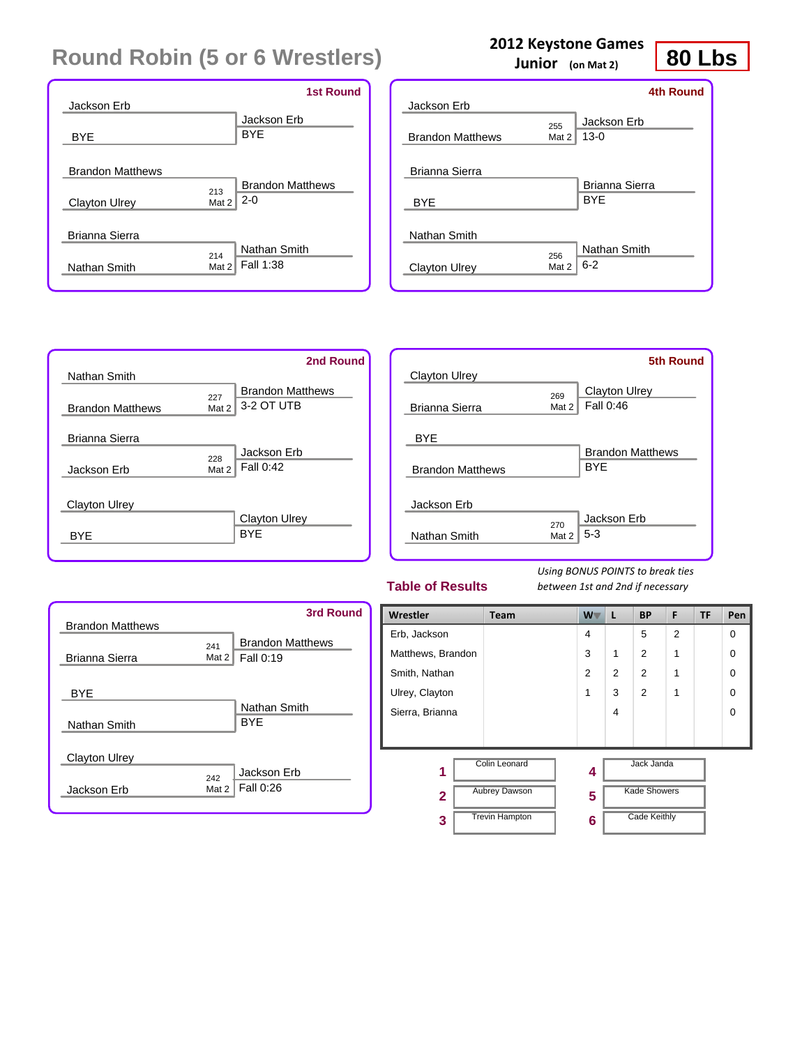# Round Robin (5 or 6 Wrestlers)

**2012 Keystone Games**
**Junior** (on Mat 2)

**80 Lbs**

### 1st Round

| Wrestler A | Wrestler B | Bout | Winner | Result |
|---|---|---|---|---|
| Jackson Erb | BYE | | Jackson Erb | BYE |
| Brandon Matthews | Clayton Ulrey | 213 Mat 2 | Brandon Matthews | 2-0 |
| Brianna Sierra | Nathan Smith | 214 Mat 2 | Nathan Smith | Fall 1:38 |

### 2nd Round

| Wrestler A | Wrestler B | Bout | Winner | Result |
|---|---|---|---|---|
| Nathan Smith | Brandon Matthews | 227 Mat 2 | Brandon Matthews | 3-2 OT UTB |
| Brianna Sierra | Jackson Erb | 228 Mat 2 | Jackson Erb | Fall 0:42 |
| Clayton Ulrey | BYE | | Clayton Ulrey | BYE |

### 3rd Round

| Wrestler A | Wrestler B | Bout | Winner | Result |
|---|---|---|---|---|
| Brandon Matthews | Brianna Sierra | 241 Mat 2 | Brandon Matthews | Fall 0:19 |
| BYE | Nathan Smith | | Nathan Smith | BYE |
| Clayton Ulrey | Jackson Erb | 242 Mat 2 | Jackson Erb | Fall 0:26 |

### 4th Round

| Wrestler A | Wrestler B | Bout | Winner | Result |
|---|---|---|---|---|
| Jackson Erb | Brandon Matthews | 255 Mat 2 | Jackson Erb | 13-0 |
| Brianna Sierra | BYE | | Brianna Sierra | BYE |
| Nathan Smith | Clayton Ulrey | 256 Mat 2 | Nathan Smith | 6-2 |

### 5th Round

| Wrestler A | Wrestler B | Bout | Winner | Result |
|---|---|---|---|---|
| Clayton Ulrey | Brianna Sierra | 269 Mat 2 | Clayton Ulrey | Fall 0:46 |
| BYE | Brandon Matthews | | Brandon Matthews | BYE |
| Jackson Erb | Nathan Smith | 270 Mat 2 | Jackson Erb | 5-3 |

## Table of Results

*Using BONUS POINTS to break ties between 1st and 2nd if necessary*

| Wrestler | Team | W | L | BP | F | TF | Pen |
|---|---|---|---|---|---|---|---|
| Erb, Jackson | | 4 | | 5 | 2 | | 0 |
| Matthews, Brandon | | 3 | 1 | 2 | 1 | | 0 |
| Smith, Nathan | | 2 | 2 | 2 | 1 | | 0 |
| Ulrey, Clayton | | 1 | 3 | 2 | 1 | | 0 |
| Sierra, Brianna | | | 4 | | | | 0 |

| Place | Name | Place | Name |
|---|---|---|---|
| 1 | Colin Leonard | 4 | Jack Janda |
| 2 | Aubrey Dawson | 5 | Kade Showers |
| 3 | Trevin Hampton | 6 | Cade Keithly |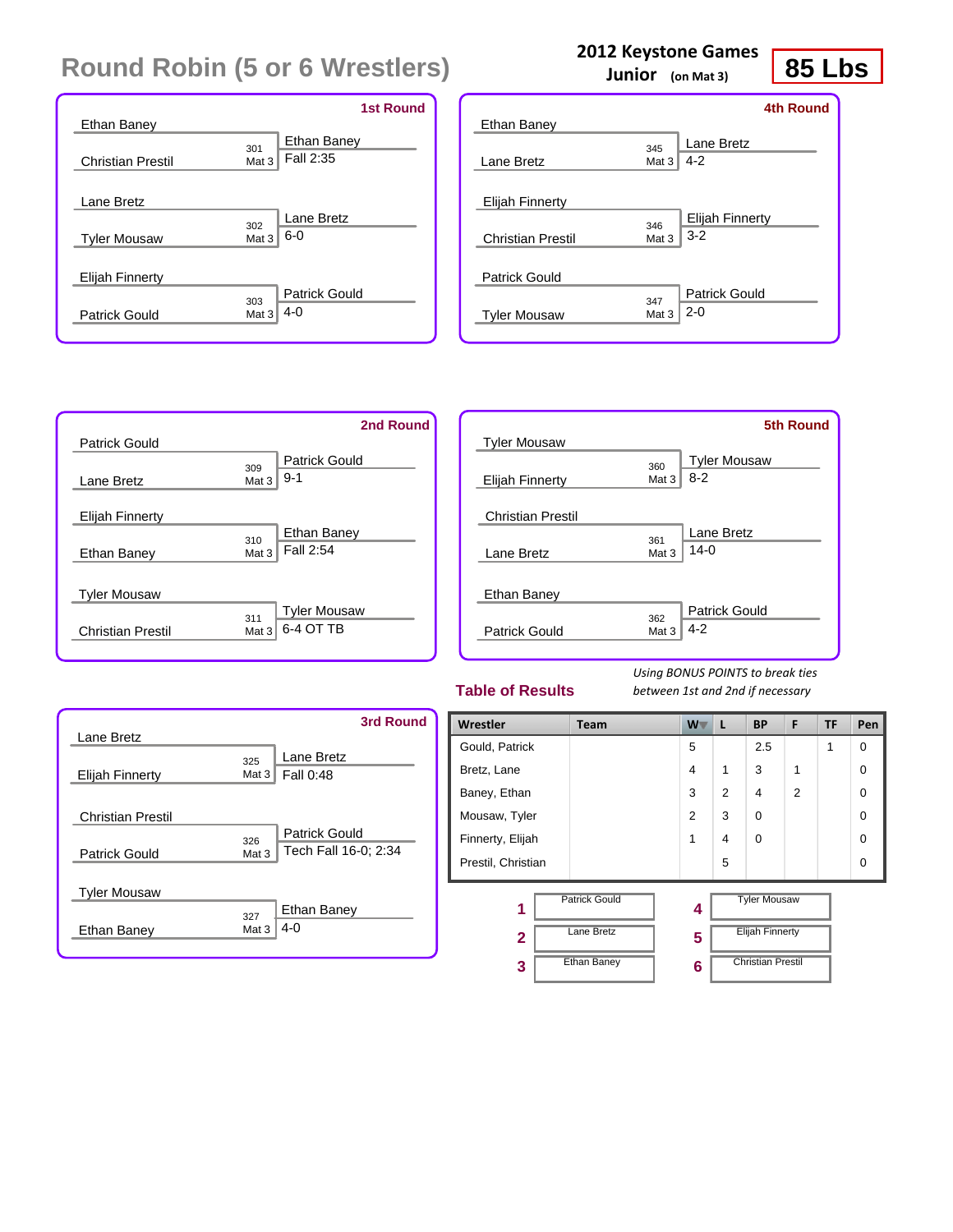# Round Robin (5 or 6 Wrestlers)

**2012 Keystone Games**
**Junior** (on Mat 3)

**85 Lbs**

### 1st Round

| Wrestler 1 | Wrestler 2 | Bout | Winner | Result |
|---|---|---|---|---|
| Ethan Baney | Christian Prestil | 301 Mat 3 | Ethan Baney | Fall 2:35 |
| Lane Bretz | Tyler Mousaw | 302 Mat 3 | Lane Bretz | 6-0 |
| Elijah Finnerty | Patrick Gould | 303 Mat 3 | Patrick Gould | 4-0 |

### 2nd Round

| Wrestler 1 | Wrestler 2 | Bout | Winner | Result |
|---|---|---|---|---|
| Patrick Gould | Lane Bretz | 309 Mat 3 | Patrick Gould | 9-1 |
| Elijah Finnerty | Ethan Baney | 310 Mat 3 | Ethan Baney | Fall 2:54 |
| Tyler Mousaw | Christian Prestil | 311 Mat 3 | Tyler Mousaw | 6-4 OT TB |

### 3rd Round

| Wrestler 1 | Wrestler 2 | Bout | Winner | Result |
|---|---|---|---|---|
| Lane Bretz | Elijah Finnerty | 325 Mat 3 | Lane Bretz | Fall 0:48 |
| Christian Prestil | Patrick Gould | 326 Mat 3 | Patrick Gould | Tech Fall 16-0; 2:34 |
| Tyler Mousaw | Ethan Baney | 327 Mat 3 | Ethan Baney | 4-0 |

### 4th Round

| Wrestler 1 | Wrestler 2 | Bout | Winner | Result |
|---|---|---|---|---|
| Ethan Baney | Lane Bretz | 345 Mat 3 | Lane Bretz | 4-2 |
| Elijah Finnerty | Christian Prestil | 346 Mat 3 | Elijah Finnerty | 3-2 |
| Patrick Gould | Tyler Mousaw | 347 Mat 3 | Patrick Gould | 2-0 |

### 5th Round

| Wrestler 1 | Wrestler 2 | Bout | Winner | Result |
|---|---|---|---|---|
| Tyler Mousaw | Elijah Finnerty | 360 Mat 3 | Tyler Mousaw | 8-2 |
| Christian Prestil | Lane Bretz | 361 Mat 3 | Lane Bretz | 14-0 |
| Ethan Baney | Patrick Gould | 362 Mat 3 | Patrick Gould | 4-2 |

## Table of Results

*Using BONUS POINTS to break ties between 1st and 2nd if necessary*

| Wrestler | Team | W | L | BP | F | TF | Pen |
|---|---|---|---|---|---|---|---|
| Gould, Patrick | | 5 | | 2.5 | | 1 | 0 |
| Bretz, Lane | | 4 | 1 | 3 | 1 | | 0 |
| Baney, Ethan | | 3 | 2 | 4 | 2 | | 0 |
| Mousaw, Tyler | | 2 | 3 | 0 | | | 0 |
| Finnerty, Elijah | | 1 | 4 | 0 | | | 0 |
| Prestil, Christian | | | 5 | | | | 0 |

| Place | Wrestler |
|---|---|
| 1 | Patrick Gould |
| 2 | Lane Bretz |
| 3 | Ethan Baney |
| 4 | Tyler Mousaw |
| 5 | Elijah Finnerty |
| 6 | Christian Prestil |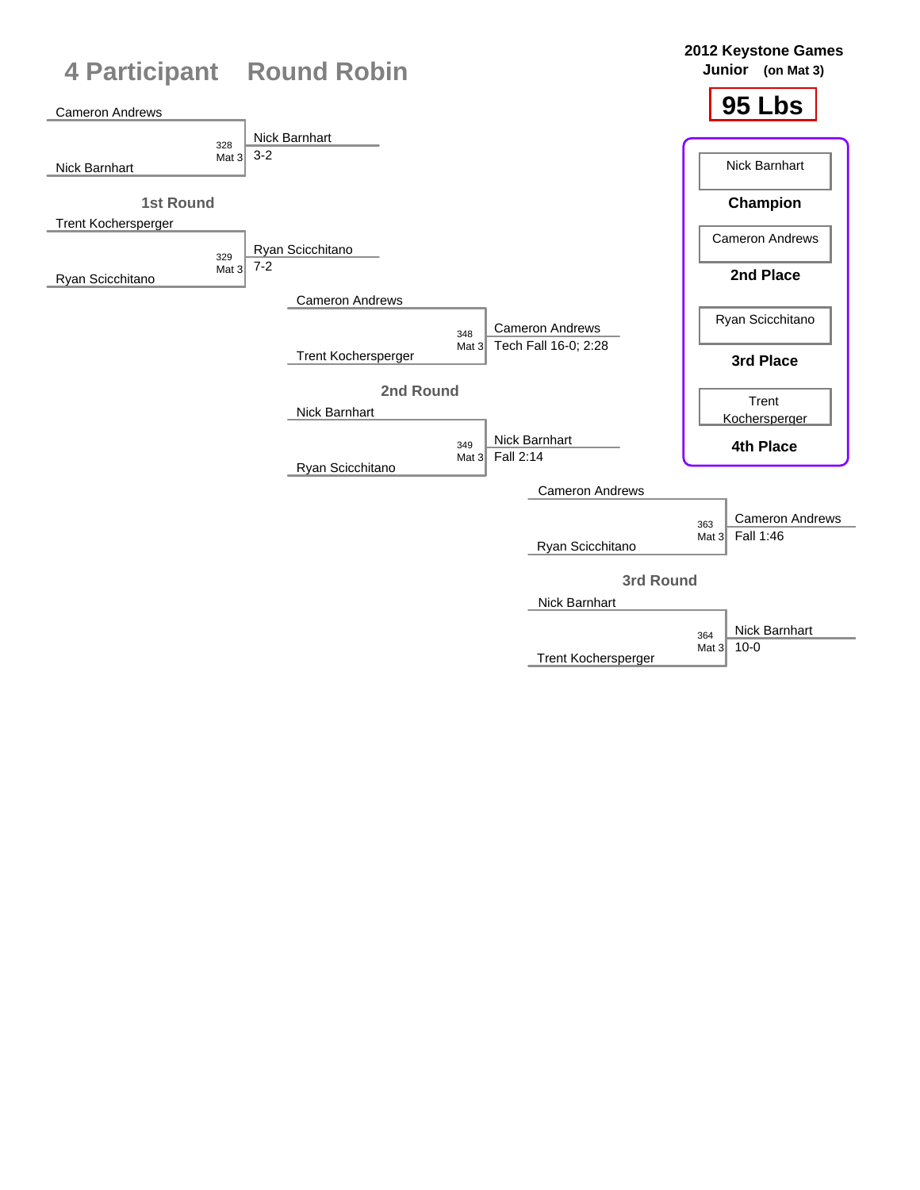# 4 Participant Round Robin

**2012 Keystone Games**
**Junior (on Mat 3)**

**95 Lbs**

## 1st Round

| Wrestler 1 | Wrestler 2 | Bout | Mat | Winner | Result |
|---|---|---|---|---|---|
| Cameron Andrews | Nick Barnhart | 328 | Mat 3 | Nick Barnhart | 3-2 |
| Trent Kochersperger | Ryan Scicchitano | 329 | Mat 3 | Ryan Scicchitano | 7-2 |

## 2nd Round

| Wrestler 1 | Wrestler 2 | Bout | Mat | Winner | Result |
|---|---|---|---|---|---|
| Cameron Andrews | Trent Kochersperger | 348 | Mat 3 | Cameron Andrews | Tech Fall 16-0; 2:28 |
| Nick Barnhart | Ryan Scicchitano | 349 | Mat 3 | Nick Barnhart | Fall 2:14 |

## 3rd Round

| Wrestler 1 | Wrestler 2 | Bout | Mat | Winner | Result |
|---|---|---|---|---|---|
| Cameron Andrews | Ryan Scicchitano | 363 | Mat 3 | Cameron Andrews | Fall 1:46 |
| Nick Barnhart | Trent Kochersperger | 364 | Mat 3 | Nick Barnhart | 10-0 |

## Placings

| Place | Wrestler |
|---|---|
| **Champion** | Nick Barnhart |
| **2nd Place** | Cameron Andrews |
| **3rd Place** | Ryan Scicchitano |
| **4th Place** | Trent Kochersperger |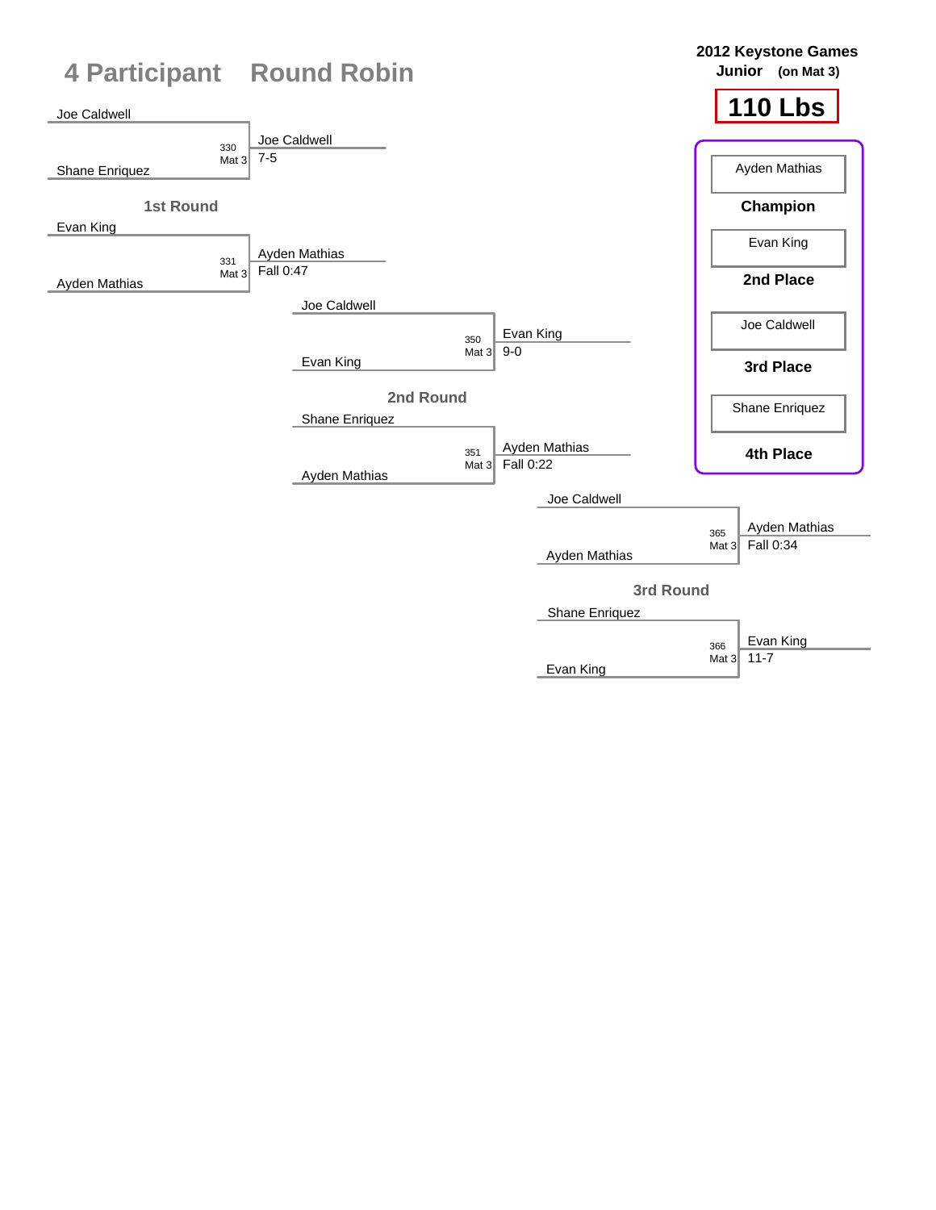# 4 Participant Round Robin

**2012 Keystone Games**
**Junior** (on Mat 3)

**110 Lbs**

## 1st Round

| Match | Mat | Wrestler 1 | Wrestler 2 | Winner | Result |
|---|---|---|---|---|---|
| 330 | Mat 3 | Joe Caldwell | Shane Enriquez | Joe Caldwell | 7-5 |
| 331 | Mat 3 | Evan King | Ayden Mathias | Ayden Mathias | Fall 0:47 |

## 2nd Round

| Match | Mat | Wrestler 1 | Wrestler 2 | Winner | Result |
|---|---|---|---|---|---|
| 350 | Mat 3 | Joe Caldwell | Evan King | Evan King | 9-0 |
| 351 | Mat 3 | Shane Enriquez | Ayden Mathias | Ayden Mathias | Fall 0:22 |

## 3rd Round

| Match | Mat | Wrestler 1 | Wrestler 2 | Winner | Result |
|---|---|---|---|---|---|
| 365 | Mat 3 | Joe Caldwell | Ayden Mathias | Ayden Mathias | Fall 0:34 |
| 366 | Mat 3 | Shane Enriquez | Evan King | Evan King | 11-7 |

## Placements

| Place | Wrestler |
|---|---|
| **Champion** | Ayden Mathias |
| **2nd Place** | Evan King |
| **3rd Place** | Joe Caldwell |
| **4th Place** | Shane Enriquez |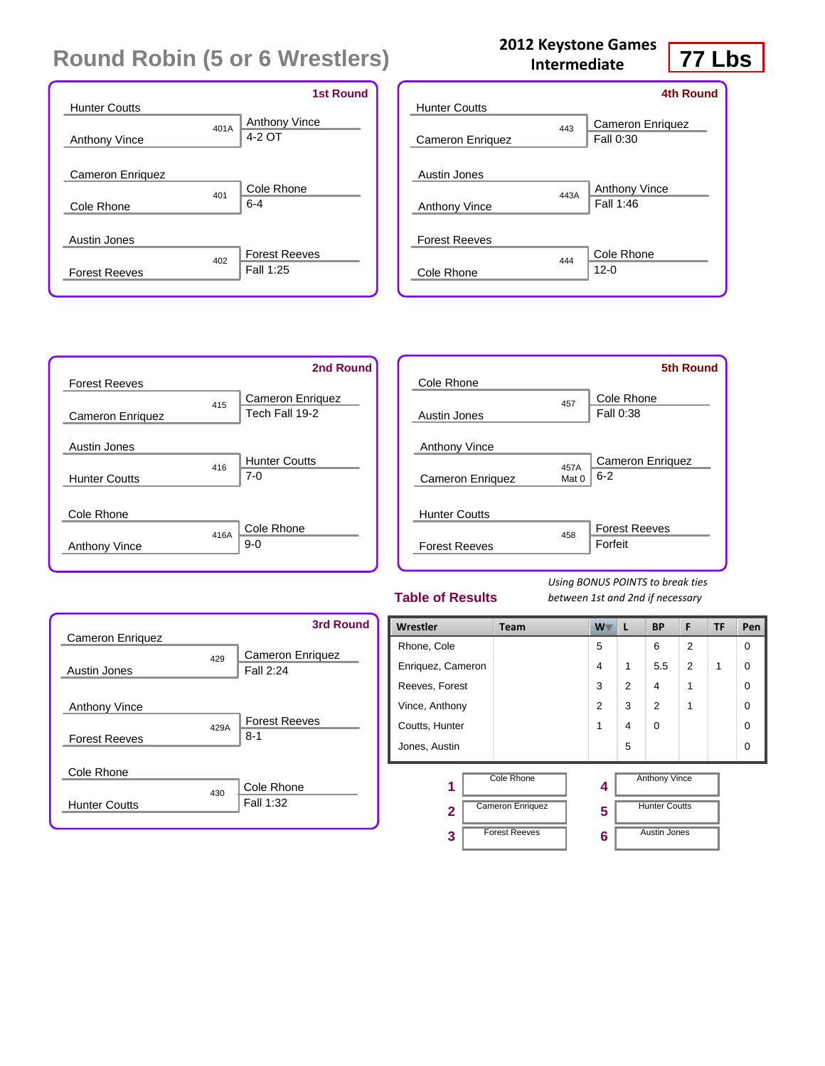# Round Robin (5 or 6 Wrestlers)

**2012 Keystone Games Intermediate**

**77 Lbs**

### 1st Round

| Bout | Wrestler 1 | Wrestler 2 | Winner | Result |
|---|---|---|---|---|
| 401A | Hunter Coutts | Anthony Vince | Anthony Vince | 4-2 OT |
| 401 | Cameron Enriquez | Cole Rhone | Cole Rhone | 6-4 |
| 402 | Austin Jones | Forest Reeves | Forest Reeves | Fall 1:25 |

### 2nd Round

| Bout | Wrestler 1 | Wrestler 2 | Winner | Result |
|---|---|---|---|---|
| 415 | Forest Reeves | Cameron Enriquez | Cameron Enriquez | Tech Fall 19-2 |
| 416 | Austin Jones | Hunter Coutts | Hunter Coutts | 7-0 |
| 416A | Cole Rhone | Anthony Vince | Cole Rhone | 9-0 |

### 3rd Round

| Bout | Wrestler 1 | Wrestler 2 | Winner | Result |
|---|---|---|---|---|
| 429 | Cameron Enriquez | Austin Jones | Cameron Enriquez | Fall 2:24 |
| 429A | Anthony Vince | Forest Reeves | Forest Reeves | 8-1 |
| 430 | Cole Rhone | Hunter Coutts | Cole Rhone | Fall 1:32 |

### 4th Round

| Bout | Wrestler 1 | Wrestler 2 | Winner | Result |
|---|---|---|---|---|
| 443 | Hunter Coutts | Cameron Enriquez | Cameron Enriquez | Fall 0:30 |
| 443A | Austin Jones | Anthony Vince | Anthony Vince | Fall 1:46 |
| 444 | Forest Reeves | Cole Rhone | Cole Rhone | 12-0 |

### 5th Round

| Bout | Wrestler 1 | Wrestler 2 | Winner | Result |
|---|---|---|---|---|
| 457 | Cole Rhone | Austin Jones | Cole Rhone | Fall 0:38 |
| 457A Mat 0 | Anthony Vince | Cameron Enriquez | Cameron Enriquez | 6-2 |
| 458 | Hunter Coutts | Forest Reeves | Forest Reeves | Forfeit |

## Table of Results

*Using BONUS POINTS to break ties between 1st and 2nd if necessary*

| Wrestler | Team | W | L | BP | F | TF | Pen |
|---|---|---|---|---|---|---|---|
| Rhone, Cole | | 5 | | 6 | 2 | | 0 |
| Enriquez, Cameron | | 4 | 1 | 5.5 | 2 | 1 | 0 |
| Reeves, Forest | | 3 | 2 | 4 | 1 | | 0 |
| Vince, Anthony | | 2 | 3 | 2 | 1 | | 0 |
| Coutts, Hunter | | 1 | 4 | 0 | | | 0 |
| Jones, Austin | | | 5 | | | | 0 |

| Place | Wrestler | Place | Wrestler |
|---|---|---|---|
| 1 | Cole Rhone | 4 | Anthony Vince |
| 2 | Cameron Enriquez | 5 | Hunter Coutts |
| 3 | Forest Reeves | 6 | Austin Jones |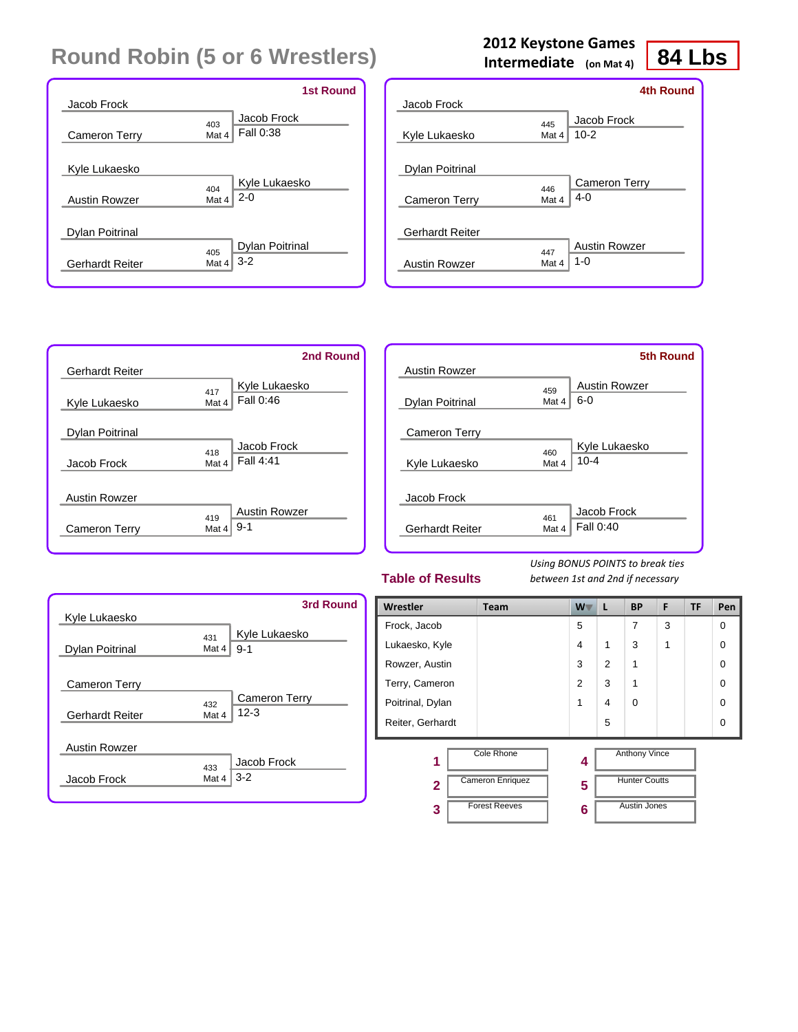# Round Robin (5 or 6 Wrestlers)

**2012 Keystone Games**
**Intermediate** (on Mat 4)

**84 Lbs**

### 1st Round

| Wrestler 1 | Wrestler 2 | Bout | Winner | Result |
|---|---|---|---|---|
| Jacob Frock | Cameron Terry | 403 Mat 4 | Jacob Frock | Fall 0:38 |
| Kyle Lukaesko | Austin Rowzer | 404 Mat 4 | Kyle Lukaesko | 2-0 |
| Dylan Poitrinal | Gerhardt Reiter | 405 Mat 4 | Dylan Poitrinal | 3-2 |

### 2nd Round

| Wrestler 1 | Wrestler 2 | Bout | Winner | Result |
|---|---|---|---|---|
| Gerhardt Reiter | Kyle Lukaesko | 417 Mat 4 | Kyle Lukaesko | Fall 0:46 |
| Dylan Poitrinal | Jacob Frock | 418 Mat 4 | Jacob Frock | Fall 4:41 |
| Austin Rowzer | Cameron Terry | 419 Mat 4 | Austin Rowzer | 9-1 |

### 3rd Round

| Wrestler 1 | Wrestler 2 | Bout | Winner | Result |
|---|---|---|---|---|
| Kyle Lukaesko | Dylan Poitrinal | 431 Mat 4 | Kyle Lukaesko | 9-1 |
| Cameron Terry | Gerhardt Reiter | 432 Mat 4 | Cameron Terry | 12-3 |
| Austin Rowzer | Jacob Frock | 433 Mat 4 | Jacob Frock | 3-2 |

### 4th Round

| Wrestler 1 | Wrestler 2 | Bout | Winner | Result |
|---|---|---|---|---|
| Jacob Frock | Kyle Lukaesko | 445 Mat 4 | Jacob Frock | 10-2 |
| Dylan Poitrinal | Cameron Terry | 446 Mat 4 | Cameron Terry | 4-0 |
| Gerhardt Reiter | Austin Rowzer | 447 Mat 4 | Austin Rowzer | 1-0 |

### 5th Round

| Wrestler 1 | Wrestler 2 | Bout | Winner | Result |
|---|---|---|---|---|
| Austin Rowzer | Dylan Poitrinal | 459 Mat 4 | Austin Rowzer | 6-0 |
| Cameron Terry | Kyle Lukaesko | 460 Mat 4 | Kyle Lukaesko | 10-4 |
| Jacob Frock | Gerhardt Reiter | 461 Mat 4 | Jacob Frock | Fall 0:40 |

## Table of Results

*Using BONUS POINTS to break ties between 1st and 2nd if necessary*

| Wrestler | Team | W | L | BP | F | TF | Pen |
|---|---|---|---|---|---|---|---|
| Frock, Jacob | | 5 | | 7 | 3 | | 0 |
| Lukaesko, Kyle | | 4 | 1 | 3 | 1 | | 0 |
| Rowzer, Austin | | 3 | 2 | 1 | | | 0 |
| Terry, Cameron | | 2 | 3 | 1 | | | 0 |
| Poitrinal, Dylan | | 1 | 4 | 0 | | | 0 |
| Reiter, Gerhardt | | | 5 | | | | 0 |

| Place | Name | Place | Name |
|---|---|---|---|
| 1 | Cole Rhone | 4 | Anthony Vince |
| 2 | Cameron Enriquez | 5 | Hunter Coutts |
| 3 | Forest Reeves | 6 | Austin Jones |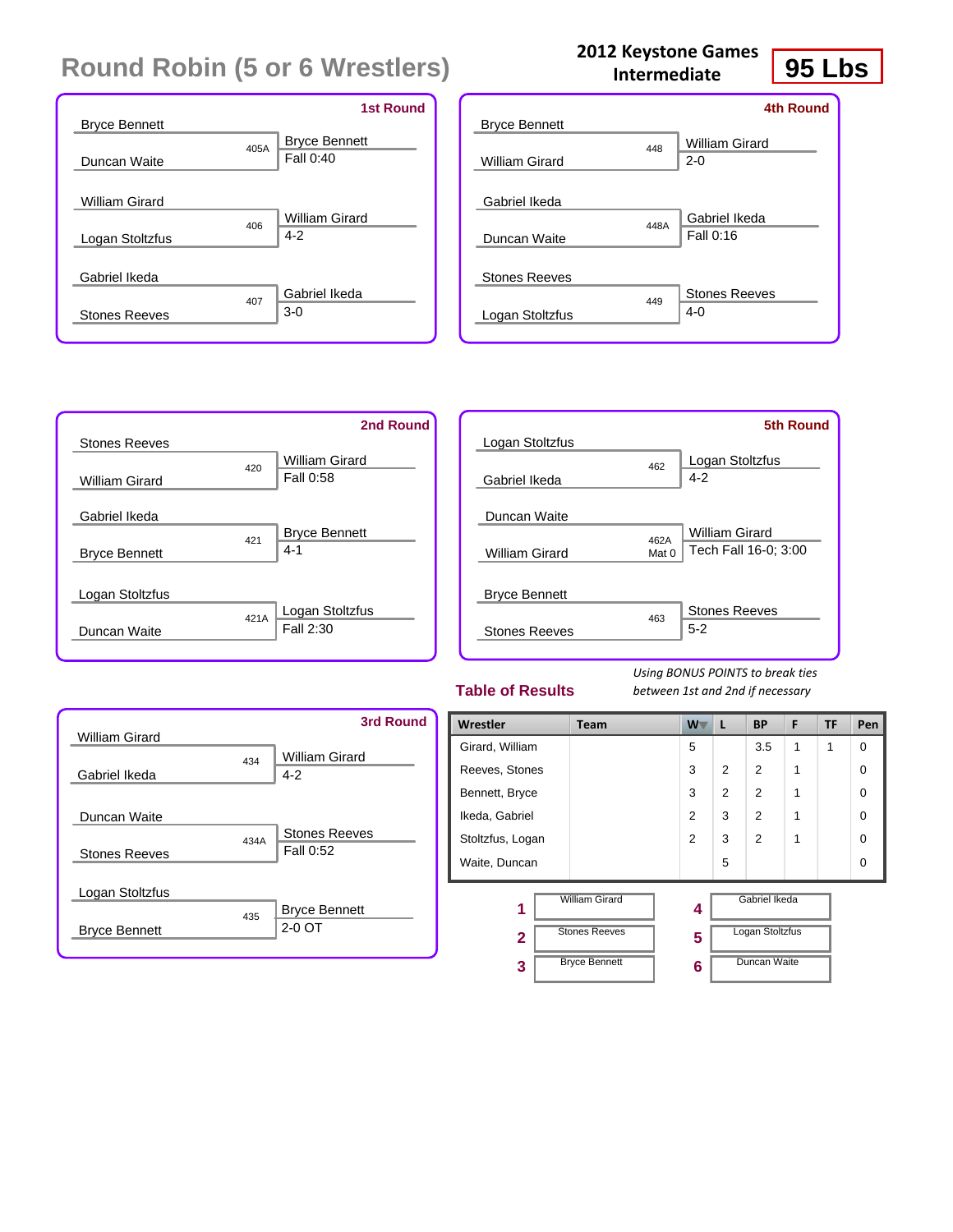# Round Robin (5 or 6 Wrestlers)

**2012 Keystone Games Intermediate**

**95 Lbs**

### 1st Round

| Wrestler 1 | Wrestler 2 | Bout | Winner | Result |
|---|---|---|---|---|
| Bryce Bennett | Duncan Waite | 405A | Bryce Bennett | Fall 0:40 |
| William Girard | Logan Stoltzfus | 406 | William Girard | 4-2 |
| Gabriel Ikeda | Stones Reeves | 407 | Gabriel Ikeda | 3-0 |

### 2nd Round

| Wrestler 1 | Wrestler 2 | Bout | Winner | Result |
|---|---|---|---|---|
| Stones Reeves | William Girard | 420 | William Girard | Fall 0:58 |
| Gabriel Ikeda | Bryce Bennett | 421 | Bryce Bennett | 4-1 |
| Logan Stoltzfus | Duncan Waite | 421A | Logan Stoltzfus | Fall 2:30 |

### 3rd Round

| Wrestler 1 | Wrestler 2 | Bout | Winner | Result |
|---|---|---|---|---|
| William Girard | Gabriel Ikeda | 434 | William Girard | 4-2 |
| Duncan Waite | Stones Reeves | 434A | Stones Reeves | Fall 0:52 |
| Logan Stoltzfus | Bryce Bennett | 435 | Bryce Bennett | 2-0 OT |

### 4th Round

| Wrestler 1 | Wrestler 2 | Bout | Winner | Result |
|---|---|---|---|---|
| Bryce Bennett | William Girard | 448 | William Girard | 2-0 |
| Gabriel Ikeda | Duncan Waite | 448A | Gabriel Ikeda | Fall 0:16 |
| Stones Reeves | Logan Stoltzfus | 449 | Stones Reeves | 4-0 |

### 5th Round

| Wrestler 1 | Wrestler 2 | Bout | Winner | Result |
|---|---|---|---|---|
| Logan Stoltzfus | Gabriel Ikeda | 462 | Logan Stoltzfus | 4-2 |
| Duncan Waite | William Girard | 462A Mat 0 | William Girard | Tech Fall 16-0; 3:00 |
| Bryce Bennett | Stones Reeves | 463 | Stones Reeves | 5-2 |

### Table of Results

*Using BONUS POINTS to break ties between 1st and 2nd if necessary*

| Wrestler | Team | W | L | BP | F | TF | Pen |
|---|---|---|---|---|---|---|---|
| Girard, William | | 5 | | 3.5 | 1 | 1 | 0 |
| Reeves, Stones | | 3 | 2 | 2 | 1 | | 0 |
| Bennett, Bryce | | 3 | 2 | 2 | 1 | | 0 |
| Ikeda, Gabriel | | 2 | 3 | 2 | 1 | | 0 |
| Stoltzfus, Logan | | 2 | 3 | 2 | 1 | | 0 |
| Waite, Duncan | | | 5 | | | | 0 |

| Place | Wrestler | Place | Wrestler |
|---|---|---|---|
| 1 | William Girard | 4 | Gabriel Ikeda |
| 2 | Stones Reeves | 5 | Logan Stoltzfus |
| 3 | Bryce Bennett | 6 | Duncan Waite |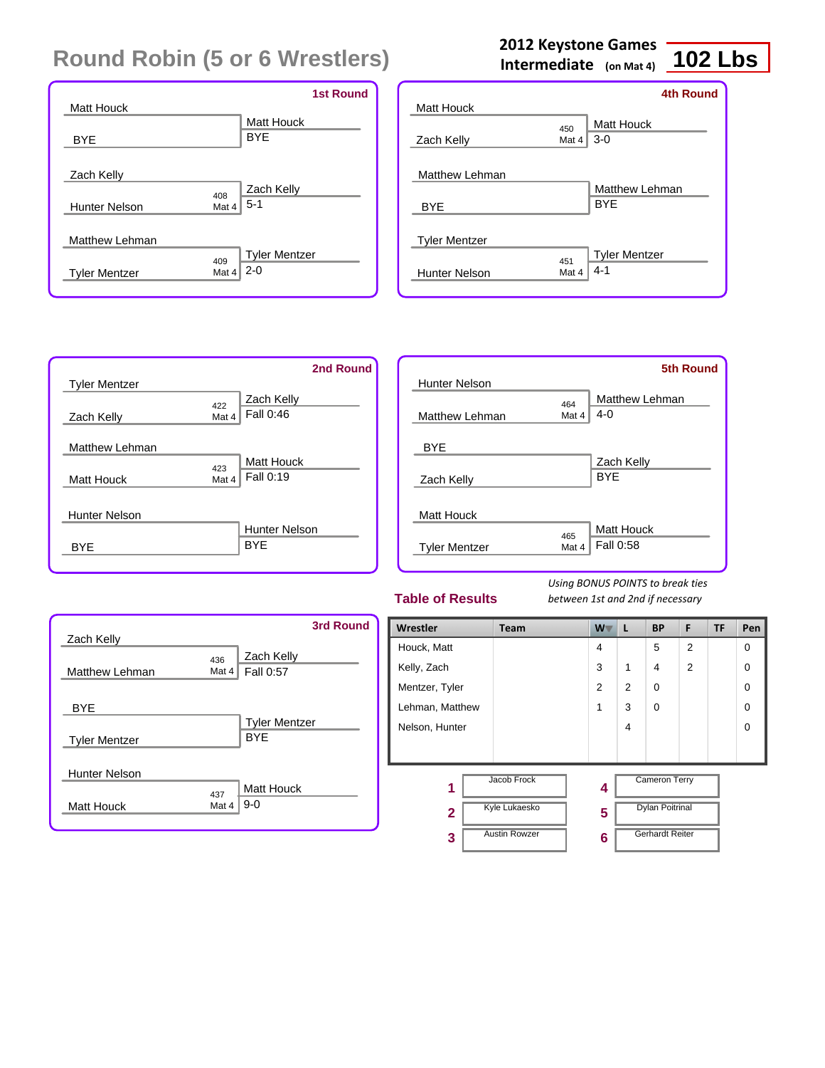# Round Robin (5 or 6 Wrestlers)

**2012 Keystone Games Intermediate** (on Mat 4) **102 Lbs**

## 1st Round

| Wrestler 1 | Wrestler 2 | Bout | Winner | Result |
|---|---|---|---|---|
| Matt Houck | BYE | | Matt Houck | BYE |
| Zach Kelly | Hunter Nelson | 408 Mat 4 | Zach Kelly | 5-1 |
| Matthew Lehman | Tyler Mentzer | 409 Mat 4 | Tyler Mentzer | 2-0 |

## 2nd Round

| Wrestler 1 | Wrestler 2 | Bout | Winner | Result |
|---|---|---|---|---|
| Tyler Mentzer | Zach Kelly | 422 Mat 4 | Zach Kelly | Fall 0:46 |
| Matthew Lehman | Matt Houck | 423 Mat 4 | Matt Houck | Fall 0:19 |
| Hunter Nelson | BYE | | Hunter Nelson | BYE |

## 3rd Round

| Wrestler 1 | Wrestler 2 | Bout | Winner | Result |
|---|---|---|---|---|
| Zach Kelly | Matthew Lehman | 436 Mat 4 | Zach Kelly | Fall 0:57 |
| BYE | Tyler Mentzer | | Tyler Mentzer | BYE |
| Hunter Nelson | Matt Houck | 437 Mat 4 | Matt Houck | 9-0 |

## 4th Round

| Wrestler 1 | Wrestler 2 | Bout | Winner | Result |
|---|---|---|---|---|
| Matt Houck | Zach Kelly | 450 Mat 4 | Matt Houck | 3-0 |
| Matthew Lehman | BYE | | Matthew Lehman | BYE |
| Tyler Mentzer | Hunter Nelson | 451 Mat 4 | Tyler Mentzer | 4-1 |

## 5th Round

| Wrestler 1 | Wrestler 2 | Bout | Winner | Result |
|---|---|---|---|---|
| Hunter Nelson | Matthew Lehman | 464 Mat 4 | Matthew Lehman | 4-0 |
| BYE | Zach Kelly | | Zach Kelly | BYE |
| Matt Houck | Tyler Mentzer | 465 Mat 4 | Matt Houck | Fall 0:58 |

## Table of Results

*Using BONUS POINTS to break ties between 1st and 2nd if necessary*

| Wrestler | Team | W | L | BP | F | TF | Pen |
|---|---|---|---|---|---|---|---|
| Houck, Matt | | 4 | | 5 | 2 | | 0 |
| Kelly, Zach | | 3 | 1 | 4 | 2 | | 0 |
| Mentzer, Tyler | | 2 | 2 | 0 | | | 0 |
| Lehman, Matthew | | 1 | 3 | 0 | | | 0 |
| Nelson, Hunter | | | 4 | | | | 0 |

| Place | Name | Place | Name |
|---|---|---|---|
| 1 | Jacob Frock | 4 | Cameron Terry |
| 2 | Kyle Lukaesko | 5 | Dylan Poitrinal |
| 3 | Austin Rowzer | 6 | Gerhardt Reiter |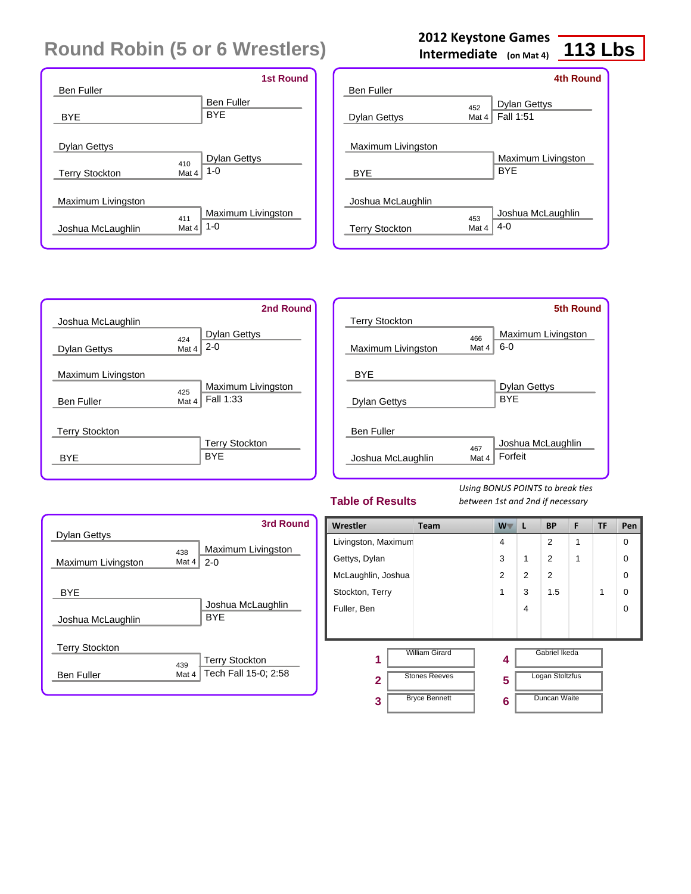# Round Robin (5 or 6 Wrestlers)

**2012 Keystone Games**
**Intermediate** (on Mat 4)

**113 Lbs**

## 1st Round

| Wrestler 1 | Wrestler 2 | Bout | Winner | Result |
|---|---|---|---|---|
| Ben Fuller | BYE | | Ben Fuller | BYE |
| Dylan Gettys | Terry Stockton | 410 Mat 4 | Dylan Gettys | 1-0 |
| Maximum Livingston | Joshua McLaughlin | 411 Mat 4 | Maximum Livingston | 1-0 |

## 2nd Round

| Wrestler 1 | Wrestler 2 | Bout | Winner | Result |
|---|---|---|---|---|
| Joshua McLaughlin | Dylan Gettys | 424 Mat 4 | Dylan Gettys | 2-0 |
| Maximum Livingston | Ben Fuller | 425 Mat 4 | Maximum Livingston | Fall 1:33 |
| Terry Stockton | BYE | | Terry Stockton | BYE |

## 3rd Round

| Wrestler 1 | Wrestler 2 | Bout | Winner | Result |
|---|---|---|---|---|
| Dylan Gettys | Maximum Livingston | 438 Mat 4 | Maximum Livingston | 2-0 |
| BYE | Joshua McLaughlin | | Joshua McLaughlin | BYE |
| Terry Stockton | Ben Fuller | 439 Mat 4 | Terry Stockton | Tech Fall 15-0; 2:58 |

## 4th Round

| Wrestler 1 | Wrestler 2 | Bout | Winner | Result |
|---|---|---|---|---|
| Ben Fuller | Dylan Gettys | 452 Mat 4 | Dylan Gettys | Fall 1:51 |
| Maximum Livingston | BYE | | Maximum Livingston | BYE |
| Joshua McLaughlin | Terry Stockton | 453 Mat 4 | Joshua McLaughlin | 4-0 |

## 5th Round

| Wrestler 1 | Wrestler 2 | Bout | Winner | Result |
|---|---|---|---|---|
| Terry Stockton | Maximum Livingston | 466 Mat 4 | Maximum Livingston | 6-0 |
| BYE | Dylan Gettys | | Dylan Gettys | BYE |
| Ben Fuller | Joshua McLaughlin | 467 Mat 4 | Joshua McLaughlin | Forfeit |

## Table of Results

*Using BONUS POINTS to break ties between 1st and 2nd if necessary*

| Wrestler | Team | W | L | BP | F | TF | Pen |
|---|---|---|---|---|---|---|---|
| Livingston, Maximum | | 4 | | 2 | 1 | | 0 |
| Gettys, Dylan | | 3 | 1 | 2 | 1 | | 0 |
| McLaughlin, Joshua | | 2 | 2 | 2 | | | 0 |
| Stockton, Terry | | 1 | 3 | 1.5 | | 1 | 0 |
| Fuller, Ben | | | 4 | | | | 0 |

| Place | Name | Place | Name |
|---|---|---|---|
| 1 | William Girard | 4 | Gabriel Ikeda |
| 2 | Stones Reeves | 5 | Logan Stoltzfus |
| 3 | Bryce Bennett | 6 | Duncan Waite |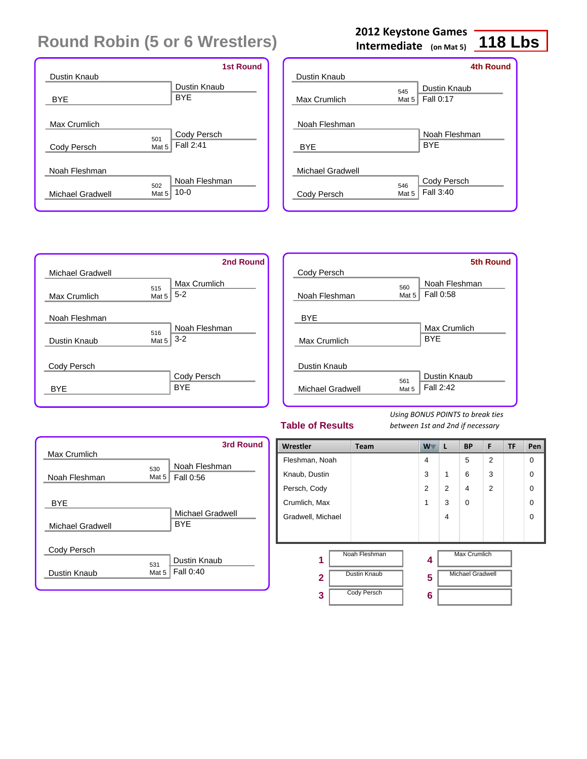# Round Robin (5 or 6 Wrestlers)

**2012 Keystone Games**
**Intermediate** (on Mat 5)

## 118 Lbs

### 1st Round

| Wrestler 1 | Wrestler 2 | Bout | Winner | Result |
|---|---|---|---|---|
| Dustin Knaub | BYE | | Dustin Knaub | BYE |
| Max Crumlich | Cody Persch | 501 Mat 5 | Cody Persch | Fall 2:41 |
| Noah Fleshman | Michael Gradwell | 502 Mat 5 | Noah Fleshman | 10-0 |

### 2nd Round

| Wrestler 1 | Wrestler 2 | Bout | Winner | Result |
|---|---|---|---|---|
| Michael Gradwell | Max Crumlich | 515 Mat 5 | Max Crumlich | 5-2 |
| Noah Fleshman | Dustin Knaub | 516 Mat 5 | Noah Fleshman | 3-2 |
| Cody Persch | BYE | | Cody Persch | BYE |

### 3rd Round

| Wrestler 1 | Wrestler 2 | Bout | Winner | Result |
|---|---|---|---|---|
| Max Crumlich | Noah Fleshman | 530 Mat 5 | Noah Fleshman | Fall 0:56 |
| BYE | Michael Gradwell | | Michael Gradwell | BYE |
| Cody Persch | Dustin Knaub | 531 Mat 5 | Dustin Knaub | Fall 0:40 |

### 4th Round

| Wrestler 1 | Wrestler 2 | Bout | Winner | Result |
|---|---|---|---|---|
| Dustin Knaub | Max Crumlich | 545 Mat 5 | Dustin Knaub | Fall 0:17 |
| Noah Fleshman | BYE | | Noah Fleshman | BYE |
| Michael Gradwell | Cody Persch | 546 Mat 5 | Cody Persch | Fall 3:40 |

### 5th Round

| Wrestler 1 | Wrestler 2 | Bout | Winner | Result |
|---|---|---|---|---|
| Cody Persch | Noah Fleshman | 560 Mat 5 | Noah Fleshman | Fall 0:58 |
| BYE | Max Crumlich | | Max Crumlich | BYE |
| Dustin Knaub | Michael Gradwell | 561 Mat 5 | Dustin Knaub | Fall 2:42 |

## Table of Results

*Using BONUS POINTS to break ties between 1st and 2nd if necessary*

| Wrestler | Team | W | L | BP | F | TF | Pen |
|---|---|---|---|---|---|---|---|
| Fleshman, Noah | | 4 | | 5 | 2 | | 0 |
| Knaub, Dustin | | 3 | 1 | 6 | 3 | | 0 |
| Persch, Cody | | 2 | 2 | 4 | 2 | | 0 |
| Crumlich, Max | | 1 | 3 | 0 | | | 0 |
| Gradwell, Michael | | | 4 | | | | 0 |

| Place | Wrestler | Place | Wrestler |
|---|---|---|---|
| 1 | Noah Fleshman | 4 | Max Crumlich |
| 2 | Dustin Knaub | 5 | Michael Gradwell |
| 3 | Cody Persch | 6 | |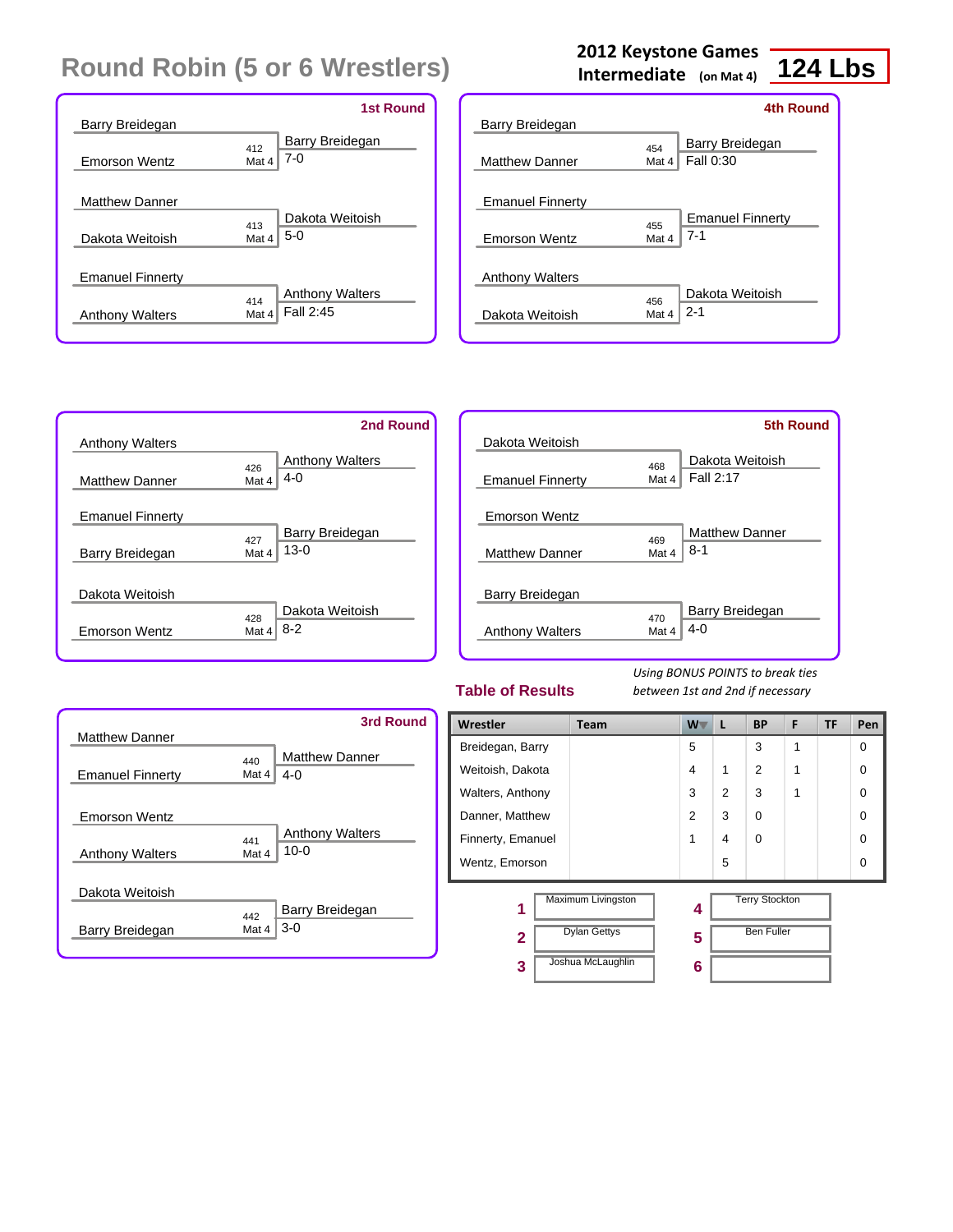# Round Robin (5 or 6 Wrestlers)

**2012 Keystone Games Intermediate** (on Mat 4) **124 Lbs**

### 1st Round

| Wrestler 1 | Wrestler 2 | Bout | Winner | Result |
|---|---|---|---|---|
| Barry Breidegan | Emorson Wentz | 412 Mat 4 | Barry Breidegan | 7-0 |
| Matthew Danner | Dakota Weitoish | 413 Mat 4 | Dakota Weitoish | 5-0 |
| Emanuel Finnerty | Anthony Walters | 414 Mat 4 | Anthony Walters | Fall 2:45 |

### 2nd Round

| Wrestler 1 | Wrestler 2 | Bout | Winner | Result |
|---|---|---|---|---|
| Anthony Walters | Matthew Danner | 426 Mat 4 | Anthony Walters | 4-0 |
| Emanuel Finnerty | Barry Breidegan | 427 Mat 4 | Barry Breidegan | 13-0 |
| Dakota Weitoish | Emorson Wentz | 428 Mat 4 | Dakota Weitoish | 8-2 |

### 3rd Round

| Wrestler 1 | Wrestler 2 | Bout | Winner | Result |
|---|---|---|---|---|
| Matthew Danner | Emanuel Finnerty | 440 Mat 4 | Matthew Danner | 4-0 |
| Emorson Wentz | Anthony Walters | 441 Mat 4 | Anthony Walters | 10-0 |
| Dakota Weitoish | Barry Breidegan | 442 Mat 4 | Barry Breidegan | 3-0 |

### 4th Round

| Wrestler 1 | Wrestler 2 | Bout | Winner | Result |
|---|---|---|---|---|
| Barry Breidegan | Matthew Danner | 454 Mat 4 | Barry Breidegan | Fall 0:30 |
| Emanuel Finnerty | Emorson Wentz | 455 Mat 4 | Emanuel Finnerty | 7-1 |
| Anthony Walters | Dakota Weitoish | 456 Mat 4 | Dakota Weitoish | 2-1 |

### 5th Round

| Wrestler 1 | Wrestler 2 | Bout | Winner | Result |
|---|---|---|---|---|
| Dakota Weitoish | Emanuel Finnerty | 468 Mat 4 | Dakota Weitoish | Fall 2:17 |
| Emorson Wentz | Matthew Danner | 469 Mat 4 | Matthew Danner | 8-1 |
| Barry Breidegan | Anthony Walters | 470 Mat 4 | Barry Breidegan | 4-0 |

## Table of Results

*Using BONUS POINTS to break ties between 1st and 2nd if necessary*

| Wrestler | Team | W | L | BP | F | TF | Pen |
|---|---|---|---|---|---|---|---|
| Breidegan, Barry | | 5 | | 3 | 1 | | 0 |
| Weitoish, Dakota | | 4 | 1 | 2 | 1 | | 0 |
| Walters, Anthony | | 3 | 2 | 3 | 1 | | 0 |
| Danner, Matthew | | 2 | 3 | 0 | | | 0 |
| Finnerty, Emanuel | | 1 | 4 | 0 | | | 0 |
| Wentz, Emorson | | | 5 | | | | 0 |

| Place | Name | Place | Name |
|---|---|---|---|
| 1 | Maximum Livingston | 4 | Terry Stockton |
| 2 | Dylan Gettys | 5 | Ben Fuller |
| 3 | Joshua McLaughlin | 6 | |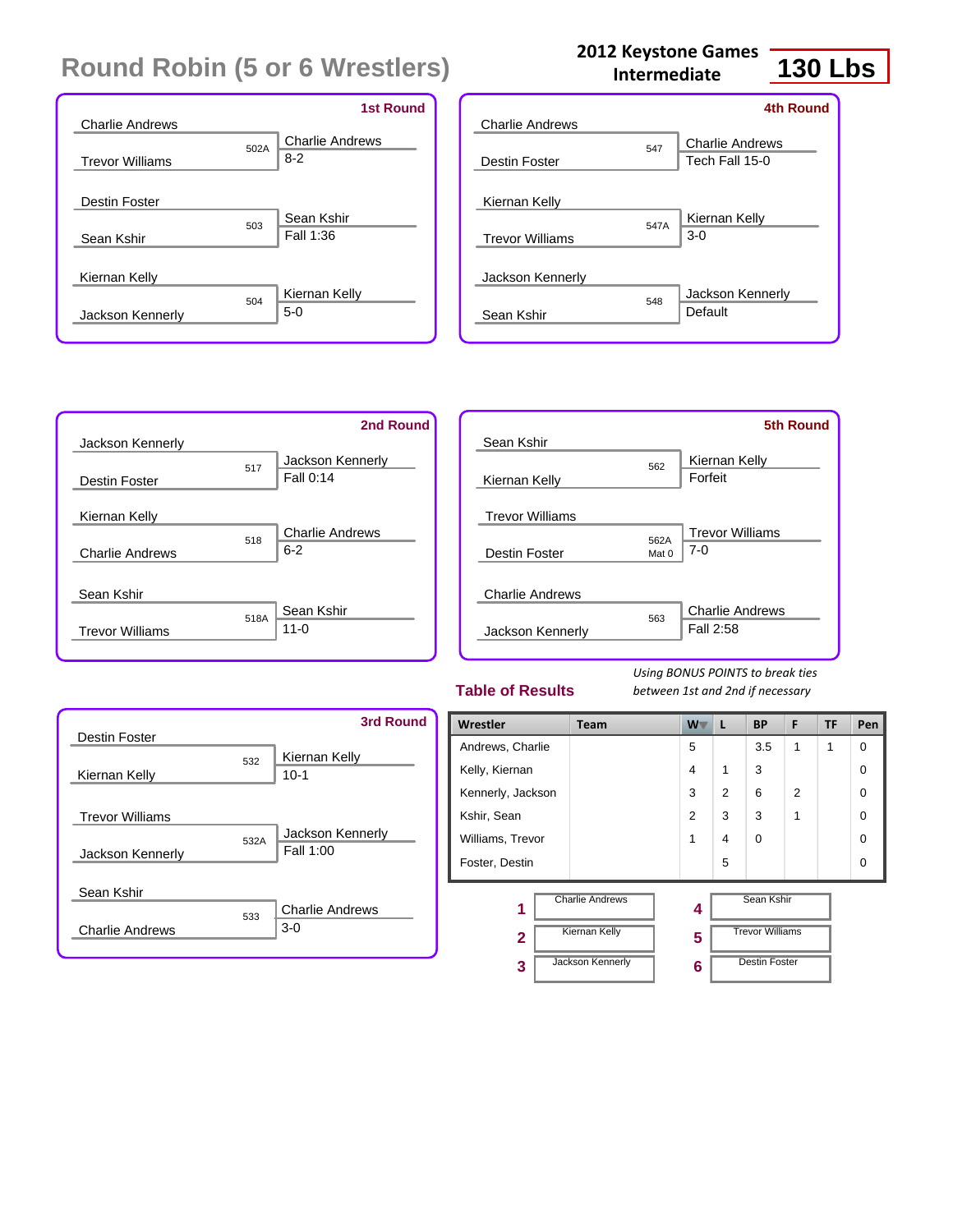# Round Robin (5 or 6 Wrestlers)

**2012 Keystone Games**
**Intermediate**

**130 Lbs**

## 1st Round

| Wrestler 1 | Wrestler 2 | Bout | Winner | Result |
|---|---|---|---|---|
| Charlie Andrews | Trevor Williams | 502A | Charlie Andrews | 8-2 |
| Destin Foster | Sean Kshir | 503 | Sean Kshir | Fall 1:36 |
| Kiernan Kelly | Jackson Kennerly | 504 | Kiernan Kelly | 5-0 |

## 2nd Round

| Wrestler 1 | Wrestler 2 | Bout | Winner | Result |
|---|---|---|---|---|
| Jackson Kennerly | Destin Foster | 517 | Jackson Kennerly | Fall 0:14 |
| Kiernan Kelly | Charlie Andrews | 518 | Charlie Andrews | 6-2 |
| Sean Kshir | Trevor Williams | 518A | Sean Kshir | 11-0 |

## 3rd Round

| Wrestler 1 | Wrestler 2 | Bout | Winner | Result |
|---|---|---|---|---|
| Destin Foster | Kiernan Kelly | 532 | Kiernan Kelly | 10-1 |
| Trevor Williams | Jackson Kennerly | 532A | Jackson Kennerly | Fall 1:00 |
| Sean Kshir | Charlie Andrews | 533 | Charlie Andrews | 3-0 |

## 4th Round

| Wrestler 1 | Wrestler 2 | Bout | Winner | Result |
|---|---|---|---|---|
| Charlie Andrews | Destin Foster | 547 | Charlie Andrews | Tech Fall 15-0 |
| Kiernan Kelly | Trevor Williams | 547A | Kiernan Kelly | 3-0 |
| Jackson Kennerly | Sean Kshir | 548 | Jackson Kennerly | Default |

## 5th Round

| Wrestler 1 | Wrestler 2 | Bout | Winner | Result |
|---|---|---|---|---|
| Sean Kshir | Kiernan Kelly | 562 | Kiernan Kelly | Forfeit |
| Trevor Williams | Destin Foster | 562A Mat 0 | Trevor Williams | 7-0 |
| Charlie Andrews | Jackson Kennerly | 563 | Charlie Andrews | Fall 2:58 |

## Table of Results

*Using BONUS POINTS to break ties between 1st and 2nd if necessary*

| Wrestler | Team | W | L | BP | F | TF | Pen |
|---|---|---|---|---|---|---|---|
| Andrews, Charlie | | 5 | | 3.5 | 1 | 1 | 0 |
| Kelly, Kiernan | | 4 | 1 | 3 | | | 0 |
| Kennerly, Jackson | | 3 | 2 | 6 | 2 | | 0 |
| Kshir, Sean | | 2 | 3 | 3 | 1 | | 0 |
| Williams, Trevor | | 1 | 4 | 0 | | | 0 |
| Foster, Destin | | | 5 | | | | 0 |

| Place | Wrestler |
|---|---|
| 1 | Charlie Andrews |
| 2 | Kiernan Kelly |
| 3 | Jackson Kennerly |
| 4 | Sean Kshir |
| 5 | Trevor Williams |
| 6 | Destin Foster |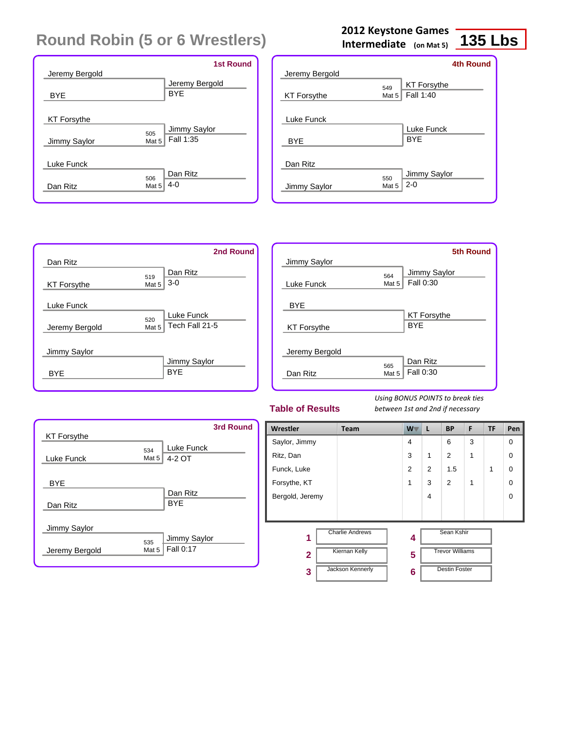# Round Robin (5 or 6 Wrestlers)

**2012 Keystone Games**
**Intermediate** (on Mat 5)

**135 Lbs**

### 1st Round

| Wrestler 1 | Wrestler 2 | Bout | Winner | Result |
|---|---|---|---|---|
| Jeremy Bergold | BYE | | Jeremy Bergold | BYE |
| KT Forsythe | Jimmy Saylor | 505 Mat 5 | Jimmy Saylor | Fall 1:35 |
| Luke Funck | Dan Ritz | 506 Mat 5 | Dan Ritz | 4-0 |

### 2nd Round

| Wrestler 1 | Wrestler 2 | Bout | Winner | Result |
|---|---|---|---|---|
| Dan Ritz | KT Forsythe | 519 Mat 5 | Dan Ritz | 3-0 |
| Luke Funck | Jeremy Bergold | 520 Mat 5 | Luke Funck | Tech Fall 21-5 |
| Jimmy Saylor | BYE | | Jimmy Saylor | BYE |

### 3rd Round

| Wrestler 1 | Wrestler 2 | Bout | Winner | Result |
|---|---|---|---|---|
| KT Forsythe | Luke Funck | 534 Mat 5 | Luke Funck | 4-2 OT |
| BYE | Dan Ritz | | Dan Ritz | BYE |
| Jimmy Saylor | Jeremy Bergold | 535 Mat 5 | Jimmy Saylor | Fall 0:17 |

### 4th Round

| Wrestler 1 | Wrestler 2 | Bout | Winner | Result |
|---|---|---|---|---|
| Jeremy Bergold | KT Forsythe | 549 Mat 5 | KT Forsythe | Fall 1:40 |
| Luke Funck | BYE | | Luke Funck | BYE |
| Dan Ritz | Jimmy Saylor | 550 Mat 5 | Jimmy Saylor | 2-0 |

### 5th Round

| Wrestler 1 | Wrestler 2 | Bout | Winner | Result |
|---|---|---|---|---|
| Jimmy Saylor | Luke Funck | 564 Mat 5 | Jimmy Saylor | Fall 0:30 |
| BYE | KT Forsythe | | KT Forsythe | BYE |
| Jeremy Bergold | Dan Ritz | 565 Mat 5 | Dan Ritz | Fall 0:30 |

## Table of Results

*Using BONUS POINTS to break ties between 1st and 2nd if necessary*

| Wrestler | Team | W | L | BP | F | TF | Pen |
|---|---|---|---|---|---|---|---|
| Saylor, Jimmy | | 4 | | 6 | 3 | | 0 |
| Ritz, Dan | | 3 | 1 | 2 | 1 | | 0 |
| Funck, Luke | | 2 | 2 | 1.5 | | 1 | 0 |
| Forsythe, KT | | 1 | 3 | 2 | 1 | | 0 |
| Bergold, Jeremy | | | 4 | | | | 0 |

| Place | Name | Place | Name |
|---|---|---|---|
| 1 | Charlie Andrews | 4 | Sean Kshir |
| 2 | Kiernan Kelly | 5 | Trevor Williams |
| 3 | Jackson Kennerly | 6 | Destin Foster |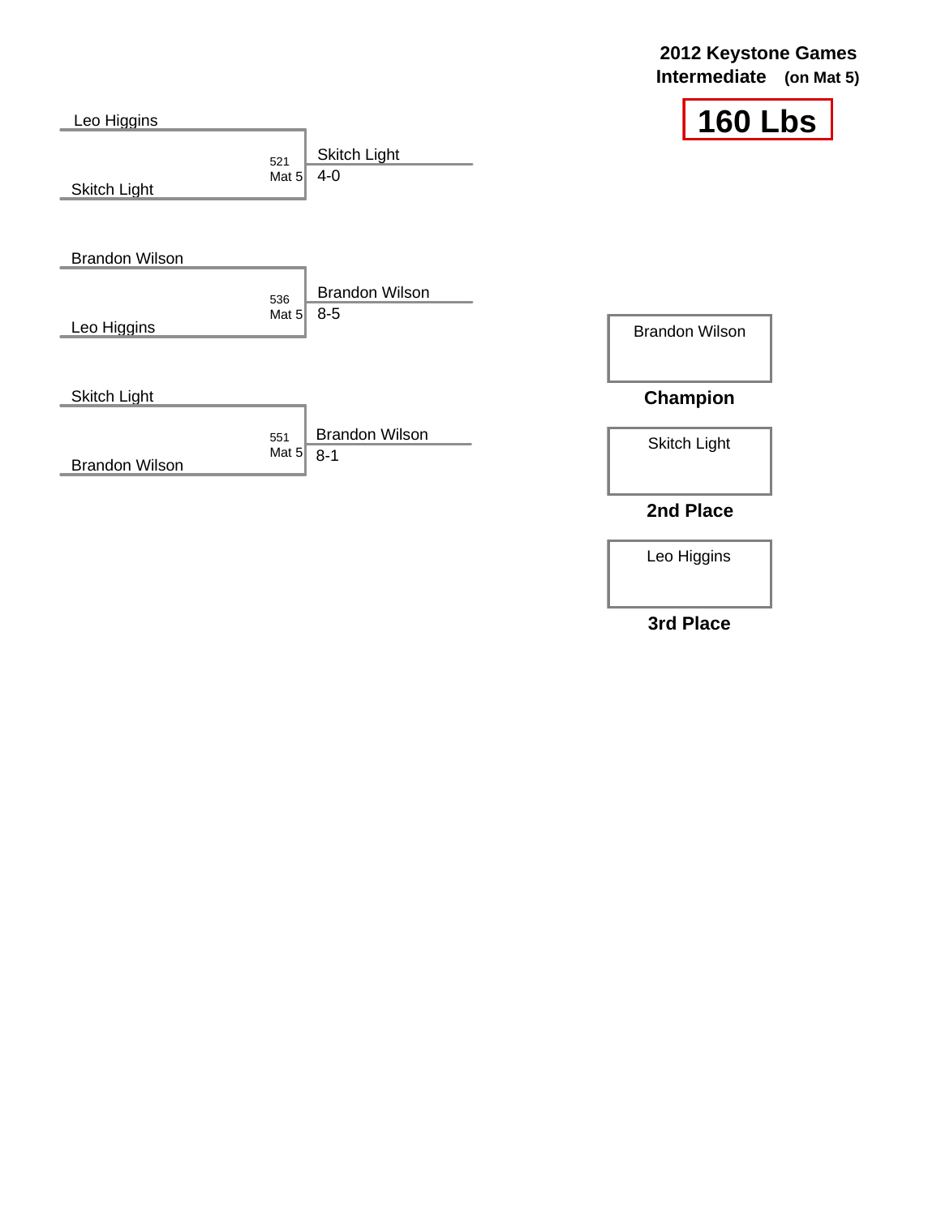# 2012 Keystone Games

## Intermediate (on Mat 5)

## 160 Lbs

| Bout | Wrestler 1 | Wrestler 2 | Mat | Winner | Score |
|---|---|---|---|---|---|
| 521 | Leo Higgins | Skitch Light | Mat 5 | Skitch Light | 4-0 |
| 536 | Brandon Wilson | Leo Higgins | Mat 5 | Brandon Wilson | 8-5 |
| 551 | Skitch Light | Brandon Wilson | Mat 5 | Brandon Wilson | 8-1 |

Brandon Wilson

**Champion**

Skitch Light

**2nd Place**

Leo Higgins

**3rd Place**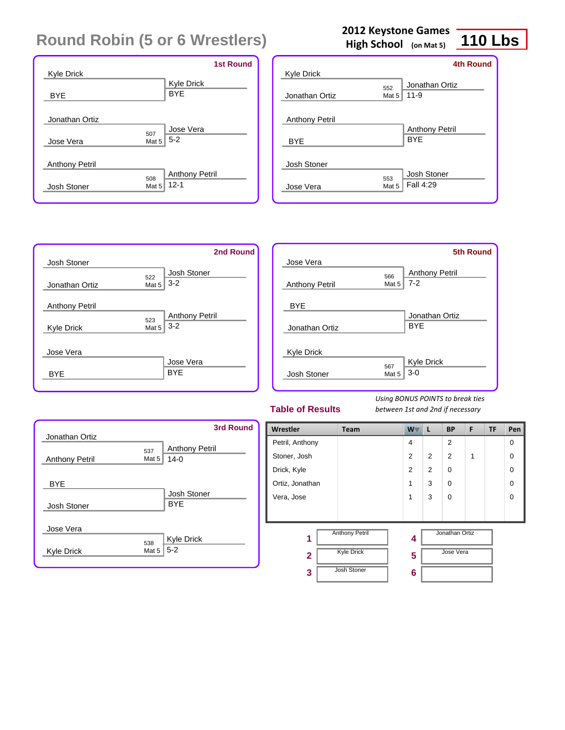# Round Robin (5 or 6 Wrestlers)

**2012 Keystone Games High School (on Mat 5)**

**110 Lbs**

## 1st Round

| Wrestler 1 | Wrestler 2 | Bout | Winner | Result |
|---|---|---|---|---|
| Kyle Drick | BYE | | Kyle Drick | BYE |
| Jonathan Ortiz | Jose Vera | 507 Mat 5 | Jose Vera | 5-2 |
| Anthony Petril | Josh Stoner | 508 Mat 5 | Anthony Petril | 12-1 |

## 2nd Round

| Wrestler 1 | Wrestler 2 | Bout | Winner | Result |
|---|---|---|---|---|
| Josh Stoner | Jonathan Ortiz | 522 Mat 5 | Josh Stoner | 3-2 |
| Anthony Petril | Kyle Drick | 523 Mat 5 | Anthony Petril | 3-2 |
| Jose Vera | BYE | | Jose Vera | BYE |

## 3rd Round

| Wrestler 1 | Wrestler 2 | Bout | Winner | Result |
|---|---|---|---|---|
| Jonathan Ortiz | Anthony Petril | 537 Mat 5 | Anthony Petril | 14-0 |
| BYE | Josh Stoner | | Josh Stoner | BYE |
| Jose Vera | Kyle Drick | 538 Mat 5 | Kyle Drick | 5-2 |

## 4th Round

| Wrestler 1 | Wrestler 2 | Bout | Winner | Result |
|---|---|---|---|---|
| Kyle Drick | Jonathan Ortiz | 552 Mat 5 | Jonathan Ortiz | 11-9 |
| Anthony Petril | BYE | | Anthony Petril | BYE |
| Josh Stoner | Jose Vera | 553 Mat 5 | Josh Stoner | Fall 4:29 |

## 5th Round

| Wrestler 1 | Wrestler 2 | Bout | Winner | Result |
|---|---|---|---|---|
| Jose Vera | Anthony Petril | 566 Mat 5 | Anthony Petril | 7-2 |
| BYE | Jonathan Ortiz | | Jonathan Ortiz | BYE |
| Kyle Drick | Josh Stoner | 567 Mat 5 | Kyle Drick | 3-0 |

## Table of Results

*Using BONUS POINTS to break ties between 1st and 2nd if necessary*

| Wrestler | Team | W | L | BP | F | TF | Pen |
|---|---|---|---|---|---|---|---|
| Petril, Anthony | | 4 | | 2 | | | 0 |
| Stoner, Josh | | 2 | 2 | 2 | 1 | | 0 |
| Drick, Kyle | | 2 | 2 | 0 | | | 0 |
| Ortiz, Jonathan | | 1 | 3 | 0 | | | 0 |
| Vera, Jose | | 1 | 3 | 0 | | | 0 |

| Place | Wrestler | Place | Wrestler |
|---|---|---|---|
| 1 | Anthony Petril | 4 | Jonathan Ortiz |
| 2 | Kyle Drick | 5 | Jose Vera |
| 3 | Josh Stoner | 6 | |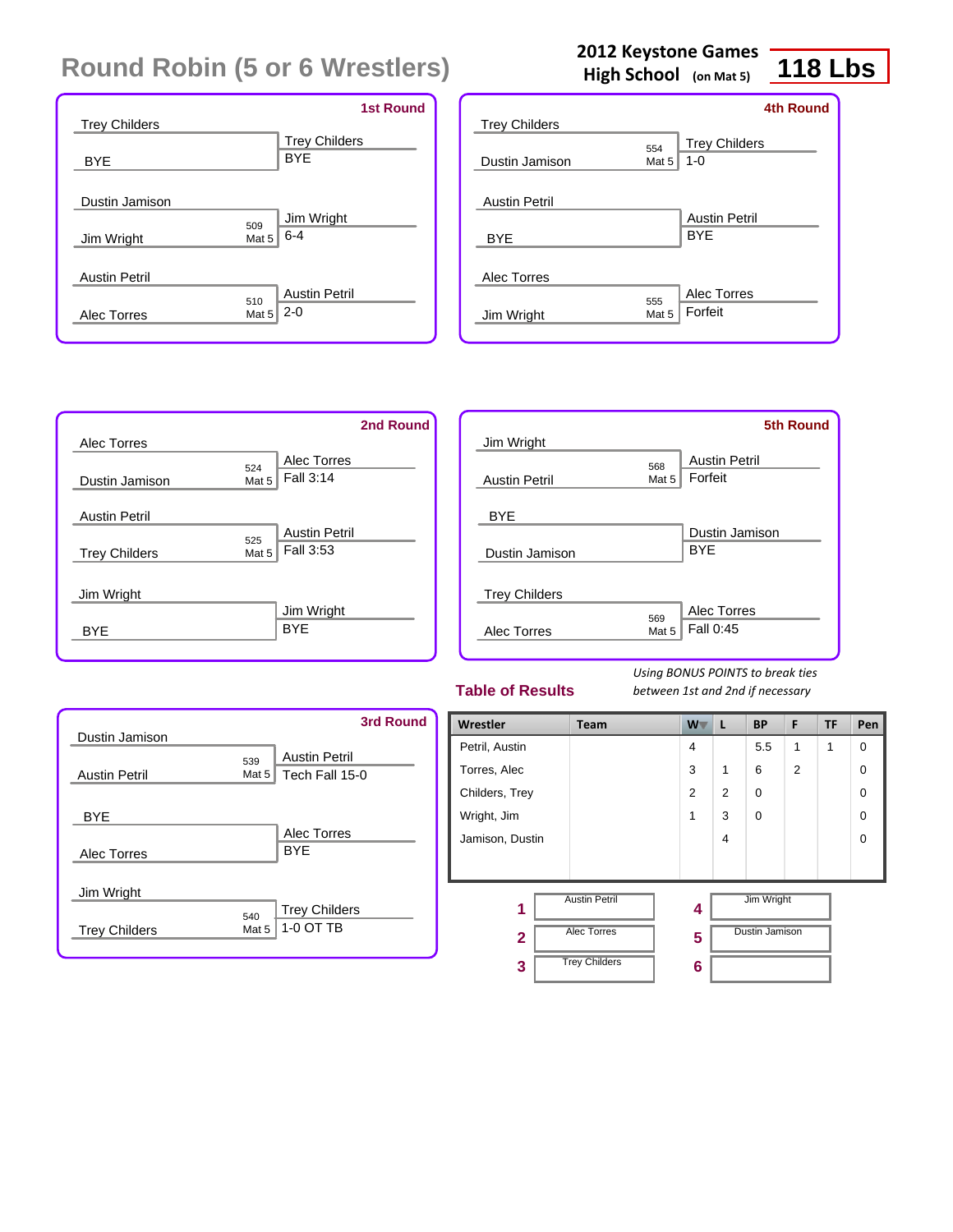# Round Robin (5 or 6 Wrestlers)

**2012 Keystone Games High School** (on Mat 5) **118 Lbs**

### 1st Round

- Trey Childers vs BYE — Trey Childers, BYE
- Dustin Jamison vs Jim Wright (509, Mat 5) — Jim Wright, 6-4
- Austin Petril vs Alec Torres (510, Mat 5) — Austin Petril, 2-0

### 2nd Round

- Alec Torres vs Dustin Jamison (524, Mat 5) — Alec Torres, Fall 3:14
- Austin Petril vs Trey Childers (525, Mat 5) — Austin Petril, Fall 3:53
- Jim Wright vs BYE — Jim Wright, BYE

### 3rd Round

- Dustin Jamison vs Austin Petril (539, Mat 5) — Austin Petril, Tech Fall 15-0
- BYE vs Alec Torres — Alec Torres, BYE
- Jim Wright vs Trey Childers (540, Mat 5) — Trey Childers, 1-0 OT TB

### 4th Round

- Trey Childers vs Dustin Jamison (554, Mat 5) — Trey Childers, 1-0
- Austin Petril vs BYE — Austin Petril, BYE
- Alec Torres vs Jim Wright (555, Mat 5) — Alec Torres, Forfeit

### 5th Round

- Jim Wright vs Austin Petril (568, Mat 5) — Austin Petril, Forfeit
- BYE vs Dustin Jamison — Dustin Jamison, BYE
- Trey Childers vs Alec Torres (569, Mat 5) — Alec Torres, Fall 0:45

## Table of Results

*Using BONUS POINTS to break ties between 1st and 2nd if necessary*

| Wrestler | Team | W | L | BP | F | TF | Pen |
|---|---|---|---|---|---|---|---|
| Petril, Austin | | 4 | | 5.5 | 1 | 1 | 0 |
| Torres, Alec | | 3 | 1 | 6 | 2 | | 0 |
| Childers, Trey | | 2 | 2 | 0 | | | 0 |
| Wright, Jim | | 1 | 3 | 0 | | | 0 |
| Jamison, Dustin | | | 4 | | | | 0 |

| Place | Wrestler | Place | Wrestler |
|---|---|---|---|
| 1 | Austin Petril | 4 | Jim Wright |
| 2 | Alec Torres | 5 | Dustin Jamison |
| 3 | Trey Childers | 6 | |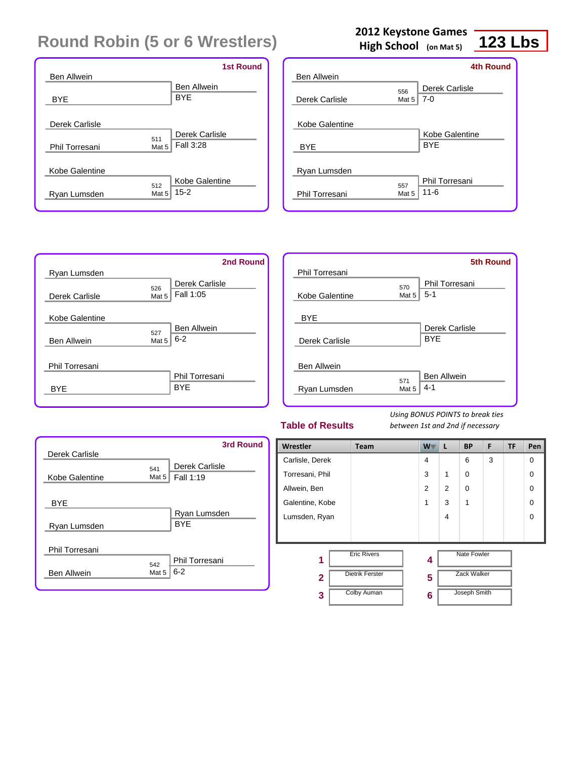# Round Robin (5 or 6 Wrestlers)

**2012 Keystone Games High School** (on Mat 5) **123 Lbs**

### 1st Round

| Wrestlers | Bout | Winner / Result |
|---|---|---|
| Ben Allwein vs BYE | | Ben Allwein — BYE |
| Derek Carlisle vs Phil Torresani | 511 Mat 5 | Derek Carlisle — Fall 3:28 |
| Kobe Galentine vs Ryan Lumsden | 512 Mat 5 | Kobe Galentine — 15-2 |

### 2nd Round

| Wrestlers | Bout | Winner / Result |
|---|---|---|
| Ryan Lumsden vs Derek Carlisle | 526 Mat 5 | Derek Carlisle — Fall 1:05 |
| Kobe Galentine vs Ben Allwein | 527 Mat 5 | Ben Allwein — 6-2 |
| Phil Torresani vs BYE | | Phil Torresani — BYE |

### 3rd Round

| Wrestlers | Bout | Winner / Result |
|---|---|---|
| Derek Carlisle vs Kobe Galentine | 541 Mat 5 | Derek Carlisle — Fall 1:19 |
| BYE vs Ryan Lumsden | | Ryan Lumsden — BYE |
| Phil Torresani vs Ben Allwein | 542 Mat 5 | Phil Torresani — 6-2 |

### 4th Round

| Wrestlers | Bout | Winner / Result |
|---|---|---|
| Ben Allwein vs Derek Carlisle | 556 Mat 5 | Derek Carlisle — 7-0 |
| Kobe Galentine vs BYE | | Kobe Galentine — BYE |
| Ryan Lumsden vs Phil Torresani | 557 Mat 5 | Phil Torresani — 11-6 |

### 5th Round

| Wrestlers | Bout | Winner / Result |
|---|---|---|
| Phil Torresani vs Kobe Galentine | 570 Mat 5 | Phil Torresani — 5-1 |
| BYE vs Derek Carlisle | | Derek Carlisle — BYE |
| Ben Allwein vs Ryan Lumsden | 571 Mat 5 | Ben Allwein — 4-1 |

## Table of Results

*Using BONUS POINTS to break ties between 1st and 2nd if necessary*

| Wrestler | Team | W | L | BP | F | TF | Pen |
|---|---|---|---|---|---|---|---|
| Carlisle, Derek | | 4 | | 6 | 3 | | 0 |
| Torresani, Phil | | 3 | 1 | 0 | | | 0 |
| Allwein, Ben | | 2 | 2 | 0 | | | 0 |
| Galentine, Kobe | | 1 | 3 | 1 | | | 0 |
| Lumsden, Ryan | | | 4 | | | | 0 |

| Place | Name | Place | Name |
|---|---|---|---|
| 1 | Eric Rivers | 4 | Nate Fowler |
| 2 | Dietrik Ferster | 5 | Zack Walker |
| 3 | Colby Auman | 6 | Joseph Smith |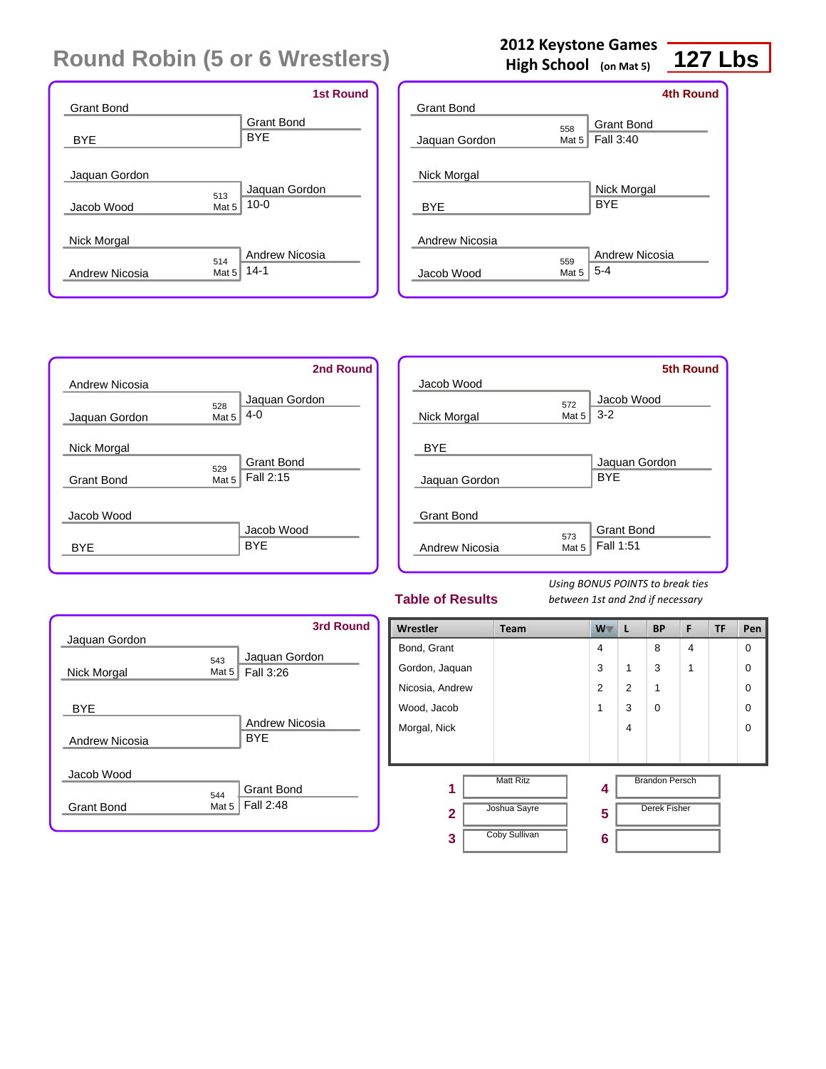# Round Robin (5 or 6 Wrestlers)

**2012 Keystone Games High School (on Mat 5)**

**127 Lbs**

### 1st Round

| Wrestler 1 | Wrestler 2 | Bout | Winner | Result |
|---|---|---|---|---|
| Grant Bond | BYE | | Grant Bond | BYE |
| Jaquan Gordon | Jacob Wood | 513 Mat 5 | Jaquan Gordon | 10-0 |
| Nick Morgal | Andrew Nicosia | 514 Mat 5 | Andrew Nicosia | 14-1 |

### 2nd Round

| Wrestler 1 | Wrestler 2 | Bout | Winner | Result |
|---|---|---|---|---|
| Andrew Nicosia | Jaquan Gordon | 528 Mat 5 | Jaquan Gordon | 4-0 |
| Nick Morgal | Grant Bond | 529 Mat 5 | Grant Bond | Fall 2:15 |
| Jacob Wood | BYE | | Jacob Wood | BYE |

### 3rd Round

| Wrestler 1 | Wrestler 2 | Bout | Winner | Result |
|---|---|---|---|---|
| Jaquan Gordon | Nick Morgal | 543 Mat 5 | Jaquan Gordon | Fall 3:26 |
| BYE | Andrew Nicosia | | Andrew Nicosia | BYE |
| Jacob Wood | Grant Bond | 544 Mat 5 | Grant Bond | Fall 2:48 |

### 4th Round

| Wrestler 1 | Wrestler 2 | Bout | Winner | Result |
|---|---|---|---|---|
| Grant Bond | Jaquan Gordon | 558 Mat 5 | Grant Bond | Fall 3:40 |
| Nick Morgal | BYE | | Nick Morgal | BYE |
| Andrew Nicosia | Jacob Wood | 559 Mat 5 | Andrew Nicosia | 5-4 |

### 5th Round

| Wrestler 1 | Wrestler 2 | Bout | Winner | Result |
|---|---|---|---|---|
| Jacob Wood | Nick Morgal | 572 Mat 5 | Jacob Wood | 3-2 |
| BYE | Jaquan Gordon | | Jaquan Gordon | BYE |
| Grant Bond | Andrew Nicosia | 573 Mat 5 | Grant Bond | Fall 1:51 |

## Table of Results

*Using BONUS POINTS to break ties between 1st and 2nd if necessary*

| Wrestler | Team | W | L | BP | F | TF | Pen |
|---|---|---|---|---|---|---|---|
| Bond, Grant | | 4 | | 8 | 4 | | 0 |
| Gordon, Jaquan | | 3 | 1 | 3 | 1 | | 0 |
| Nicosia, Andrew | | 2 | 2 | 1 | | | 0 |
| Wood, Jacob | | 1 | 3 | 0 | | | 0 |
| Morgal, Nick | | | 4 | | | | 0 |

| Place | Name | Place | Name |
|---|---|---|---|
| 1 | Matt Ritz | 4 | Brandon Persch |
| 2 | Joshua Sayre | 5 | Derek Fisher |
| 3 | Coby Sullivan | 6 | |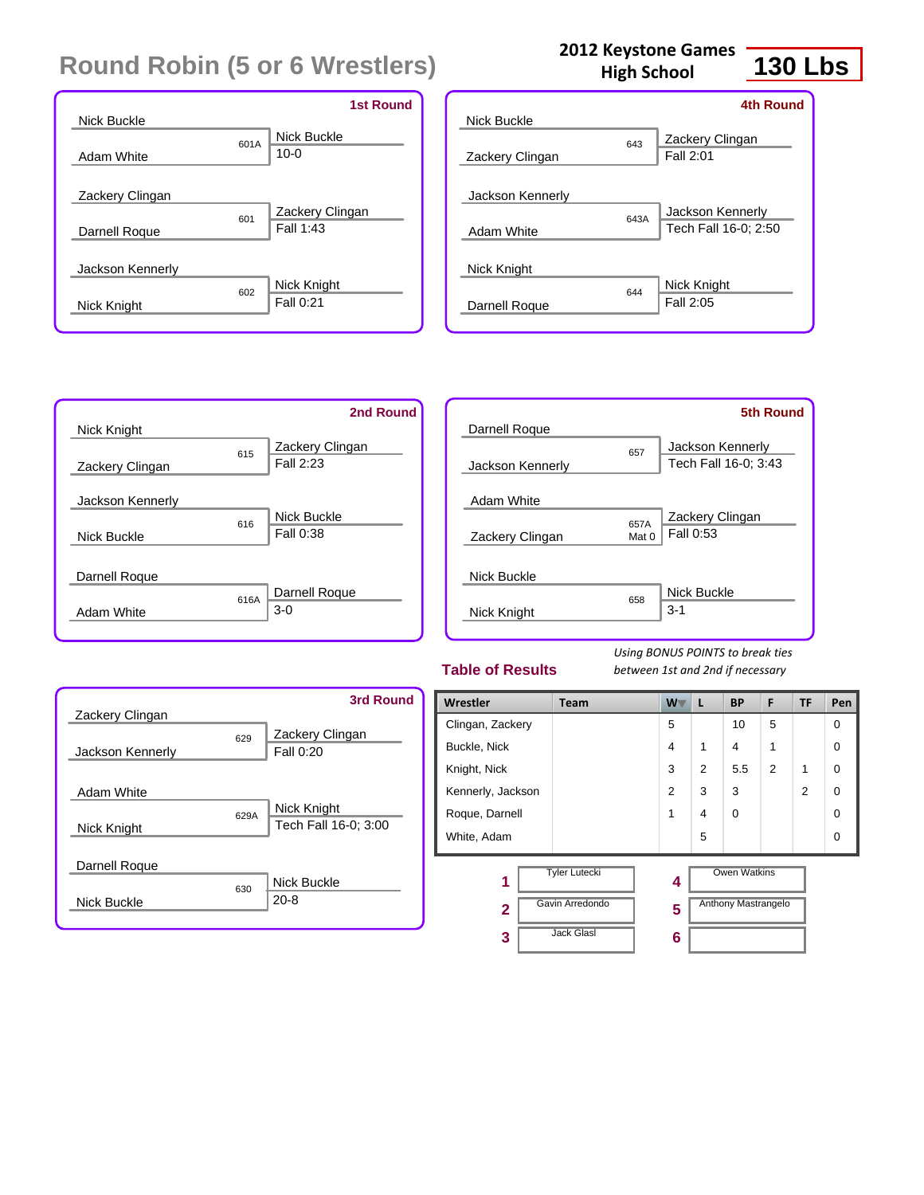# Round Robin (5 or 6 Wrestlers)

**2012 Keystone Games High School** **130 Lbs**

### 1st Round

| Wrestler 1 | Wrestler 2 | Bout | Winner | Result |
|---|---|---|---|---|
| Nick Buckle | Adam White | 601A | Nick Buckle | 10-0 |
| Zackery Clingan | Darnell Roque | 601 | Zackery Clingan | Fall 1:43 |
| Jackson Kennerly | Nick Knight | 602 | Nick Knight | Fall 0:21 |

### 2nd Round

| Wrestler 1 | Wrestler 2 | Bout | Winner | Result |
|---|---|---|---|---|
| Nick Knight | Zackery Clingan | 615 | Zackery Clingan | Fall 2:23 |
| Jackson Kennerly | Nick Buckle | 616 | Nick Buckle | Fall 0:38 |
| Darnell Roque | Adam White | 616A | Darnell Roque | 3-0 |

### 3rd Round

| Wrestler 1 | Wrestler 2 | Bout | Winner | Result |
|---|---|---|---|---|
| Zackery Clingan | Jackson Kennerly | 629 | Zackery Clingan | Fall 0:20 |
| Adam White | Nick Knight | 629A | Nick Knight | Tech Fall 16-0; 3:00 |
| Darnell Roque | Nick Buckle | 630 | Nick Buckle | 20-8 |

### 4th Round

| Wrestler 1 | Wrestler 2 | Bout | Winner | Result |
|---|---|---|---|---|
| Nick Buckle | Zackery Clingan | 643 | Zackery Clingan | Fall 2:01 |
| Jackson Kennerly | Adam White | 643A | Jackson Kennerly | Tech Fall 16-0; 2:50 |
| Nick Knight | Darnell Roque | 644 | Nick Knight | Fall 2:05 |

### 5th Round

| Wrestler 1 | Wrestler 2 | Bout | Winner | Result |
|---|---|---|---|---|
| Darnell Roque | Jackson Kennerly | 657 | Jackson Kennerly | Tech Fall 16-0; 3:43 |
| Adam White | Zackery Clingan | 657A Mat 0 | Zackery Clingan | Fall 0:53 |
| Nick Buckle | Nick Knight | 658 | Nick Buckle | 3-1 |

## Table of Results

*Using BONUS POINTS to break ties between 1st and 2nd if necessary*

| Wrestler | Team | W | L | BP | F | TF | Pen |
|---|---|---|---|---|---|---|---|
| Clingan, Zackery | | 5 | | 10 | 5 | | 0 |
| Buckle, Nick | | 4 | 1 | 4 | 1 | | 0 |
| Knight, Nick | | 3 | 2 | 5.5 | 2 | 1 | 0 |
| Kennerly, Jackson | | 2 | 3 | 3 | | 2 | 0 |
| Roque, Darnell | | 1 | 4 | 0 | | | 0 |
| White, Adam | | | 5 | | | | 0 |

| Place | Name | Place | Name |
|---|---|---|---|
| 1 | Tyler Lutecki | 4 | Owen Watkins |
| 2 | Gavin Arredondo | 5 | Anthony Mastrangelo |
| 3 | Jack Glasl | 6 | |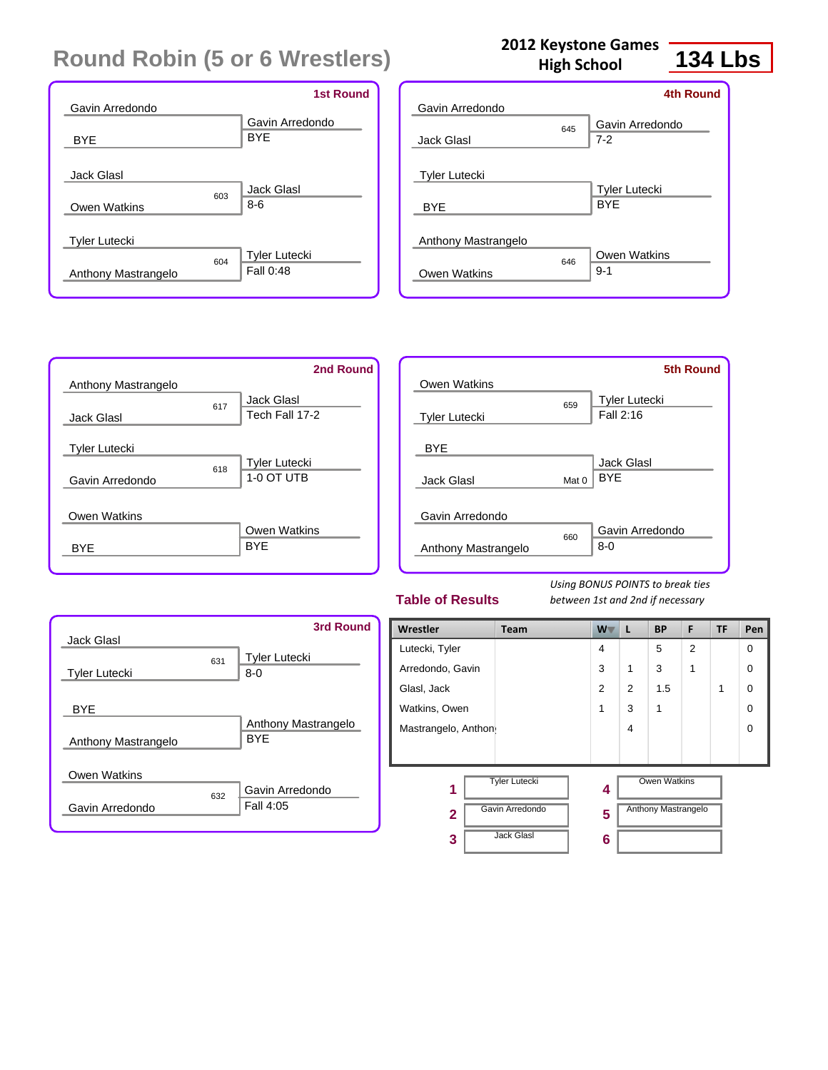# Round Robin (5 or 6 Wrestlers)

**2012 Keystone Games High School**

**134 Lbs**

## 1st Round

| Wrestler 1 | Wrestler 2 | Bout | Winner | Result |
|---|---|---|---|---|
| Gavin Arredondo | BYE | | Gavin Arredondo | BYE |
| Jack Glasl | Owen Watkins | 603 | Jack Glasl | 8-6 |
| Tyler Lutecki | Anthony Mastrangelo | 604 | Tyler Lutecki | Fall 0:48 |

## 4th Round

| Wrestler 1 | Wrestler 2 | Bout | Winner | Result |
|---|---|---|---|---|
| Gavin Arredondo | Jack Glasl | 645 | Gavin Arredondo | 7-2 |
| Tyler Lutecki | BYE | | Tyler Lutecki | BYE |
| Anthony Mastrangelo | Owen Watkins | 646 | Owen Watkins | 9-1 |

## 2nd Round

| Wrestler 1 | Wrestler 2 | Bout | Winner | Result |
|---|---|---|---|---|
| Anthony Mastrangelo | Jack Glasl | 617 | Jack Glasl | Tech Fall 17-2 |
| Tyler Lutecki | Gavin Arredondo | 618 | Tyler Lutecki | 1-0 OT UTB |
| Owen Watkins | BYE | | Owen Watkins | BYE |

## 5th Round

| Wrestler 1 | Wrestler 2 | Bout | Winner | Result |
|---|---|---|---|---|
| Owen Watkins | Tyler Lutecki | 659 | Tyler Lutecki | Fall 2:16 |
| BYE | Jack Glasl | Mat 0 | Jack Glasl | BYE |
| Gavin Arredondo | Anthony Mastrangelo | 660 | Gavin Arredondo | 8-0 |

## 3rd Round

| Wrestler 1 | Wrestler 2 | Bout | Winner | Result |
|---|---|---|---|---|
| Jack Glasl | Tyler Lutecki | 631 | Tyler Lutecki | 8-0 |
| BYE | Anthony Mastrangelo | | Anthony Mastrangelo | BYE |
| Owen Watkins | Gavin Arredondo | 632 | Gavin Arredondo | Fall 4:05 |

## Table of Results

*Using BONUS POINTS to break ties between 1st and 2nd if necessary*

| Wrestler | Team | W | L | BP | F | TF | Pen |
|---|---|---|---|---|---|---|---|
| Lutecki, Tyler | | 4 | | 5 | 2 | | 0 |
| Arredondo, Gavin | | 3 | 1 | 3 | 1 | | 0 |
| Glasl, Jack | | 2 | 2 | 1.5 | | 1 | 0 |
| Watkins, Owen | | 1 | 3 | 1 | | | 0 |
| Mastrangelo, Anthony | | | 4 | | | | 0 |

| Place | Wrestler | Place | Wrestler |
|---|---|---|---|
| 1 | Tyler Lutecki | 4 | Owen Watkins |
| 2 | Gavin Arredondo | 5 | Anthony Mastrangelo |
| 3 | Jack Glasl | 6 | |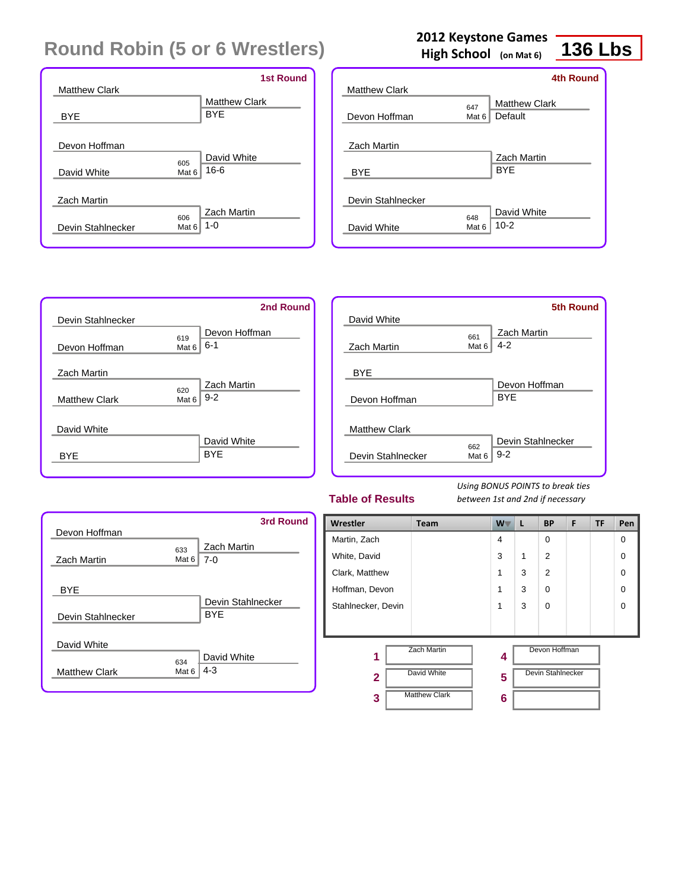# Round Robin (5 or 6 Wrestlers)

**2012 Keystone Games**
**High School** (on Mat 6)

**136 Lbs**

## 1st Round

| Match | Wrestler 1 | Wrestler 2 | Bout | Winner | Result |
|---|---|---|---|---|---|
| 1 | Matthew Clark | BYE | | Matthew Clark | BYE |
| 2 | Devon Hoffman | David White | 605 Mat 6 | David White | 16-6 |
| 3 | Zach Martin | Devin Stahlnecker | 606 Mat 6 | Zach Martin | 1-0 |

## 2nd Round

| Match | Wrestler 1 | Wrestler 2 | Bout | Winner | Result |
|---|---|---|---|---|---|
| 1 | Devin Stahlnecker | Devon Hoffman | 619 Mat 6 | Devon Hoffman | 6-1 |
| 2 | Zach Martin | Matthew Clark | 620 Mat 6 | Zach Martin | 9-2 |
| 3 | David White | BYE | | David White | BYE |

## 3rd Round

| Match | Wrestler 1 | Wrestler 2 | Bout | Winner | Result |
|---|---|---|---|---|---|
| 1 | Devon Hoffman | Zach Martin | 633 Mat 6 | Zach Martin | 7-0 |
| 2 | BYE | Devin Stahlnecker | | Devin Stahlnecker | BYE |
| 3 | David White | Matthew Clark | 634 Mat 6 | David White | 4-3 |

## 4th Round

| Match | Wrestler 1 | Wrestler 2 | Bout | Winner | Result |
|---|---|---|---|---|---|
| 1 | Matthew Clark | Devon Hoffman | 647 Mat 6 | Matthew Clark | Default |
| 2 | Zach Martin | BYE | | Zach Martin | BYE |
| 3 | Devin Stahlnecker | David White | 648 Mat 6 | David White | 10-2 |

## 5th Round

| Match | Wrestler 1 | Wrestler 2 | Bout | Winner | Result |
|---|---|---|---|---|---|
| 1 | David White | Zach Martin | 661 Mat 6 | Zach Martin | 4-2 |
| 2 | BYE | Devon Hoffman | | Devon Hoffman | BYE |
| 3 | Matthew Clark | Devin Stahlnecker | 662 Mat 6 | Devin Stahlnecker | 9-2 |

## Table of Results

*Using BONUS POINTS to break ties between 1st and 2nd if necessary*

| Wrestler | Team | W | L | BP | F | TF | Pen |
|---|---|---|---|---|---|---|---|
| Martin, Zach | | 4 | | 0 | | | 0 |
| White, David | | 3 | 1 | 2 | | | 0 |
| Clark, Matthew | | 1 | 3 | 2 | | | 0 |
| Hoffman, Devon | | 1 | 3 | 0 | | | 0 |
| Stahlnecker, Devin | | 1 | 3 | 0 | | | 0 |

| Place | Wrestler |
|---|---|
| 1 | Zach Martin |
| 2 | David White |
| 3 | Matthew Clark |
| 4 | Devon Hoffman |
| 5 | Devin Stahlnecker |
| 6 | |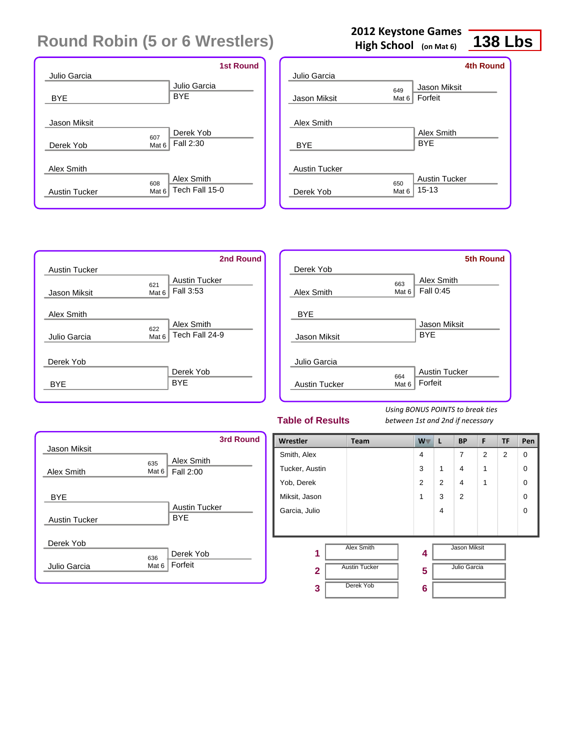# Round Robin (5 or 6 Wrestlers)

**2012 Keystone Games High School** (on Mat 6) **138 Lbs**

### 1st Round

| Wrestler 1 | Wrestler 2 | Bout | Winner | Result |
|---|---|---|---|---|
| Julio Garcia | BYE | | Julio Garcia | BYE |
| Jason Miksit | Derek Yob | 607 Mat 6 | Derek Yob | Fall 2:30 |
| Alex Smith | Austin Tucker | 608 Mat 6 | Alex Smith | Tech Fall 15-0 |

### 2nd Round

| Wrestler 1 | Wrestler 2 | Bout | Winner | Result |
|---|---|---|---|---|
| Austin Tucker | Jason Miksit | 621 Mat 6 | Austin Tucker | Fall 3:53 |
| Alex Smith | Julio Garcia | 622 Mat 6 | Alex Smith | Tech Fall 24-9 |
| Derek Yob | BYE | | Derek Yob | BYE |

### 3rd Round

| Wrestler 1 | Wrestler 2 | Bout | Winner | Result |
|---|---|---|---|---|
| Jason Miksit | Alex Smith | 635 Mat 6 | Alex Smith | Fall 2:00 |
| BYE | Austin Tucker | | Austin Tucker | BYE |
| Derek Yob | Julio Garcia | 636 Mat 6 | Derek Yob | Forfeit |

### 4th Round

| Wrestler 1 | Wrestler 2 | Bout | Winner | Result |
|---|---|---|---|---|
| Julio Garcia | Jason Miksit | 649 Mat 6 | Jason Miksit | Forfeit |
| Alex Smith | BYE | | Alex Smith | BYE |
| Austin Tucker | Derek Yob | 650 Mat 6 | Austin Tucker | 15-13 |

### 5th Round

| Wrestler 1 | Wrestler 2 | Bout | Winner | Result |
|---|---|---|---|---|
| Derek Yob | Alex Smith | 663 Mat 6 | Alex Smith | Fall 0:45 |
| BYE | Jason Miksit | | Jason Miksit | BYE |
| Julio Garcia | Austin Tucker | 664 Mat 6 | Austin Tucker | Forfeit |

## Table of Results

*Using BONUS POINTS to break ties between 1st and 2nd if necessary*

| Wrestler | Team | W | L | BP | F | TF | Pen |
|---|---|---|---|---|---|---|---|
| Smith, Alex | | 4 | | 7 | 2 | 2 | 0 |
| Tucker, Austin | | 3 | 1 | 4 | 1 | | 0 |
| Yob, Derek | | 2 | 2 | 4 | 1 | | 0 |
| Miksit, Jason | | 1 | 3 | 2 | | | 0 |
| Garcia, Julio | | | 4 | | | | 0 |

| Place | Wrestler | Place | Wrestler |
|---|---|---|---|
| 1 | Alex Smith | 4 | Jason Miksit |
| 2 | Austin Tucker | 5 | Julio Garcia |
| 3 | Derek Yob | 6 | |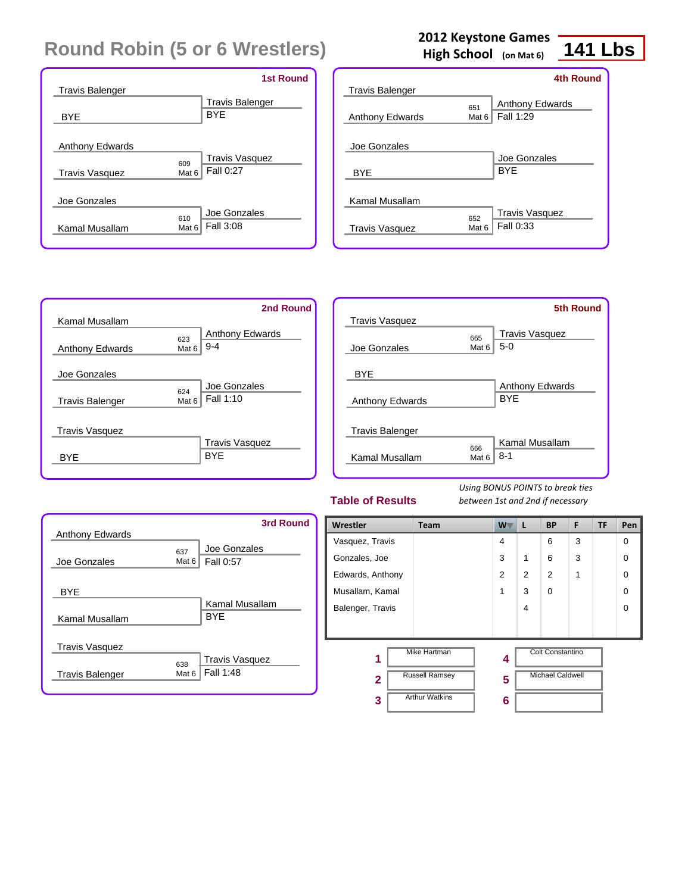# Round Robin (5 or 6 Wrestlers)

**2012 Keystone Games High School** (on Mat 6) **141 Lbs**

### 1st Round

| Wrestler 1 | Wrestler 2 | Bout | Winner | Result |
|---|---|---|---|---|
| Travis Balenger | BYE | | Travis Balenger | BYE |
| Anthony Edwards | Travis Vasquez | 609 Mat 6 | Travis Vasquez | Fall 0:27 |
| Joe Gonzales | Kamal Musallam | 610 Mat 6 | Joe Gonzales | Fall 3:08 |

### 2nd Round

| Wrestler 1 | Wrestler 2 | Bout | Winner | Result |
|---|---|---|---|---|
| Kamal Musallam | Anthony Edwards | 623 Mat 6 | Anthony Edwards | 9-4 |
| Joe Gonzales | Travis Balenger | 624 Mat 6 | Joe Gonzales | Fall 1:10 |
| Travis Vasquez | BYE | | Travis Vasquez | BYE |

### 3rd Round

| Wrestler 1 | Wrestler 2 | Bout | Winner | Result |
|---|---|---|---|---|
| Anthony Edwards | Joe Gonzales | 637 Mat 6 | Joe Gonzales | Fall 0:57 |
| BYE | Kamal Musallam | | Kamal Musallam | BYE |
| Travis Vasquez | Travis Balenger | 638 Mat 6 | Travis Vasquez | Fall 1:48 |

### 4th Round

| Wrestler 1 | Wrestler 2 | Bout | Winner | Result |
|---|---|---|---|---|
| Travis Balenger | Anthony Edwards | 651 Mat 6 | Anthony Edwards | Fall 1:29 |
| Joe Gonzales | BYE | | Joe Gonzales | BYE |
| Kamal Musallam | Travis Vasquez | 652 Mat 6 | Travis Vasquez | Fall 0:33 |

### 5th Round

| Wrestler 1 | Wrestler 2 | Bout | Winner | Result |
|---|---|---|---|---|
| Travis Vasquez | Joe Gonzales | 665 Mat 6 | Travis Vasquez | 5-0 |
| BYE | Anthony Edwards | | Anthony Edwards | BYE |
| Travis Balenger | Kamal Musallam | 666 Mat 6 | Kamal Musallam | 8-1 |

## Table of Results

*Using BONUS POINTS to break ties between 1st and 2nd if necessary*

| Wrestler | Team | W | L | BP | F | TF | Pen |
|---|---|---|---|---|---|---|---|
| Vasquez, Travis | | 4 | | 6 | 3 | | 0 |
| Gonzales, Joe | | 3 | 1 | 6 | 3 | | 0 |
| Edwards, Anthony | | 2 | 2 | 2 | 1 | | 0 |
| Musallam, Kamal | | 1 | 3 | 0 | | | 0 |
| Balenger, Travis | | | 4 | | | | 0 |

| Place | Name | Place | Name |
|---|---|---|---|
| 1 | Mike Hartman | 4 | Colt Constantino |
| 2 | Russell Ramsey | 5 | Michael Caldwell |
| 3 | Arthur Watkins | 6 | |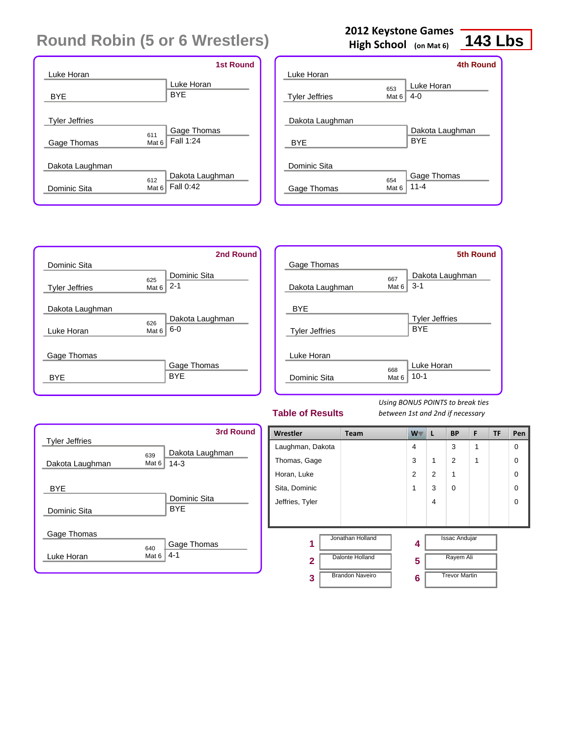# Round Robin (5 or 6 Wrestlers)

**2012 Keystone Games**
**High School** (on Mat 6)

**143 Lbs**

## 1st Round

| Wrestler 1 | Wrestler 2 | Bout | Winner | Result |
|---|---|---|---|---|
| Luke Horan | BYE | | Luke Horan | BYE |
| Tyler Jeffries | Gage Thomas | 611 Mat 6 | Gage Thomas | Fall 1:24 |
| Dakota Laughman | Dominic Sita | 612 Mat 6 | Dakota Laughman | Fall 0:42 |

## 2nd Round

| Wrestler 1 | Wrestler 2 | Bout | Winner | Result |
|---|---|---|---|---|
| Dominic Sita | Tyler Jeffries | 625 Mat 6 | Dominic Sita | 2-1 |
| Dakota Laughman | Luke Horan | 626 Mat 6 | Dakota Laughman | 6-0 |
| Gage Thomas | BYE | | Gage Thomas | BYE |

## 3rd Round

| Wrestler 1 | Wrestler 2 | Bout | Winner | Result |
|---|---|---|---|---|
| Tyler Jeffries | Dakota Laughman | 639 Mat 6 | Dakota Laughman | 14-3 |
| BYE | Dominic Sita | | Dominic Sita | BYE |
| Gage Thomas | Luke Horan | 640 Mat 6 | Gage Thomas | 4-1 |

## 4th Round

| Wrestler 1 | Wrestler 2 | Bout | Winner | Result |
|---|---|---|---|---|
| Luke Horan | Tyler Jeffries | 653 Mat 6 | Luke Horan | 4-0 |
| Dakota Laughman | BYE | | Dakota Laughman | BYE |
| Dominic Sita | Gage Thomas | 654 Mat 6 | Gage Thomas | 11-4 |

## 5th Round

| Wrestler 1 | Wrestler 2 | Bout | Winner | Result |
|---|---|---|---|---|
| Gage Thomas | Dakota Laughman | 667 Mat 6 | Dakota Laughman | 3-1 |
| BYE | Tyler Jeffries | | Tyler Jeffries | BYE |
| Luke Horan | Dominic Sita | 668 Mat 6 | Luke Horan | 10-1 |

## Table of Results

*Using BONUS POINTS to break ties between 1st and 2nd if necessary*

| Wrestler | Team | W | L | BP | F | TF | Pen |
|---|---|---|---|---|---|---|---|
| Laughman, Dakota | | 4 | | 3 | 1 | | 0 |
| Thomas, Gage | | 3 | 1 | 2 | 1 | | 0 |
| Horan, Luke | | 2 | 2 | 1 | | | 0 |
| Sita, Dominic | | 1 | 3 | 0 | | | 0 |
| Jeffries, Tyler | | | 4 | | | | 0 |

| Place | Name | Place | Name |
|---|---|---|---|
| 1 | Jonathan Holland | 4 | Issac Andujar |
| 2 | Dalonte Holland | 5 | Rayem Ali |
| 3 | Brandon Naveiro | 6 | Trevor Martin |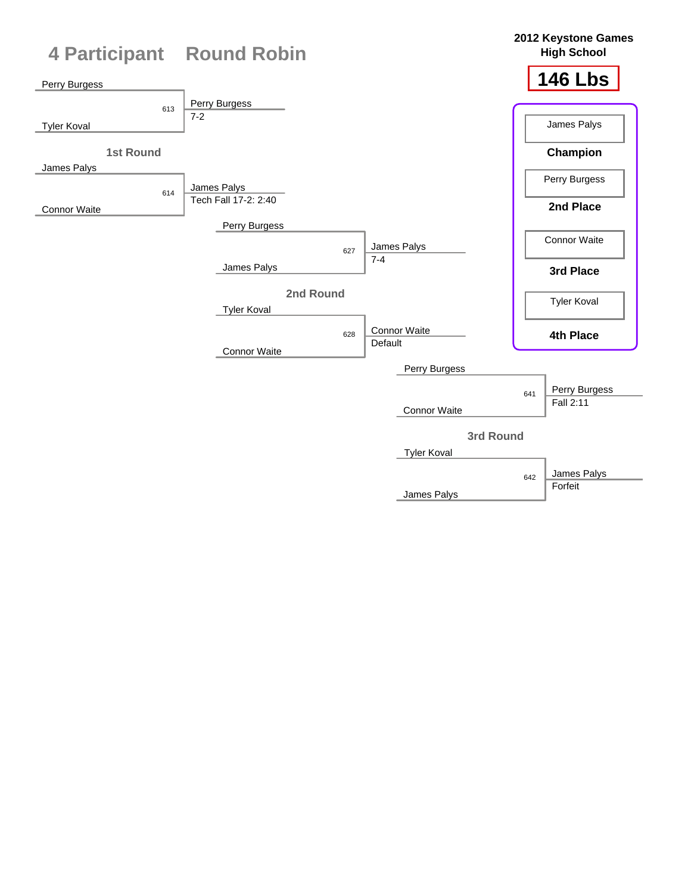# 4 Participant Round Robin

**2012 Keystone Games**
**High School**

## 146 Lbs

### 1st Round

| Match | Wrestler 1 | Wrestler 2 | Winner | Result |
|---|---|---|---|---|
| 613 | Perry Burgess | Tyler Koval | Perry Burgess | 7-2 |
| 614 | James Palys | Connor Waite | James Palys | Tech Fall 17-2: 2:40 |

### 2nd Round

| Match | Wrestler 1 | Wrestler 2 | Winner | Result |
|---|---|---|---|---|
| 627 | Perry Burgess | James Palys | James Palys | 7-4 |
| 628 | Tyler Koval | Connor Waite | Connor Waite | Default |

### 3rd Round

| Match | Wrestler 1 | Wrestler 2 | Winner | Result |
|---|---|---|---|---|
| 641 | Perry Burgess | Connor Waite | Perry Burgess | Fall 2:11 |
| 642 | Tyler Koval | James Palys | James Palys | Forfeit |

### Placements

| Place | Wrestler |
|---|---|
| Champion | James Palys |
| 2nd Place | Perry Burgess |
| 3rd Place | Connor Waite |
| 4th Place | Tyler Koval |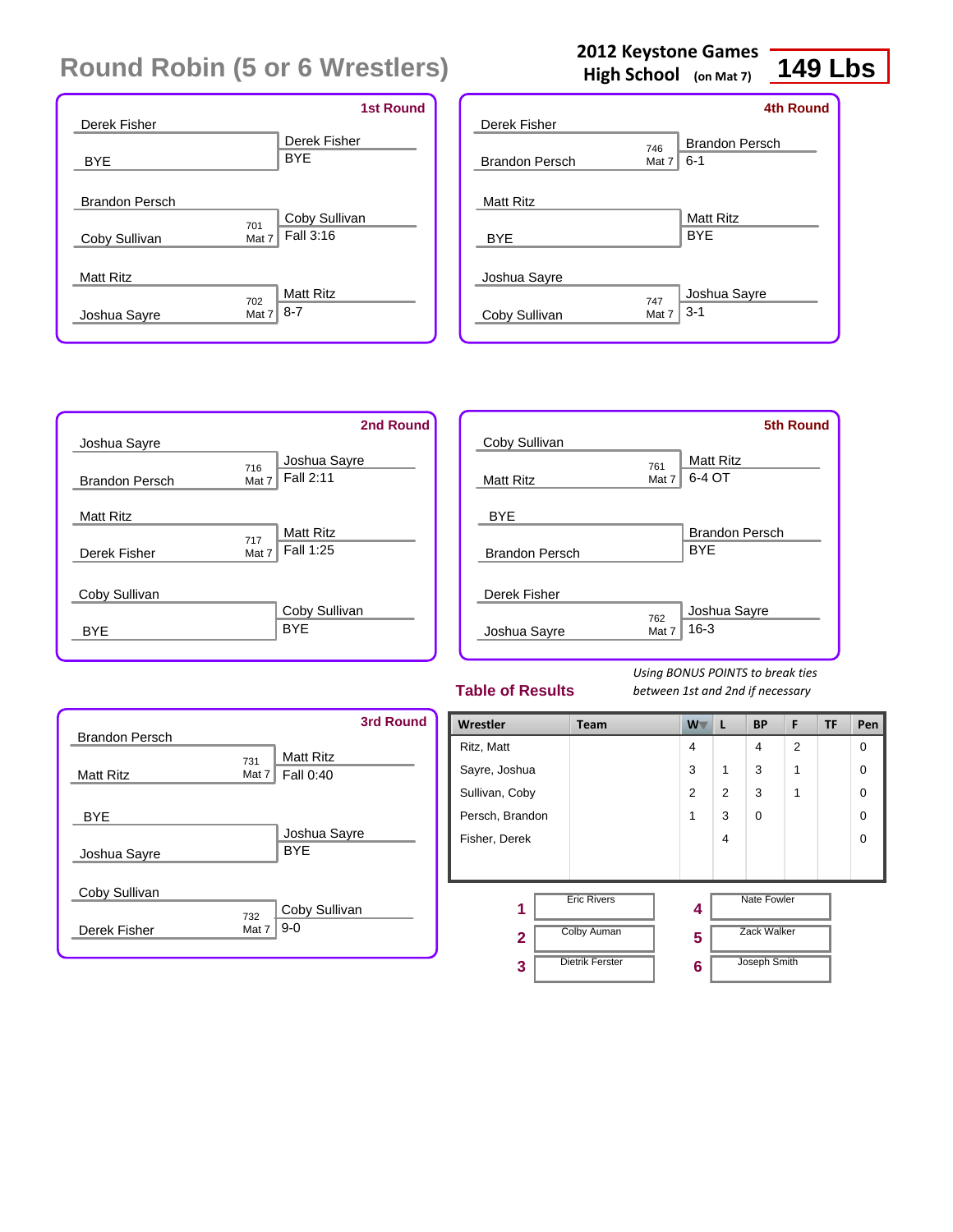# Round Robin (5 or 6 Wrestlers)

**2012 Keystone Games High School** (on Mat 7) **149 Lbs**

### 1st Round

| Wrestler 1 | Wrestler 2 | Bout | Winner | Result |
|---|---|---|---|---|
| Derek Fisher | BYE | | Derek Fisher | BYE |
| Brandon Persch | Coby Sullivan | 701 Mat 7 | Coby Sullivan | Fall 3:16 |
| Matt Ritz | Joshua Sayre | 702 Mat 7 | Matt Ritz | 8-7 |

### 2nd Round

| Wrestler 1 | Wrestler 2 | Bout | Winner | Result |
|---|---|---|---|---|
| Joshua Sayre | Brandon Persch | 716 Mat 7 | Joshua Sayre | Fall 2:11 |
| Matt Ritz | Derek Fisher | 717 Mat 7 | Matt Ritz | Fall 1:25 |
| Coby Sullivan | BYE | | Coby Sullivan | BYE |

### 3rd Round

| Wrestler 1 | Wrestler 2 | Bout | Winner | Result |
|---|---|---|---|---|
| Brandon Persch | Matt Ritz | 731 Mat 7 | Matt Ritz | Fall 0:40 |
| BYE | Joshua Sayre | | Joshua Sayre | BYE |
| Coby Sullivan | Derek Fisher | 732 Mat 7 | Coby Sullivan | 9-0 |

### 4th Round

| Wrestler 1 | Wrestler 2 | Bout | Winner | Result |
|---|---|---|---|---|
| Derek Fisher | Brandon Persch | 746 Mat 7 | Brandon Persch | 6-1 |
| Matt Ritz | BYE | | Matt Ritz | BYE |
| Joshua Sayre | Coby Sullivan | 747 Mat 7 | Joshua Sayre | 3-1 |

### 5th Round

| Wrestler 1 | Wrestler 2 | Bout | Winner | Result |
|---|---|---|---|---|
| Coby Sullivan | Matt Ritz | 761 Mat 7 | Matt Ritz | 6-4 OT |
| BYE | Brandon Persch | | Brandon Persch | BYE |
| Derek Fisher | Joshua Sayre | 762 Mat 7 | Joshua Sayre | 16-3 |

## Table of Results

*Using BONUS POINTS to break ties between 1st and 2nd if necessary*

| Wrestler | Team | W | L | BP | F | TF | Pen |
|---|---|---|---|---|---|---|---|
| Ritz, Matt | | 4 | | 4 | 2 | | 0 |
| Sayre, Joshua | | 3 | 1 | 3 | 1 | | 0 |
| Sullivan, Coby | | 2 | 2 | 3 | 1 | | 0 |
| Persch, Brandon | | 1 | 3 | 0 | | | 0 |
| Fisher, Derek | | | 4 | | | | 0 |

| Place | Name | Place | Name |
|---|---|---|---|
| 1 | Eric Rivers | 4 | Nate Fowler |
| 2 | Colby Auman | 5 | Zack Walker |
| 3 | Dietrik Ferster | 6 | Joseph Smith |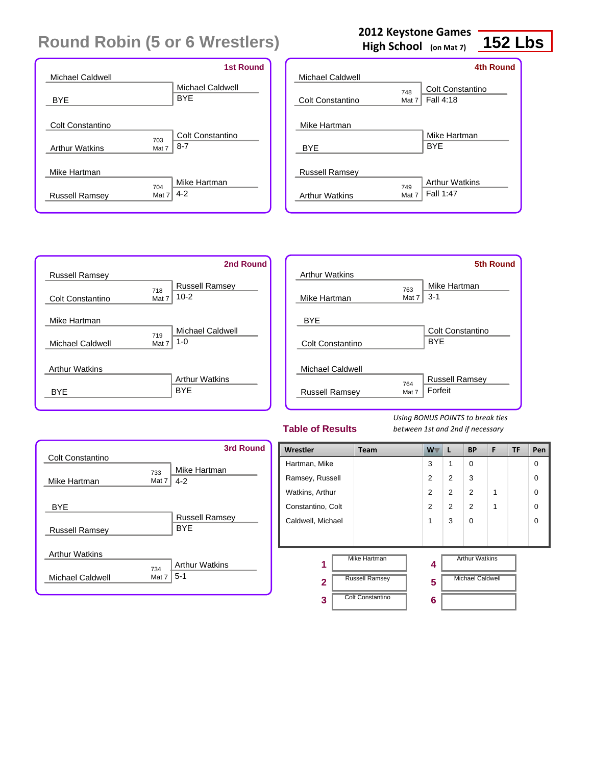# Round Robin (5 or 6 Wrestlers)

**2012 Keystone Games High School** (on Mat 7)

**152 Lbs**

### 1st Round

| Wrestler 1 | Wrestler 2 | Bout | Winner | Result |
|---|---|---|---|---|
| Michael Caldwell | BYE | | Michael Caldwell | BYE |
| Colt Constantino | Arthur Watkins | 703 Mat 7 | Colt Constantino | 8-7 |
| Mike Hartman | Russell Ramsey | 704 Mat 7 | Mike Hartman | 4-2 |

### 2nd Round

| Wrestler 1 | Wrestler 2 | Bout | Winner | Result |
|---|---|---|---|---|
| Russell Ramsey | Colt Constantino | 718 Mat 7 | Russell Ramsey | 10-2 |
| Mike Hartman | Michael Caldwell | 719 Mat 7 | Michael Caldwell | 1-0 |
| Arthur Watkins | BYE | | Arthur Watkins | BYE |

### 3rd Round

| Wrestler 1 | Wrestler 2 | Bout | Winner | Result |
|---|---|---|---|---|
| Colt Constantino | Mike Hartman | 733 Mat 7 | Mike Hartman | 4-2 |
| BYE | Russell Ramsey | | Russell Ramsey | BYE |
| Arthur Watkins | Michael Caldwell | 734 Mat 7 | Arthur Watkins | 5-1 |

### 4th Round

| Wrestler 1 | Wrestler 2 | Bout | Winner | Result |
|---|---|---|---|---|
| Michael Caldwell | Colt Constantino | 748 Mat 7 | Colt Constantino | Fall 4:18 |
| Mike Hartman | BYE | | Mike Hartman | BYE |
| Russell Ramsey | Arthur Watkins | 749 Mat 7 | Arthur Watkins | Fall 1:47 |

### 5th Round

| Wrestler 1 | Wrestler 2 | Bout | Winner | Result |
|---|---|---|---|---|
| Arthur Watkins | Mike Hartman | 763 Mat 7 | Mike Hartman | 3-1 |
| BYE | Colt Constantino | | Colt Constantino | BYE |
| Michael Caldwell | Russell Ramsey | 764 Mat 7 | Russell Ramsey | Forfeit |

## Table of Results

*Using BONUS POINTS to break ties between 1st and 2nd if necessary*

| Wrestler | Team | W | L | BP | F | TF | Pen |
|---|---|---|---|---|---|---|---|
| Hartman, Mike | | 3 | 1 | 0 | | | 0 |
| Ramsey, Russell | | 2 | 2 | 3 | | | 0 |
| Watkins, Arthur | | 2 | 2 | 2 | 1 | | 0 |
| Constantino, Colt | | 2 | 2 | 2 | 1 | | 0 |
| Caldwell, Michael | | 1 | 3 | 0 | | | 0 |

| Place | Wrestler | Place | Wrestler |
|---|---|---|---|
| 1 | Mike Hartman | 4 | Arthur Watkins |
| 2 | Russell Ramsey | 5 | Michael Caldwell |
| 3 | Colt Constantino | 6 | |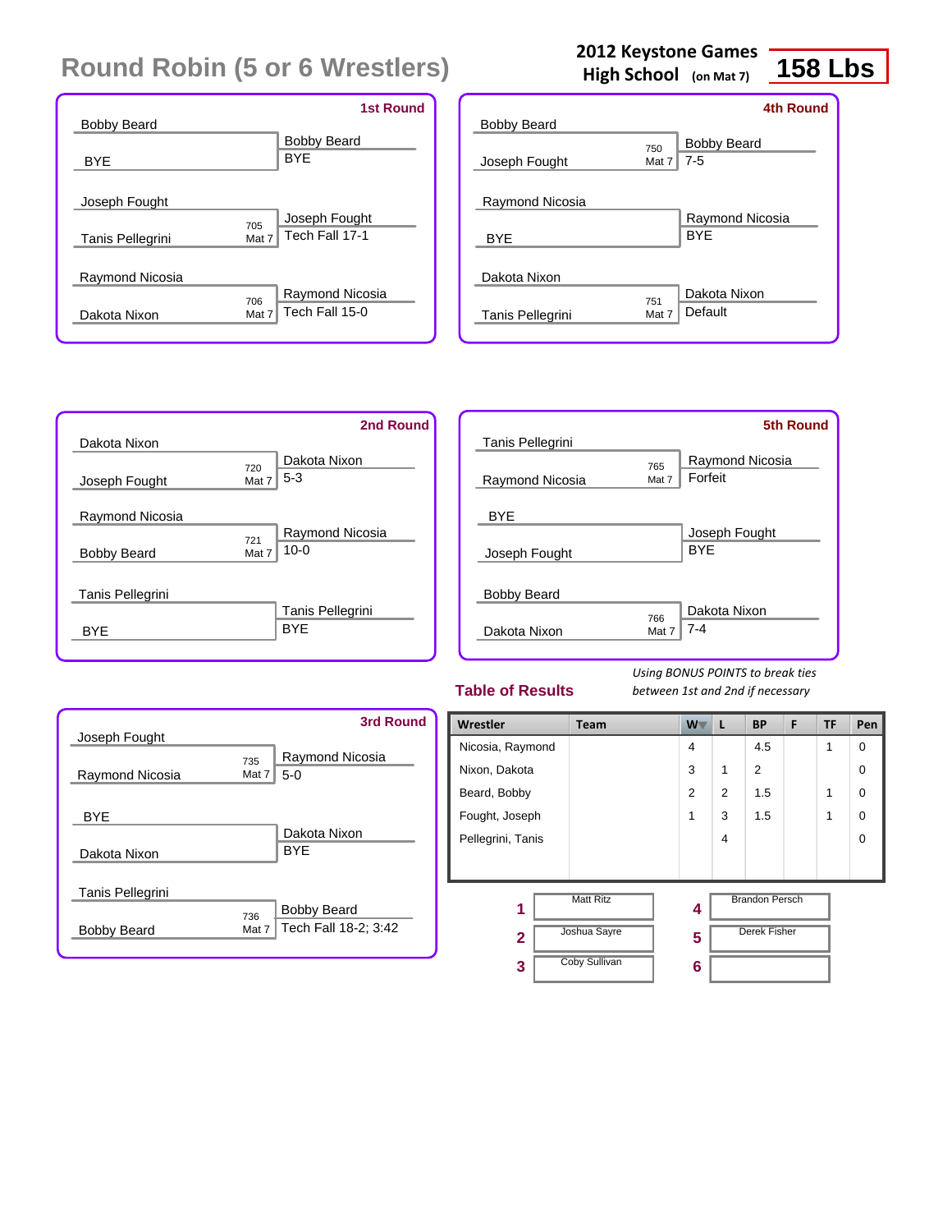# Round Robin (5 or 6 Wrestlers)

**2012 Keystone Games High School** (on Mat 7) **158 Lbs**

## 1st Round

| Wrestler 1 | Wrestler 2 | Bout | Winner | Result |
|---|---|---|---|---|
| Bobby Beard | BYE | | Bobby Beard | BYE |
| Joseph Fought | Tanis Pellegrini | 705 Mat 7 | Joseph Fought | Tech Fall 17-1 |
| Raymond Nicosia | Dakota Nixon | 706 Mat 7 | Raymond Nicosia | Tech Fall 15-0 |

## 2nd Round

| Wrestler 1 | Wrestler 2 | Bout | Winner | Result |
|---|---|---|---|---|
| Dakota Nixon | Joseph Fought | 720 Mat 7 | Dakota Nixon | 5-3 |
| Raymond Nicosia | Bobby Beard | 721 Mat 7 | Raymond Nicosia | 10-0 |
| Tanis Pellegrini | BYE | | Tanis Pellegrini | BYE |

## 3rd Round

| Wrestler 1 | Wrestler 2 | Bout | Winner | Result |
|---|---|---|---|---|
| Joseph Fought | Raymond Nicosia | 735 Mat 7 | Raymond Nicosia | 5-0 |
| BYE | Dakota Nixon | | Dakota Nixon | BYE |
| Tanis Pellegrini | Bobby Beard | 736 Mat 7 | Bobby Beard | Tech Fall 18-2; 3:42 |

## 4th Round

| Wrestler 1 | Wrestler 2 | Bout | Winner | Result |
|---|---|---|---|---|
| Bobby Beard | Joseph Fought | 750 Mat 7 | Bobby Beard | 7-5 |
| Raymond Nicosia | BYE | | Raymond Nicosia | BYE |
| Dakota Nixon | Tanis Pellegrini | 751 Mat 7 | Dakota Nixon | Default |

## 5th Round

| Wrestler 1 | Wrestler 2 | Bout | Winner | Result |
|---|---|---|---|---|
| Tanis Pellegrini | Raymond Nicosia | 765 Mat 7 | Raymond Nicosia | Forfeit |
| BYE | Joseph Fought | | Joseph Fought | BYE |
| Bobby Beard | Dakota Nixon | 766 Mat 7 | Dakota Nixon | 7-4 |

## Table of Results

*Using BONUS POINTS to break ties between 1st and 2nd if necessary*

| Wrestler | Team | W | L | BP | F | TF | Pen |
|---|---|---|---|---|---|---|---|
| Nicosia, Raymond | | 4 | | 4.5 | | 1 | 0 |
| Nixon, Dakota | | 3 | 1 | 2 | | | 0 |
| Beard, Bobby | | 2 | 2 | 1.5 | | 1 | 0 |
| Fought, Joseph | | 1 | 3 | 1.5 | | 1 | 0 |
| Pellegrini, Tanis | | | 4 | | | | 0 |

| Place | Name | Place | Name |
|---|---|---|---|
| 1 | Matt Ritz | 4 | Brandon Persch |
| 2 | Joshua Sayre | 5 | Derek Fisher |
| 3 | Coby Sullivan | 6 | |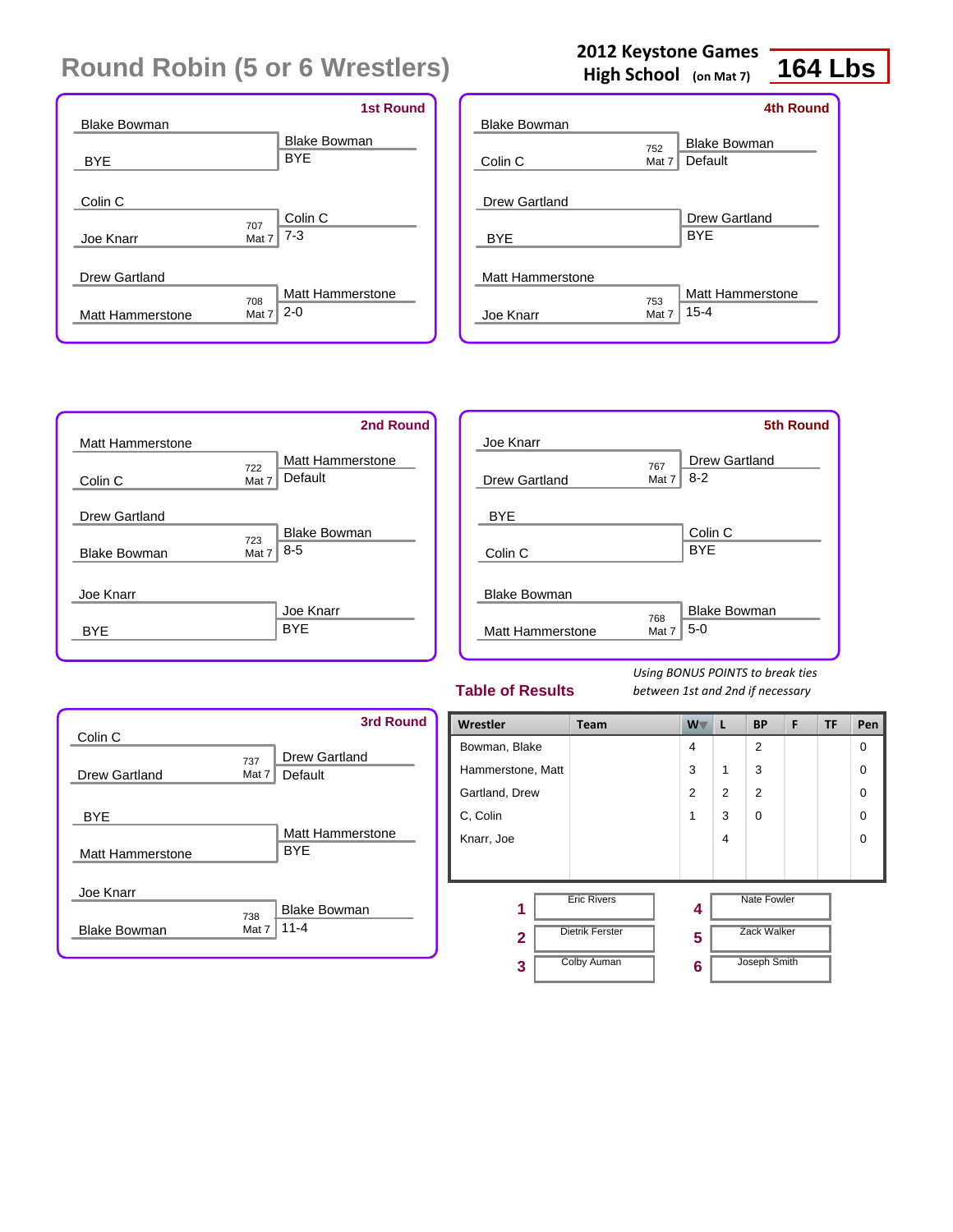# Round Robin (5 or 6 Wrestlers)

**2012 Keystone Games**
**High School** (on Mat 7)
**164 Lbs**

### 1st Round

| Wrestler 1 | Wrestler 2 | Bout | Winner | Result |
|---|---|---|---|---|
| Blake Bowman | BYE | | Blake Bowman | BYE |
| Colin C | Joe Knarr | 707 Mat 7 | Colin C | 7-3 |
| Drew Gartland | Matt Hammerstone | 708 Mat 7 | Matt Hammerstone | 2-0 |

### 2nd Round

| Wrestler 1 | Wrestler 2 | Bout | Winner | Result |
|---|---|---|---|---|
| Matt Hammerstone | Colin C | 722 Mat 7 | Matt Hammerstone | Default |
| Drew Gartland | Blake Bowman | 723 Mat 7 | Blake Bowman | 8-5 |
| Joe Knarr | BYE | | Joe Knarr | BYE |

### 3rd Round

| Wrestler 1 | Wrestler 2 | Bout | Winner | Result |
|---|---|---|---|---|
| Colin C | Drew Gartland | 737 Mat 7 | Drew Gartland | Default |
| BYE | Matt Hammerstone | | Matt Hammerstone | BYE |
| Joe Knarr | Blake Bowman | 738 Mat 7 | Blake Bowman | 11-4 |

### 4th Round

| Wrestler 1 | Wrestler 2 | Bout | Winner | Result |
|---|---|---|---|---|
| Blake Bowman | Colin C | 752 Mat 7 | Blake Bowman | Default |
| Drew Gartland | BYE | | Drew Gartland | BYE |
| Matt Hammerstone | Joe Knarr | 753 Mat 7 | Matt Hammerstone | 15-4 |

### 5th Round

| Wrestler 1 | Wrestler 2 | Bout | Winner | Result |
|---|---|---|---|---|
| Joe Knarr | Drew Gartland | 767 Mat 7 | Drew Gartland | 8-2 |
| BYE | Colin C | | Colin C | BYE |
| Blake Bowman | Matt Hammerstone | 768 Mat 7 | Blake Bowman | 5-0 |

## Table of Results

*Using BONUS POINTS to break ties between 1st and 2nd if necessary*

| Wrestler | Team | W | L | BP | F | TF | Pen |
|---|---|---|---|---|---|---|---|
| Bowman, Blake | | 4 | | 2 | | | 0 |
| Hammerstone, Matt | | 3 | 1 | 3 | | | 0 |
| Gartland, Drew | | 2 | 2 | 2 | | | 0 |
| C, Colin | | 1 | 3 | 0 | | | 0 |
| Knarr, Joe | | | 4 | | | | 0 |

| Place | Name | Place | Name |
|---|---|---|---|
| 1 | Eric Rivers | 4 | Nate Fowler |
| 2 | Dietrik Ferster | 5 | Zack Walker |
| 3 | Colby Auman | 6 | Joseph Smith |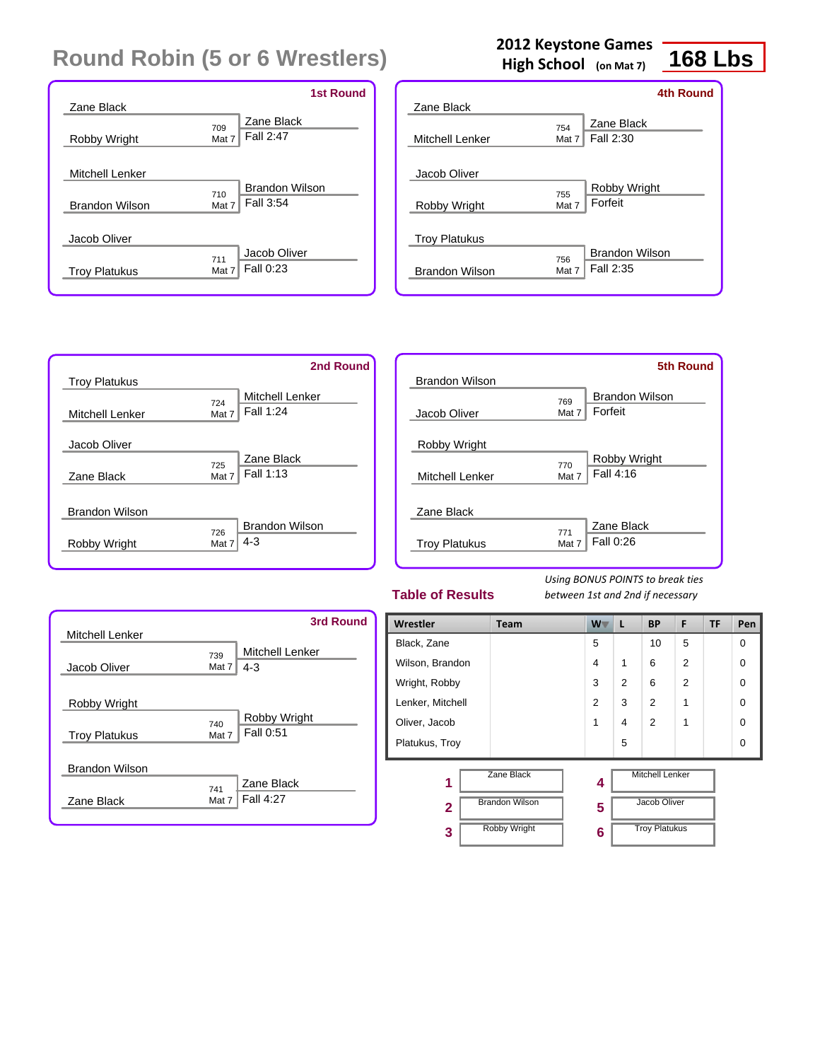# Round Robin (5 or 6 Wrestlers)

**2012 Keystone Games High School** (on Mat 7) **168 Lbs**

### 1st Round

| Wrestlers | Bout | Winner | Result |
|---|---|---|---|
| Zane Black vs Robby Wright | 709 Mat 7 | Zane Black | Fall 2:47 |
| Mitchell Lenker vs Brandon Wilson | 710 Mat 7 | Brandon Wilson | Fall 3:54 |
| Jacob Oliver vs Troy Platukus | 711 Mat 7 | Jacob Oliver | Fall 0:23 |

### 2nd Round

| Wrestlers | Bout | Winner | Result |
|---|---|---|---|
| Troy Platukus vs Mitchell Lenker | 724 Mat 7 | Mitchell Lenker | Fall 1:24 |
| Jacob Oliver vs Zane Black | 725 Mat 7 | Zane Black | Fall 1:13 |
| Brandon Wilson vs Robby Wright | 726 Mat 7 | Brandon Wilson | 4-3 |

### 3rd Round

| Wrestlers | Bout | Winner | Result |
|---|---|---|---|
| Mitchell Lenker vs Jacob Oliver | 739 Mat 7 | Mitchell Lenker | 4-3 |
| Robby Wright vs Troy Platukus | 740 Mat 7 | Robby Wright | Fall 0:51 |
| Brandon Wilson vs Zane Black | 741 Mat 7 | Zane Black | Fall 4:27 |

### 4th Round

| Wrestlers | Bout | Winner | Result |
|---|---|---|---|
| Zane Black vs Mitchell Lenker | 754 Mat 7 | Zane Black | Fall 2:30 |
| Jacob Oliver vs Robby Wright | 755 Mat 7 | Robby Wright | Forfeit |
| Troy Platukus vs Brandon Wilson | 756 Mat 7 | Brandon Wilson | Fall 2:35 |

### 5th Round

| Wrestlers | Bout | Winner | Result |
|---|---|---|---|
| Brandon Wilson vs Jacob Oliver | 769 Mat 7 | Brandon Wilson | Forfeit |
| Robby Wright vs Mitchell Lenker | 770 Mat 7 | Robby Wright | Fall 4:16 |
| Zane Black vs Troy Platukus | 771 Mat 7 | Zane Black | Fall 0:26 |

## Table of Results

*Using BONUS POINTS to break ties between 1st and 2nd if necessary*

| Wrestler | Team | W | L | BP | F | TF | Pen |
|---|---|---|---|---|---|---|---|
| Black, Zane | | 5 | | 10 | 5 | | 0 |
| Wilson, Brandon | | 4 | 1 | 6 | 2 | | 0 |
| Wright, Robby | | 3 | 2 | 6 | 2 | | 0 |
| Lenker, Mitchell | | 2 | 3 | 2 | 1 | | 0 |
| Oliver, Jacob | | 1 | 4 | 2 | 1 | | 0 |
| Platukus, Troy | | | 5 | | | | 0 |

| Place | Wrestler |
|---|---|
| 1 | Zane Black |
| 2 | Brandon Wilson |
| 3 | Robby Wright |
| 4 | Mitchell Lenker |
| 5 | Jacob Oliver |
| 6 | Troy Platukus |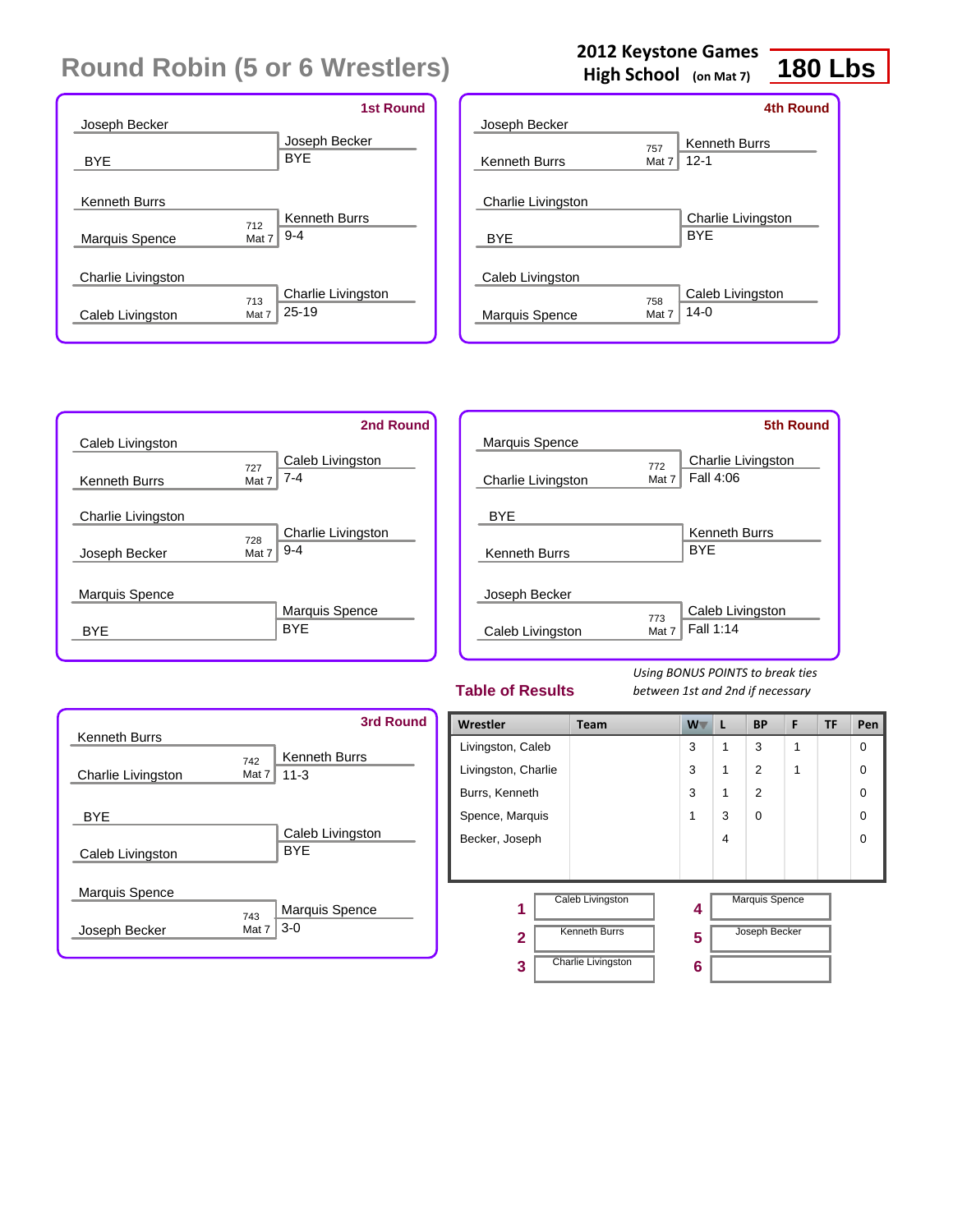# Round Robin (5 or 6 Wrestlers)

**2012 Keystone Games**
**High School** (on Mat 7)

**180 Lbs**

## 1st Round

| Wrestler 1 | Wrestler 2 | Bout | Winner | Result |
|---|---|---|---|---|
| Joseph Becker | BYE | | Joseph Becker | BYE |
| Kenneth Burrs | Marquis Spence | 712 Mat 7 | Kenneth Burrs | 9-4 |
| Charlie Livingston | Caleb Livingston | 713 Mat 7 | Charlie Livingston | 25-19 |

## 2nd Round

| Wrestler 1 | Wrestler 2 | Bout | Winner | Result |
|---|---|---|---|---|
| Caleb Livingston | Kenneth Burrs | 727 Mat 7 | Caleb Livingston | 7-4 |
| Charlie Livingston | Joseph Becker | 728 Mat 7 | Charlie Livingston | 9-4 |
| Marquis Spence | BYE | | Marquis Spence | BYE |

## 3rd Round

| Wrestler 1 | Wrestler 2 | Bout | Winner | Result |
|---|---|---|---|---|
| Kenneth Burrs | Charlie Livingston | 742 Mat 7 | Kenneth Burrs | 11-3 |
| BYE | Caleb Livingston | | Caleb Livingston | BYE |
| Marquis Spence | Joseph Becker | 743 Mat 7 | Marquis Spence | 3-0 |

## 4th Round

| Wrestler 1 | Wrestler 2 | Bout | Winner | Result |
|---|---|---|---|---|
| Joseph Becker | Kenneth Burrs | 757 Mat 7 | Kenneth Burrs | 12-1 |
| Charlie Livingston | BYE | | Charlie Livingston | BYE |
| Caleb Livingston | Marquis Spence | 758 Mat 7 | Caleb Livingston | 14-0 |

## 5th Round

| Wrestler 1 | Wrestler 2 | Bout | Winner | Result |
|---|---|---|---|---|
| Marquis Spence | Charlie Livingston | 772 Mat 7 | Charlie Livingston | Fall 4:06 |
| BYE | Kenneth Burrs | | Kenneth Burrs | BYE |
| Joseph Becker | Caleb Livingston | 773 Mat 7 | Caleb Livingston | Fall 1:14 |

## Table of Results

*Using BONUS POINTS to break ties between 1st and 2nd if necessary*

| Wrestler | Team | W | L | BP | F | TF | Pen |
|---|---|---|---|---|---|---|---|
| Livingston, Caleb | | 3 | 1 | 3 | 1 | | 0 |
| Livingston, Charlie | | 3 | 1 | 2 | 1 | | 0 |
| Burrs, Kenneth | | 3 | 1 | 2 | | | 0 |
| Spence, Marquis | | 1 | 3 | 0 | | | 0 |
| Becker, Joseph | | | 4 | | | | 0 |

| Place | Wrestler |
|---|---|
| 1 | Caleb Livingston |
| 2 | Kenneth Burrs |
| 3 | Charlie Livingston |
| 4 | Marquis Spence |
| 5 | Joseph Becker |
| 6 | |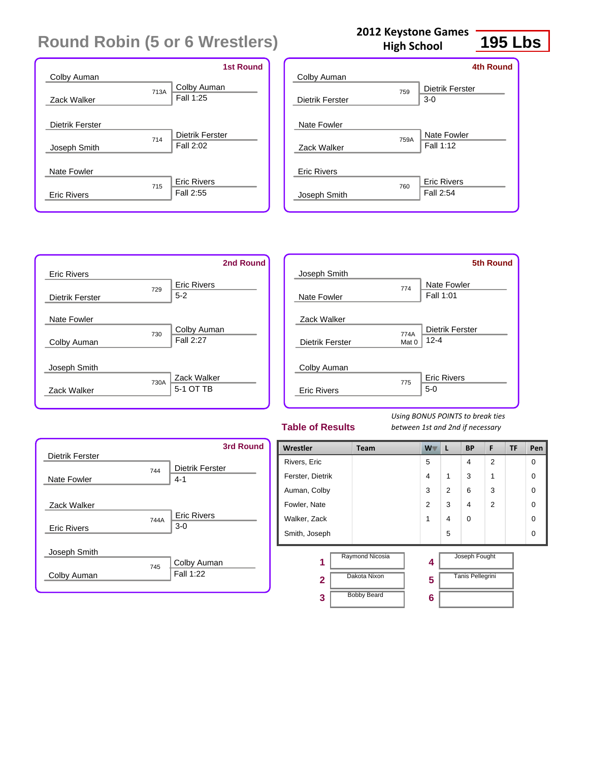# Round Robin (5 or 6 Wrestlers)

**2012 Keystone Games**
**High School**

**195 Lbs**

### 1st Round

| Wrestler 1 | Wrestler 2 | Bout | Winner | Result |
|---|---|---|---|---|
| Colby Auman | Zack Walker | 713A | Colby Auman | Fall 1:25 |
| Dietrik Ferster | Joseph Smith | 714 | Dietrik Ferster | Fall 2:02 |
| Nate Fowler | Eric Rivers | 715 | Eric Rivers | Fall 2:55 |

### 2nd Round

| Wrestler 1 | Wrestler 2 | Bout | Winner | Result |
|---|---|---|---|---|
| Eric Rivers | Dietrik Ferster | 729 | Eric Rivers | 5-2 |
| Nate Fowler | Colby Auman | 730 | Colby Auman | Fall 2:27 |
| Joseph Smith | Zack Walker | 730A | Zack Walker | 5-1 OT TB |

### 3rd Round

| Wrestler 1 | Wrestler 2 | Bout | Winner | Result |
|---|---|---|---|---|
| Dietrik Ferster | Nate Fowler | 744 | Dietrik Ferster | 4-1 |
| Zack Walker | Eric Rivers | 744A | Eric Rivers | 3-0 |
| Joseph Smith | Colby Auman | 745 | Colby Auman | Fall 1:22 |

### 4th Round

| Wrestler 1 | Wrestler 2 | Bout | Winner | Result |
|---|---|---|---|---|
| Colby Auman | Dietrik Ferster | 759 | Dietrik Ferster | 3-0 |
| Nate Fowler | Zack Walker | 759A | Nate Fowler | Fall 1:12 |
| Eric Rivers | Joseph Smith | 760 | Eric Rivers | Fall 2:54 |

### 5th Round

| Wrestler 1 | Wrestler 2 | Bout | Winner | Result |
|---|---|---|---|---|
| Joseph Smith | Nate Fowler | 774 | Nate Fowler | Fall 1:01 |
| Zack Walker | Dietrik Ferster | 774A Mat 0 | Dietrik Ferster | 12-4 |
| Colby Auman | Eric Rivers | 775 | Eric Rivers | 5-0 |

## Table of Results

*Using BONUS POINTS to break ties between 1st and 2nd if necessary*

| Wrestler | Team | W | L | BP | F | TF | Pen |
|---|---|---|---|---|---|---|---|
| Rivers, Eric | | 5 | | 4 | 2 | | 0 |
| Ferster, Dietrik | | 4 | 1 | 3 | 1 | | 0 |
| Auman, Colby | | 3 | 2 | 6 | 3 | | 0 |
| Fowler, Nate | | 2 | 3 | 4 | 2 | | 0 |
| Walker, Zack | | 1 | 4 | 0 | | | 0 |
| Smith, Joseph | | | 5 | | | | 0 |

| Place | Name | Place | Name |
|---|---|---|---|
| 1 | Raymond Nicosia | 4 | Joseph Fought |
| 2 | Dakota Nixon | 5 | Tanis Pellegrini |
| 3 | Bobby Beard | 6 | |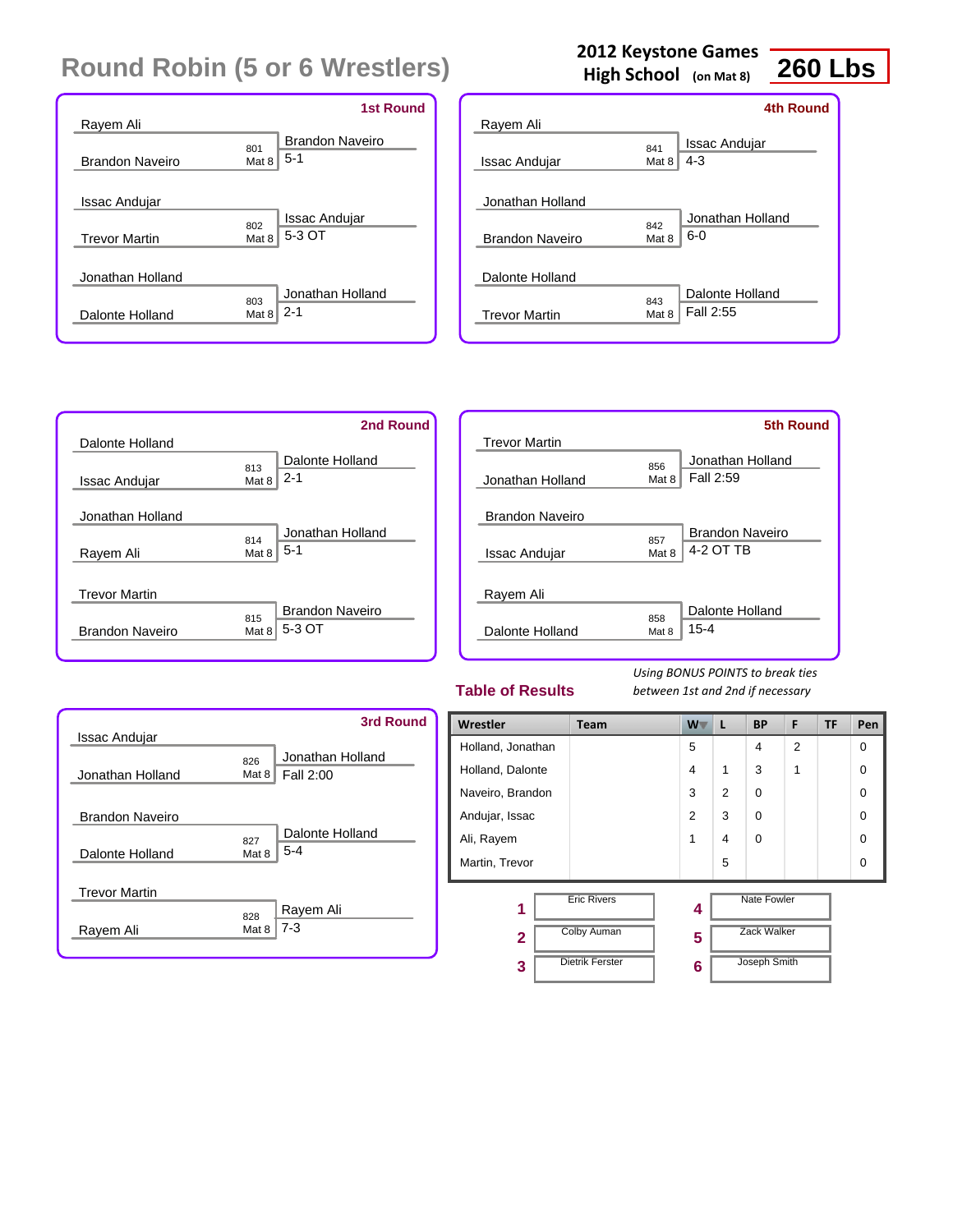# Round Robin (5 or 6 Wrestlers)

**2012 Keystone Games High School** (on Mat 8) **260 Lbs**

### 1st Round

| Wrestler 1 | Wrestler 2 | Bout | Winner | Result |
|---|---|---|---|---|
| Rayem Ali | Brandon Naveiro | 801 Mat 8 | Brandon Naveiro | 5-1 |
| Issac Andujar | Trevor Martin | 802 Mat 8 | Issac Andujar | 5-3 OT |
| Jonathan Holland | Dalonte Holland | 803 Mat 8 | Jonathan Holland | 2-1 |

### 2nd Round

| Wrestler 1 | Wrestler 2 | Bout | Winner | Result |
|---|---|---|---|---|
| Dalonte Holland | Issac Andujar | 813 Mat 8 | Dalonte Holland | 2-1 |
| Jonathan Holland | Rayem Ali | 814 Mat 8 | Jonathan Holland | 5-1 |
| Trevor Martin | Brandon Naveiro | 815 Mat 8 | Brandon Naveiro | 5-3 OT |

### 3rd Round

| Wrestler 1 | Wrestler 2 | Bout | Winner | Result |
|---|---|---|---|---|
| Issac Andujar | Jonathan Holland | 826 Mat 8 | Jonathan Holland | Fall 2:00 |
| Brandon Naveiro | Dalonte Holland | 827 Mat 8 | Dalonte Holland | 5-4 |
| Trevor Martin | Rayem Ali | 828 Mat 8 | Rayem Ali | 7-3 |

### 4th Round

| Wrestler 1 | Wrestler 2 | Bout | Winner | Result |
|---|---|---|---|---|
| Rayem Ali | Issac Andujar | 841 Mat 8 | Issac Andujar | 4-3 |
| Jonathan Holland | Brandon Naveiro | 842 Mat 8 | Jonathan Holland | 6-0 |
| Dalonte Holland | Trevor Martin | 843 Mat 8 | Dalonte Holland | Fall 2:55 |

### 5th Round

| Wrestler 1 | Wrestler 2 | Bout | Winner | Result |
|---|---|---|---|---|
| Trevor Martin | Jonathan Holland | 856 Mat 8 | Jonathan Holland | Fall 2:59 |
| Brandon Naveiro | Issac Andujar | 857 Mat 8 | Brandon Naveiro | 4-2 OT TB |
| Rayem Ali | Dalonte Holland | 858 Mat 8 | Dalonte Holland | 15-4 |

## Table of Results

*Using BONUS POINTS to break ties between 1st and 2nd if necessary*

| Wrestler | Team | W | L | BP | F | TF | Pen |
|---|---|---|---|---|---|---|---|
| Holland, Jonathan | | 5 | | 4 | 2 | | 0 |
| Holland, Dalonte | | 4 | 1 | 3 | 1 | | 0 |
| Naveiro, Brandon | | 3 | 2 | 0 | | | 0 |
| Andujar, Issac | | 2 | 3 | 0 | | | 0 |
| Ali, Rayem | | 1 | 4 | 0 | | | 0 |
| Martin, Trevor | | | 5 | | | | 0 |

| Place | Name | Place | Name |
|---|---|---|---|
| 1 | Eric Rivers | 4 | Nate Fowler |
| 2 | Colby Auman | 5 | Zack Walker |
| 3 | Dietrik Ferster | 6 | Joseph Smith |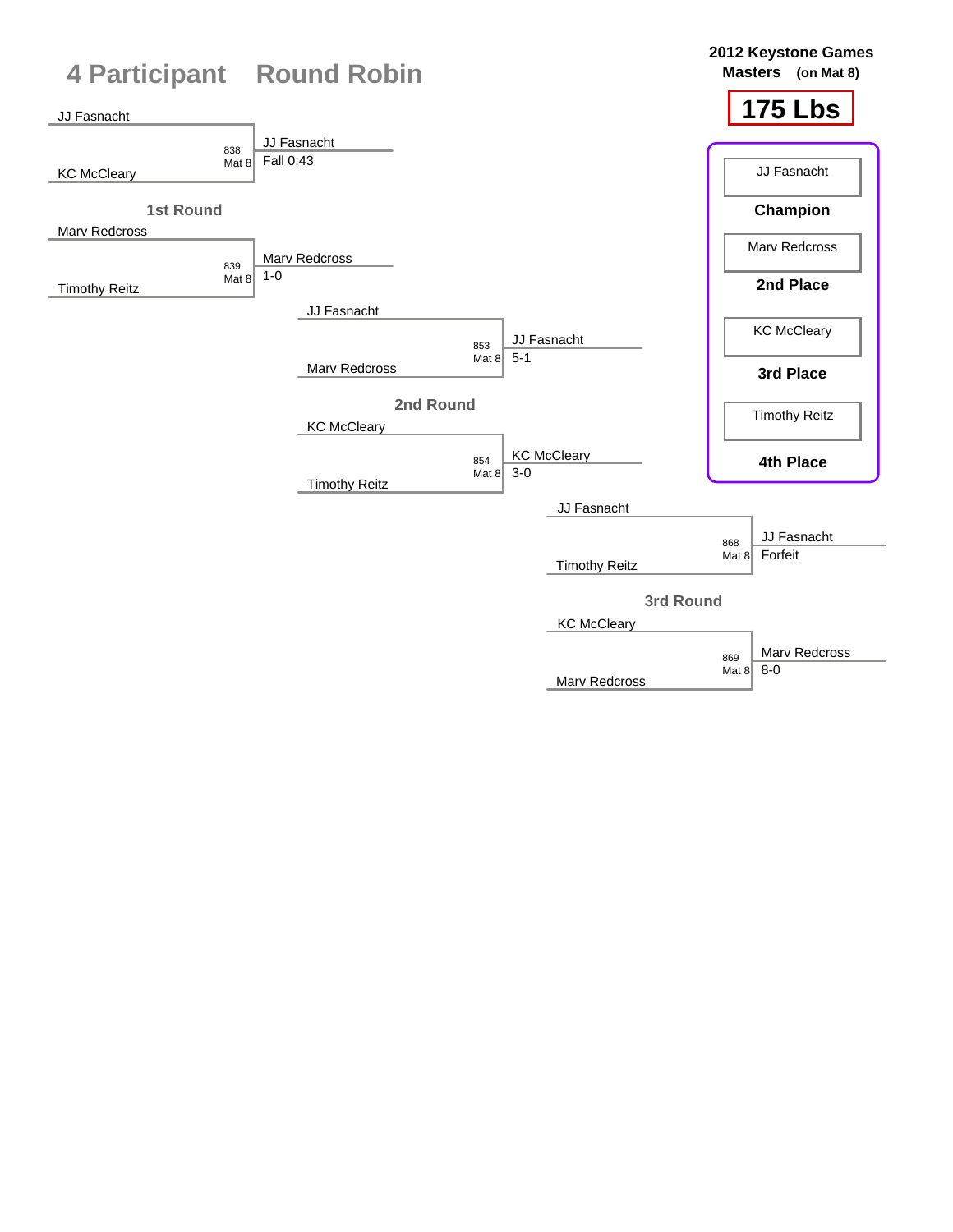# 4 Participant Round Robin

**2012 Keystone Games**
**Masters** (on Mat 8)

## 175 Lbs

### 1st Round

| Match | Mat | Wrestler 1 | Wrestler 2 | Winner | Result |
|---|---|---|---|---|---|
| 838 | Mat 8 | JJ Fasnacht | KC McCleary | JJ Fasnacht | Fall 0:43 |
| 839 | Mat 8 | Marv Redcross | Timothy Reitz | Marv Redcross | 1-0 |

### 2nd Round

| Match | Mat | Wrestler 1 | Wrestler 2 | Winner | Result |
|---|---|---|---|---|---|
| 853 | Mat 8 | JJ Fasnacht | Marv Redcross | JJ Fasnacht | 5-1 |
| 854 | Mat 8 | KC McCleary | Timothy Reitz | KC McCleary | 3-0 |

### 3rd Round

| Match | Mat | Wrestler 1 | Wrestler 2 | Winner | Result |
|---|---|---|---|---|---|
| 868 | Mat 8 | JJ Fasnacht | Timothy Reitz | JJ Fasnacht | Forfeit |
| 869 | Mat 8 | KC McCleary | Marv Redcross | Marv Redcross | 8-0 |

### Final Placings

| Wrestler | Place |
|---|---|
| JJ Fasnacht | Champion |
| Marv Redcross | 2nd Place |
| KC McCleary | 3rd Place |
| Timothy Reitz | 4th Place |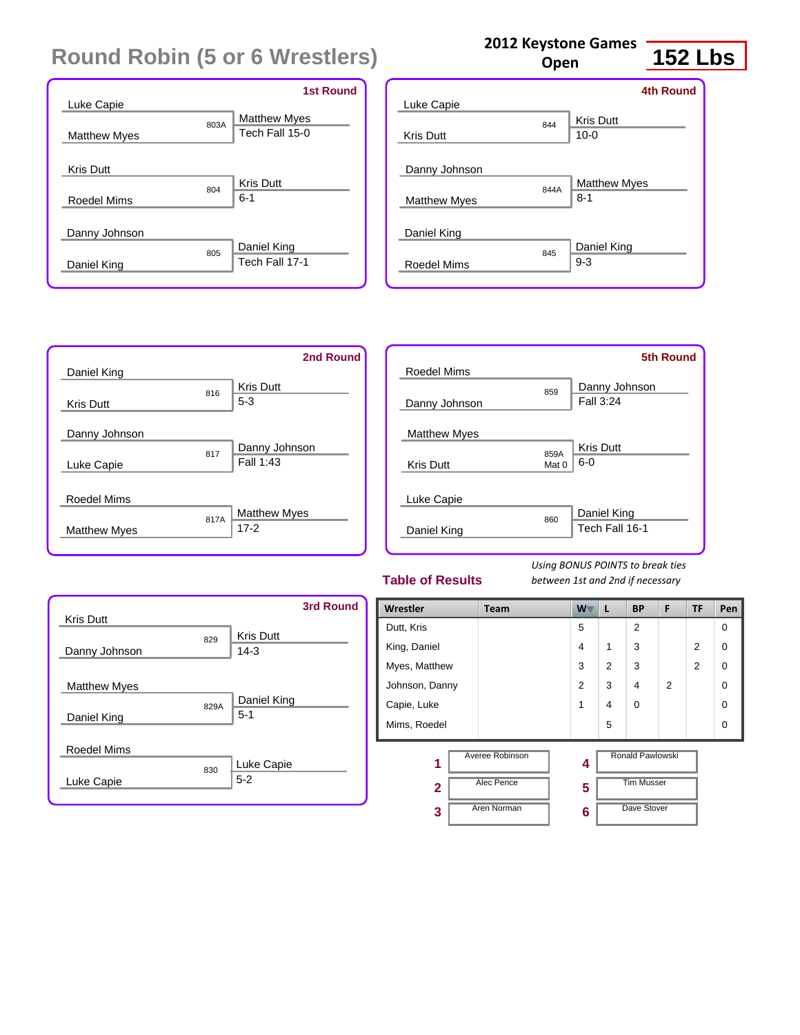# Round Robin (5 or 6 Wrestlers)

**2012 Keystone Games Open**

**152 Lbs**

### 1st Round

| Wrestler 1 | Wrestler 2 | Bout | Winner | Result |
|---|---|---|---|---|
| Luke Capie | Matthew Myes | 803A | Matthew Myes | Tech Fall 15-0 |
| Kris Dutt | Roedel Mims | 804 | Kris Dutt | 6-1 |
| Danny Johnson | Daniel King | 805 | Daniel King | Tech Fall 17-1 |

### 2nd Round

| Wrestler 1 | Wrestler 2 | Bout | Winner | Result |
|---|---|---|---|---|
| Daniel King | Kris Dutt | 816 | Kris Dutt | 5-3 |
| Danny Johnson | Luke Capie | 817 | Danny Johnson | Fall 1:43 |
| Roedel Mims | Matthew Myes | 817A | Matthew Myes | 17-2 |

### 3rd Round

| Wrestler 1 | Wrestler 2 | Bout | Winner | Result |
|---|---|---|---|---|
| Kris Dutt | Danny Johnson | 829 | Kris Dutt | 14-3 |
| Matthew Myes | Daniel King | 829A | Daniel King | 5-1 |
| Roedel Mims | Luke Capie | 830 | Luke Capie | 5-2 |

### 4th Round

| Wrestler 1 | Wrestler 2 | Bout | Winner | Result |
|---|---|---|---|---|
| Luke Capie | Kris Dutt | 844 | Kris Dutt | 10-0 |
| Danny Johnson | Matthew Myes | 844A | Matthew Myes | 8-1 |
| Daniel King | Roedel Mims | 845 | Daniel King | 9-3 |

### 5th Round

| Wrestler 1 | Wrestler 2 | Bout | Winner | Result |
|---|---|---|---|---|
| Roedel Mims | Danny Johnson | 859 | Danny Johnson | Fall 3:24 |
| Matthew Myes | Kris Dutt | 859A Mat 0 | Kris Dutt | 6-0 |
| Luke Capie | Daniel King | 860 | Daniel King | Tech Fall 16-1 |

## Table of Results

*Using BONUS POINTS to break ties between 1st and 2nd if necessary*

| Wrestler | Team | W | L | BP | F | TF | Pen |
|---|---|---|---|---|---|---|---|
| Dutt, Kris | | 5 | | 2 | | | 0 |
| King, Daniel | | 4 | 1 | 3 | | 2 | 0 |
| Myes, Matthew | | 3 | 2 | 3 | | 2 | 0 |
| Johnson, Danny | | 2 | 3 | 4 | 2 | | 0 |
| Capie, Luke | | 1 | 4 | 0 | | | 0 |
| Mims, Roedel | | | 5 | | | | 0 |

| Place | Name | Place | Name |
|---|---|---|---|
| 1 | Averee Robinson | 4 | Ronald Pawlowski |
| 2 | Alec Pence | 5 | Tim Musser |
| 3 | Aren Norman | 6 | Dave Stover |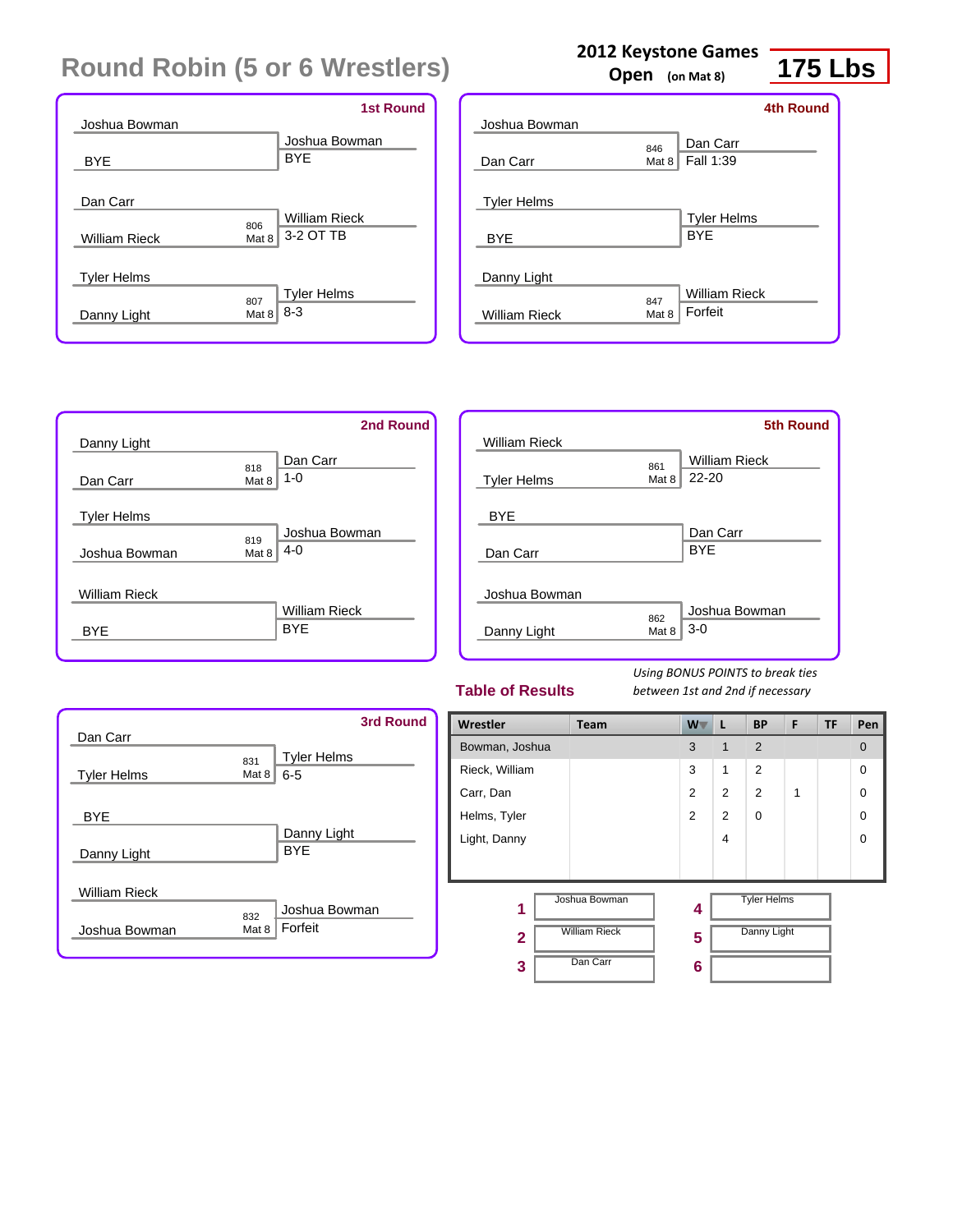# Round Robin (5 or 6 Wrestlers)

**2012 Keystone Games**
**Open** (on Mat 8)

**175 Lbs**

### 1st Round

| Wrestler 1 | Wrestler 2 | Bout | Winner | Result |
|---|---|---|---|---|
| Joshua Bowman | BYE | | Joshua Bowman | BYE |
| Dan Carr | William Rieck | 806 Mat 8 | William Rieck | 3-2 OT TB |
| Tyler Helms | Danny Light | 807 Mat 8 | Tyler Helms | 8-3 |

### 2nd Round

| Wrestler 1 | Wrestler 2 | Bout | Winner | Result |
|---|---|---|---|---|
| Danny Light | Dan Carr | 818 Mat 8 | Dan Carr | 1-0 |
| Tyler Helms | Joshua Bowman | 819 Mat 8 | Joshua Bowman | 4-0 |
| William Rieck | BYE | | William Rieck | BYE |

### 3rd Round

| Wrestler 1 | Wrestler 2 | Bout | Winner | Result |
|---|---|---|---|---|
| Dan Carr | Tyler Helms | 831 Mat 8 | Tyler Helms | 6-5 |
| BYE | Danny Light | | Danny Light | BYE |
| William Rieck | Joshua Bowman | 832 Mat 8 | Joshua Bowman | Forfeit |

### 4th Round

| Wrestler 1 | Wrestler 2 | Bout | Winner | Result |
|---|---|---|---|---|
| Joshua Bowman | Dan Carr | 846 Mat 8 | Dan Carr | Fall 1:39 |
| Tyler Helms | BYE | | Tyler Helms | BYE |
| Danny Light | William Rieck | 847 Mat 8 | William Rieck | Forfeit |

### 5th Round

| Wrestler 1 | Wrestler 2 | Bout | Winner | Result |
|---|---|---|---|---|
| William Rieck | Tyler Helms | 861 Mat 8 | William Rieck | 22-20 |
| BYE | Dan Carr | | Dan Carr | BYE |
| Joshua Bowman | Danny Light | 862 Mat 8 | Joshua Bowman | 3-0 |

### Table of Results

*Using BONUS POINTS to break ties between 1st and 2nd if necessary*

| Wrestler | Team | W | L | BP | F | TF | Pen |
|---|---|---|---|---|---|---|---|
| Bowman, Joshua | | 3 | 1 | 2 | | | 0 |
| Rieck, William | | 3 | 1 | 2 | | | 0 |
| Carr, Dan | | 2 | 2 | 2 | 1 | | 0 |
| Helms, Tyler | | 2 | 2 | 0 | | | 0 |
| Light, Danny | | | 4 | | | | 0 |

| Place | Wrestler | Place | Wrestler |
|---|---|---|---|
| 1 | Joshua Bowman | 4 | Tyler Helms |
| 2 | William Rieck | 5 | Danny Light |
| 3 | Dan Carr | 6 | |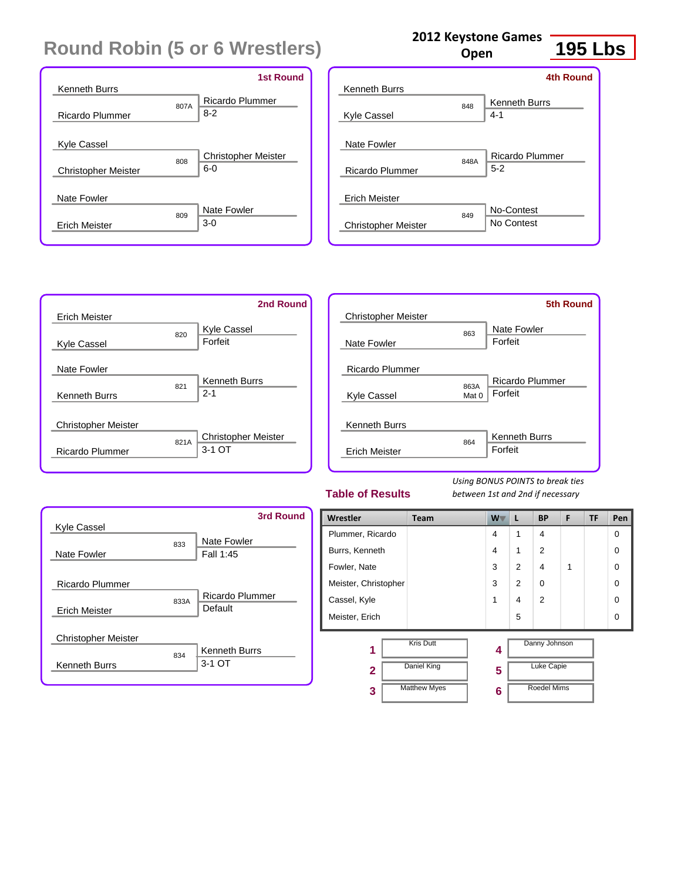# Round Robin (5 or 6 Wrestlers)

**2012 Keystone Games Open**

**195 Lbs**

### 1st Round

| Wrestler 1 | Wrestler 2 | Bout | Winner | Result |
|---|---|---|---|---|
| Kenneth Burrs | Ricardo Plummer | 807A | Ricardo Plummer | 8-2 |
| Kyle Cassel | Christopher Meister | 808 | Christopher Meister | 6-0 |
| Nate Fowler | Erich Meister | 809 | Nate Fowler | 3-0 |

### 2nd Round

| Wrestler 1 | Wrestler 2 | Bout | Winner | Result |
|---|---|---|---|---|
| Erich Meister | Kyle Cassel | 820 | Kyle Cassel | Forfeit |
| Nate Fowler | Kenneth Burrs | 821 | Kenneth Burrs | 2-1 |
| Christopher Meister | Ricardo Plummer | 821A | Christopher Meister | 3-1 OT |

### 3rd Round

| Wrestler 1 | Wrestler 2 | Bout | Winner | Result |
|---|---|---|---|---|
| Kyle Cassel | Nate Fowler | 833 | Nate Fowler | Fall 1:45 |
| Ricardo Plummer | Erich Meister | 833A | Ricardo Plummer | Default |
| Christopher Meister | Kenneth Burrs | 834 | Kenneth Burrs | 3-1 OT |

### 4th Round

| Wrestler 1 | Wrestler 2 | Bout | Winner | Result |
|---|---|---|---|---|
| Kenneth Burrs | Kyle Cassel | 848 | Kenneth Burrs | 4-1 |
| Nate Fowler | Ricardo Plummer | 848A | Ricardo Plummer | 5-2 |
| Erich Meister | Christopher Meister | 849 | No-Contest | No Contest |

### 5th Round

| Wrestler 1 | Wrestler 2 | Bout | Winner | Result |
|---|---|---|---|---|
| Christopher Meister | Nate Fowler | 863 | Nate Fowler | Forfeit |
| Ricardo Plummer | Kyle Cassel | 863A Mat 0 | Ricardo Plummer | Forfeit |
| Kenneth Burrs | Erich Meister | 864 | Kenneth Burrs | Forfeit |

## Table of Results

*Using BONUS POINTS to break ties between 1st and 2nd if necessary*

| Wrestler | Team | W | L | BP | F | TF | Pen |
|---|---|---|---|---|---|---|---|
| Plummer, Ricardo | | 4 | 1 | 4 | | | 0 |
| Burrs, Kenneth | | 4 | 1 | 2 | | | 0 |
| Fowler, Nate | | 3 | 2 | 4 | 1 | | 0 |
| Meister, Christopher | | 3 | 2 | 0 | | | 0 |
| Cassel, Kyle | | 1 | 4 | 2 | | | 0 |
| Meister, Erich | | | 5 | | | | 0 |

| Place | Name | Place | Name |
|---|---|---|---|
| 1 | Kris Dutt | 4 | Danny Johnson |
| 2 | Daniel King | 5 | Luke Capie |
| 3 | Matthew Myes | 6 | Roedel Mims |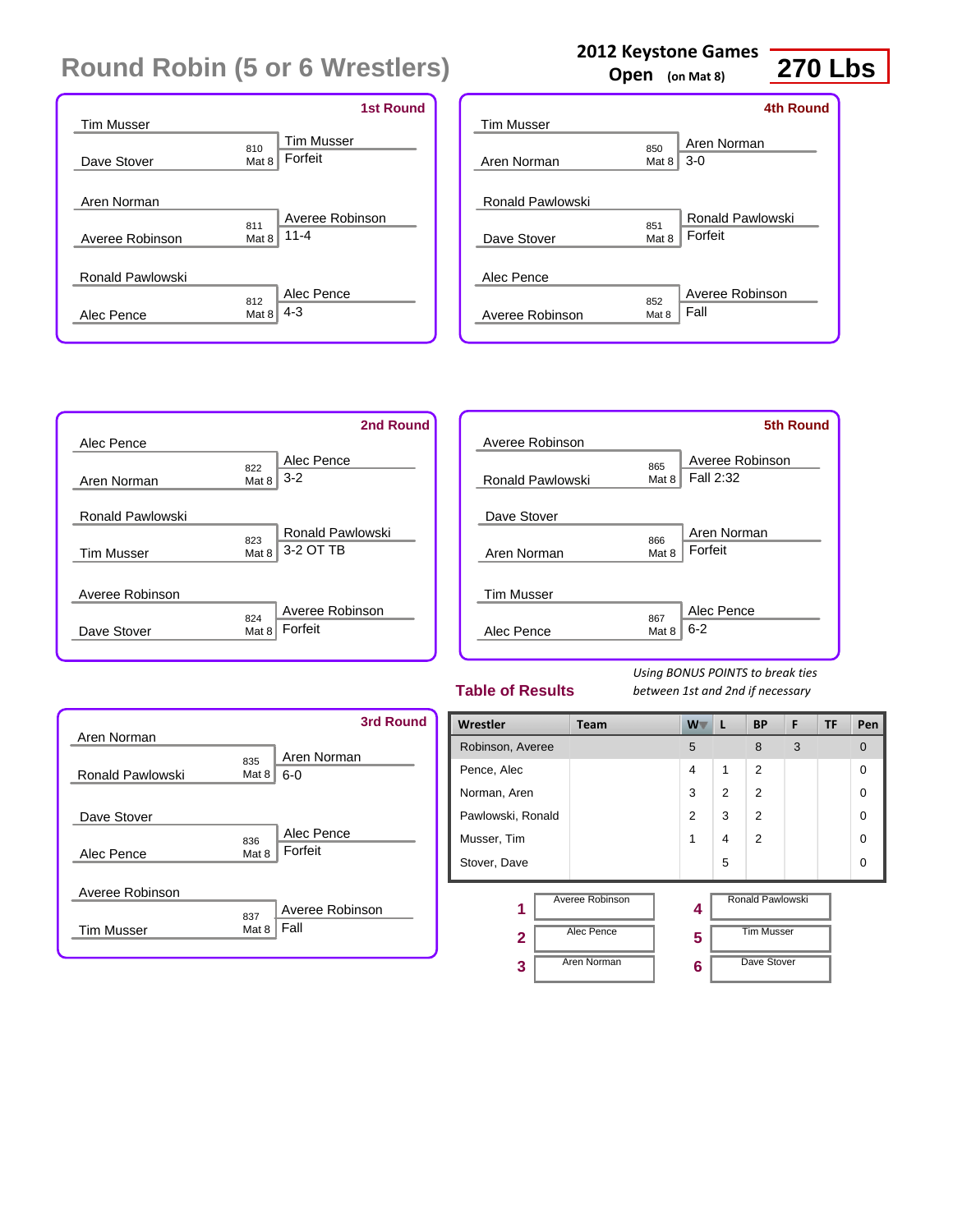# Round Robin (5 or 6 Wrestlers)

**2012 Keystone Games**
**Open** (on Mat 8)

**270 Lbs**

### 1st Round

| Wrestler 1 | Wrestler 2 | Bout | Winner | Result |
|---|---|---|---|---|
| Tim Musser | Dave Stover | 810 Mat 8 | Tim Musser | Forfeit |
| Aren Norman | Averee Robinson | 811 Mat 8 | Averee Robinson | 11-4 |
| Ronald Pawlowski | Alec Pence | 812 Mat 8 | Alec Pence | 4-3 |

### 2nd Round

| Wrestler 1 | Wrestler 2 | Bout | Winner | Result |
|---|---|---|---|---|
| Alec Pence | Aren Norman | 822 Mat 8 | Alec Pence | 3-2 |
| Ronald Pawlowski | Tim Musser | 823 Mat 8 | Ronald Pawlowski | 3-2 OT TB |
| Averee Robinson | Dave Stover | 824 Mat 8 | Averee Robinson | Forfeit |

### 3rd Round

| Wrestler 1 | Wrestler 2 | Bout | Winner | Result |
|---|---|---|---|---|
| Aren Norman | Ronald Pawlowski | 835 Mat 8 | Aren Norman | 6-0 |
| Dave Stover | Alec Pence | 836 Mat 8 | Alec Pence | Forfeit |
| Averee Robinson | Tim Musser | 837 Mat 8 | Averee Robinson | Fall |

### 4th Round

| Wrestler 1 | Wrestler 2 | Bout | Winner | Result |
|---|---|---|---|---|
| Tim Musser | Aren Norman | 850 Mat 8 | Aren Norman | 3-0 |
| Ronald Pawlowski | Dave Stover | 851 Mat 8 | Ronald Pawlowski | Forfeit |
| Alec Pence | Averee Robinson | 852 Mat 8 | Averee Robinson | Fall |

### 5th Round

| Wrestler 1 | Wrestler 2 | Bout | Winner | Result |
|---|---|---|---|---|
| Averee Robinson | Ronald Pawlowski | 865 Mat 8 | Averee Robinson | Fall 2:32 |
| Dave Stover | Aren Norman | 866 Mat 8 | Aren Norman | Forfeit |
| Tim Musser | Alec Pence | 867 Mat 8 | Alec Pence | 6-2 |

### Table of Results

*Using BONUS POINTS to break ties between 1st and 2nd if necessary*

| Wrestler | Team | W | L | BP | F | TF | Pen |
|---|---|---|---|---|---|---|---|
| Robinson, Averee | | 5 | | 8 | 3 | | 0 |
| Pence, Alec | | 4 | 1 | 2 | | | 0 |
| Norman, Aren | | 3 | 2 | 2 | | | 0 |
| Pawlowski, Ronald | | 2 | 3 | 2 | | | 0 |
| Musser, Tim | | 1 | 4 | 2 | | | 0 |
| Stover, Dave | | | 5 | | | | 0 |

| Place | Wrestler | Place | Wrestler |
|---|---|---|---|
| 1 | Averee Robinson | 4 | Ronald Pawlowski |
| 2 | Alec Pence | 5 | Tim Musser |
| 3 | Aren Norman | 6 | Dave Stover |